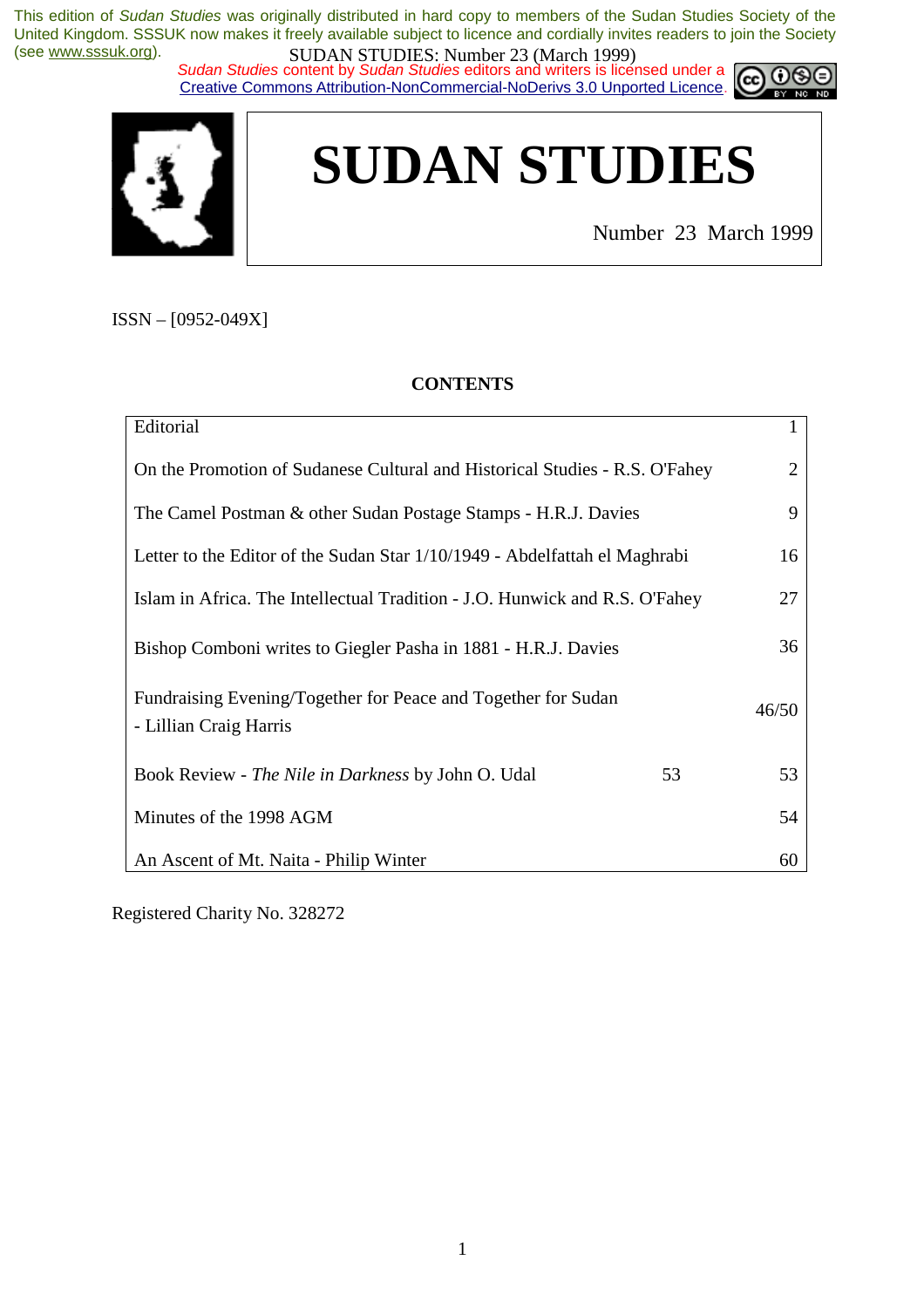This edition of *Sudan Studies* was originally distributed in hard copy to members of the Sudan Studies Society of the United Kingdom. SSSUK now makes it freely available subject to licence and cordially invites readers to join the Society (see www.sssuk.org).

*Sudan Studies* content by *Sudan Studies* editors and writers is licensed under a Creative Commons Attribution-NonCommercial-NoDerivs 3.0 Unported Licence.

# SUDAN STUDIES

Number 23 March 1999

ISSN – [0952-049X]

## CONTENTS

| | |
|---|---|
| Editorial | 1 |
| On the Promotion of Sudanese Cultural and Historical Studies - R.S. O'Fahey | 2 |
| The Camel Postman & other Sudan Postage Stamps - H.R.J. Davies | 9 |
| Letter to the Editor of the Sudan Star 1/10/1949 - Abdelfattah el Maghrabi | 16 |
| Islam in Africa. The Intellectual Tradition - J.O. Hunwick and R.S. O'Fahey | 27 |
| Bishop Comboni writes to Giegler Pasha in 1881 - H.R.J. Davies | 36 |
| Fundraising Evening/Together for Peace and Together for Sudan - Lillian Craig Harris | 46/50 |
| Book Review - *The Nile in Darkness* by John O. Udal 53 | 53 |
| Minutes of the 1998 AGM | 54 |
| An Ascent of Mt. Naita - Philip Winter | 60 |

Registered Charity No. 328272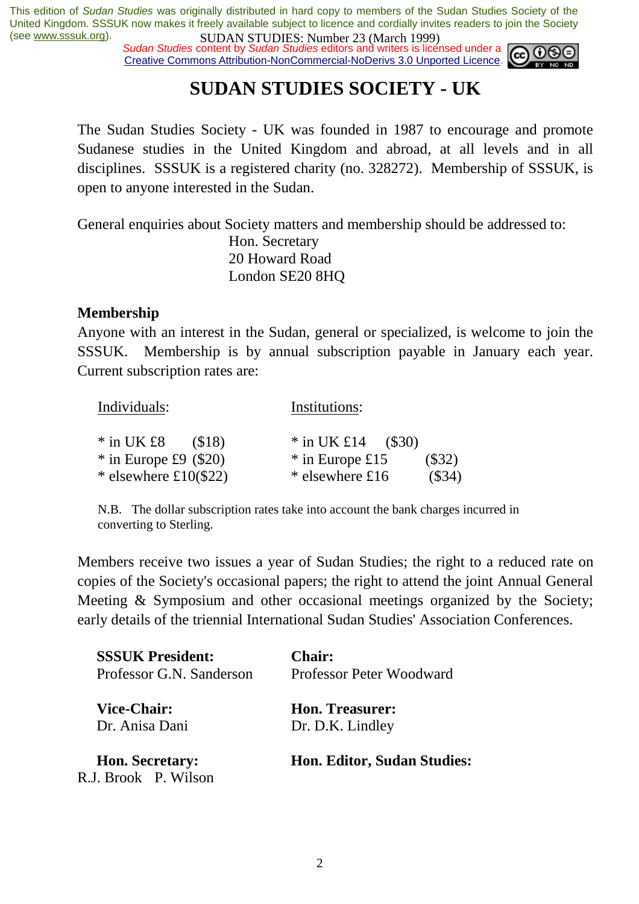# SUDAN STUDIES SOCIETY - UK

The Sudan Studies Society - UK was founded in 1987 to encourage and promote Sudanese studies in the United Kingdom and abroad, at all levels and in all disciplines. SSSUK is a registered charity (no. 328272). Membership of SSSUK, is open to anyone interested in the Sudan.

General enquiries about Society matters and membership should be addressed to:

Hon. Secretary
20 Howard Road
London SE20 8HQ

**Membership**

Anyone with an interest in the Sudan, general or specialized, is welcome to join the SSSUK. Membership is by annual subscription payable in January each year. Current subscription rates are:

| Individuals: | Institutions: |
|---|---|
| * in UK £8 ($18) | * in UK £14 ($30) |
| * in Europe £9 ($20) | * in Europe £15 ($32) |
| * elsewhere £10($22) | * elsewhere £16 ($34) |

N.B. The dollar subscription rates take into account the bank charges incurred in converting to Sterling.

Members receive two issues a year of Sudan Studies; the right to a reduced rate on copies of the Society's occasional papers; the right to attend the joint Annual General Meeting & Symposium and other occasional meetings organized by the Society; early details of the triennial International Sudan Studies' Association Conferences.

**SSSUK President:**
Professor G.N. Sanderson

**Chair:**
Professor Peter Woodward

**Vice-Chair:**
Dr. Anisa Dani

**Hon. Treasurer:**
Dr. D.K. Lindley

**Hon. Secretary:**
R.J. Brook P. Wilson

**Hon. Editor, Sudan Studies:**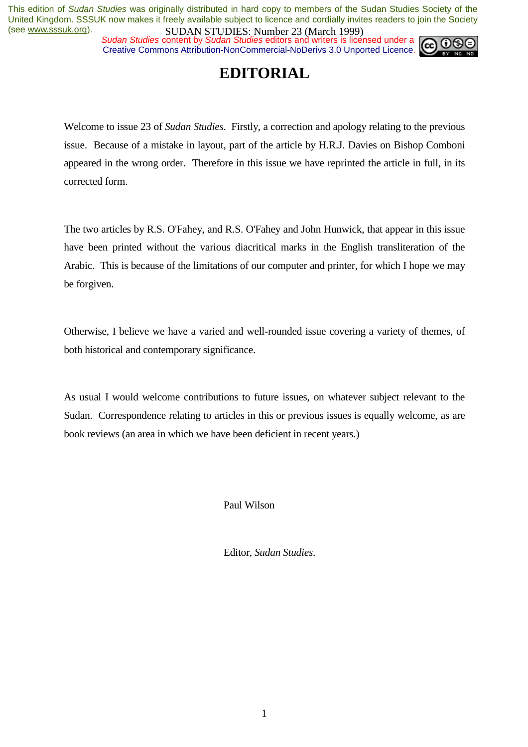# EDITORIAL

Welcome to issue 23 of *Sudan Studies*. Firstly, a correction and apology relating to the previous issue. Because of a mistake in layout, part of the article by H.R.J. Davies on Bishop Comboni appeared in the wrong order. Therefore in this issue we have reprinted the article in full, in its corrected form.

The two articles by R.S. O'Fahey, and R.S. O'Fahey and John Hunwick, that appear in this issue have been printed without the various diacritical marks in the English transliteration of the Arabic. This is because of the limitations of our computer and printer, for which I hope we may be forgiven.

Otherwise, I believe we have a varied and well-rounded issue covering a variety of themes, of both historical and contemporary significance.

As usual I would welcome contributions to future issues, on whatever subject relevant to the Sudan. Correspondence relating to articles in this or previous issues is equally welcome, as are book reviews (an area in which we have been deficient in recent years.)

Paul Wilson

Editor, *Sudan Studies*.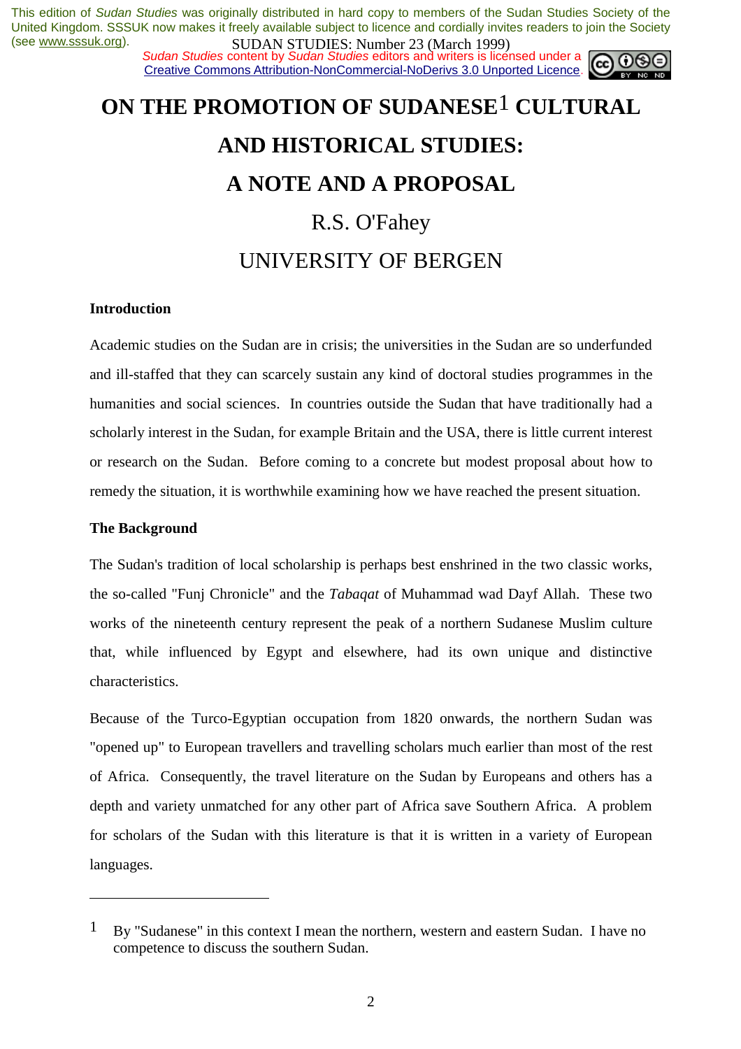This edition of *Sudan Studies* was originally distributed in hard copy to members of the Sudan Studies Society of the United Kingdom. SSSUK now makes it freely available subject to licence and cordially invites readers to join the Society (see www.sssuk.org).

SUDAN STUDIES: Number 23 (March 1999)

*Sudan Studies* content by *Sudan Studies* editors and writers is licensed under a Creative Commons Attribution-NonCommercial-NoDerivs 3.0 Unported Licence.

# ON THE PROMOTION OF SUDANESE[1] CULTURAL AND HISTORICAL STUDIES: A NOTE AND A PROPOSAL

R.S. O'Fahey

UNIVERSITY OF BERGEN

**Introduction**

Academic studies on the Sudan are in crisis; the universities in the Sudan are so underfunded and ill-staffed that they can scarcely sustain any kind of doctoral studies programmes in the humanities and social sciences. In countries outside the Sudan that have traditionally had a scholarly interest in the Sudan, for example Britain and the USA, there is little current interest or research on the Sudan. Before coming to a concrete but modest proposal about how to remedy the situation, it is worthwhile examining how we have reached the present situation.

**The Background**

The Sudan's tradition of local scholarship is perhaps best enshrined in the two classic works, the so-called "Funj Chronicle" and the *Tabaqat* of Muhammad wad Dayf Allah. These two works of the nineteenth century represent the peak of a northern Sudanese Muslim culture that, while influenced by Egypt and elsewhere, had its own unique and distinctive characteristics.

Because of the Turco-Egyptian occupation from 1820 onwards, the northern Sudan was "opened up" to European travellers and travelling scholars much earlier than most of the rest of Africa. Consequently, the travel literature on the Sudan by Europeans and others has a depth and variety unmatched for any other part of Africa save Southern Africa. A problem for scholars of the Sudan with this literature is that it is written in a variety of European languages.

---

[1] By "Sudanese" in this context I mean the northern, western and eastern Sudan. I have no competence to discuss the southern Sudan.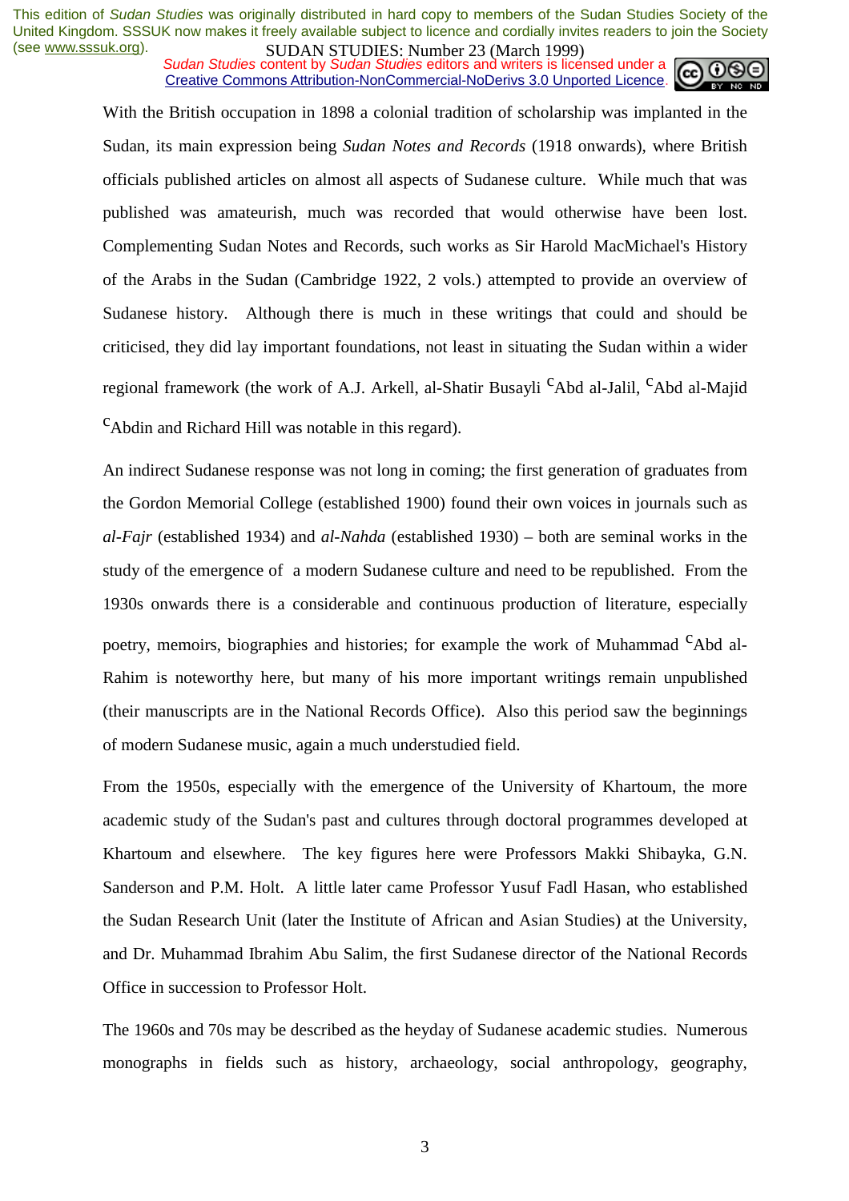With the British occupation in 1898 a colonial tradition of scholarship was implanted in the Sudan, its main expression being *Sudan Notes and Records* (1918 onwards), where British officials published articles on almost all aspects of Sudanese culture. While much that was published was amateurish, much was recorded that would otherwise have been lost. Complementing Sudan Notes and Records, such works as Sir Harold MacMichael's History of the Arabs in the Sudan (Cambridge 1922, 2 vols.) attempted to provide an overview of Sudanese history. Although there is much in these writings that could and should be criticised, they did lay important foundations, not least in situating the Sudan within a wider regional framework (the work of A.J. Arkell, al-Shatir Busayli ᶜAbd al-Jalil, ᶜAbd al-Majid ᶜAbdin and Richard Hill was notable in this regard).

An indirect Sudanese response was not long in coming; the first generation of graduates from the Gordon Memorial College (established 1900) found their own voices in journals such as *al-Fajr* (established 1934) and *al-Nahda* (established 1930) – both are seminal works in the study of the emergence of a modern Sudanese culture and need to be republished. From the 1930s onwards there is a considerable and continuous production of literature, especially poetry, memoirs, biographies and histories; for example the work of Muhammad ᶜAbd al-Rahim is noteworthy here, but many of his more important writings remain unpublished (their manuscripts are in the National Records Office). Also this period saw the beginnings of modern Sudanese music, again a much understudied field.

From the 1950s, especially with the emergence of the University of Khartoum, the more academic study of the Sudan's past and cultures through doctoral programmes developed at Khartoum and elsewhere. The key figures here were Professors Makki Shibayka, G.N. Sanderson and P.M. Holt. A little later came Professor Yusuf Fadl Hasan, who established the Sudan Research Unit (later the Institute of African and Asian Studies) at the University, and Dr. Muhammad Ibrahim Abu Salim, the first Sudanese director of the National Records Office in succession to Professor Holt.

The 1960s and 70s may be described as the heyday of Sudanese academic studies. Numerous monographs in fields such as history, archaeology, social anthropology, geography,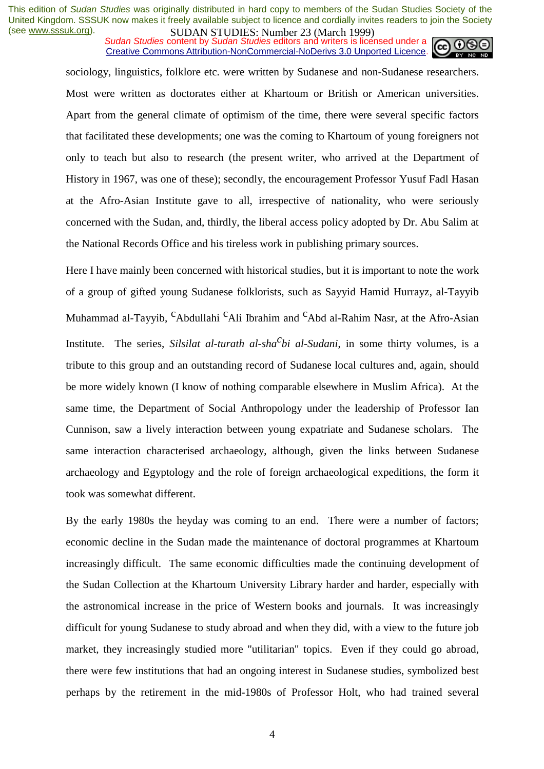sociology, linguistics, folklore etc. were written by Sudanese and non-Sudanese researchers. Most were written as doctorates either at Khartoum or British or American universities. Apart from the general climate of optimism of the time, there were several specific factors that facilitated these developments; one was the coming to Khartoum of young foreigners not only to teach but also to research (the present writer, who arrived at the Department of History in 1967, was one of these); secondly, the encouragement Professor Yusuf Fadl Hasan at the Afro-Asian Institute gave to all, irrespective of nationality, who were seriously concerned with the Sudan, and, thirdly, the liberal access policy adopted by Dr. Abu Salim at the National Records Office and his tireless work in publishing primary sources.

Here I have mainly been concerned with historical studies, but it is important to note the work of a group of gifted young Sudanese folklorists, such as Sayyid Hamid Hurrayz, al-Tayyib Muhammad al-Tayyib, $^{c}$Abdullahi $^{c}$Ali Ibrahim and $^{c}$Abd al-Rahim Nasr, at the Afro-Asian Institute. The series, *Silsilat al-turath al-sha$^{c}$bi al-Sudani*, in some thirty volumes, is a tribute to this group and an outstanding record of Sudanese local cultures and, again, should be more widely known (I know of nothing comparable elsewhere in Muslim Africa). At the same time, the Department of Social Anthropology under the leadership of Professor Ian Cunnison, saw a lively interaction between young expatriate and Sudanese scholars. The same interaction characterised archaeology, although, given the links between Sudanese archaeology and Egyptology and the role of foreign archaeological expeditions, the form it took was somewhat different.

By the early 1980s the heyday was coming to an end. There were a number of factors; economic decline in the Sudan made the maintenance of doctoral programmes at Khartoum increasingly difficult. The same economic difficulties made the continuing development of the Sudan Collection at the Khartoum University Library harder and harder, especially with the astronomical increase in the price of Western books and journals. It was increasingly difficult for young Sudanese to study abroad and when they did, with a view to the future job market, they increasingly studied more "utilitarian" topics. Even if they could go abroad, there were few institutions that had an ongoing interest in Sudanese studies, symbolized best perhaps by the retirement in the mid-1980s of Professor Holt, who had trained several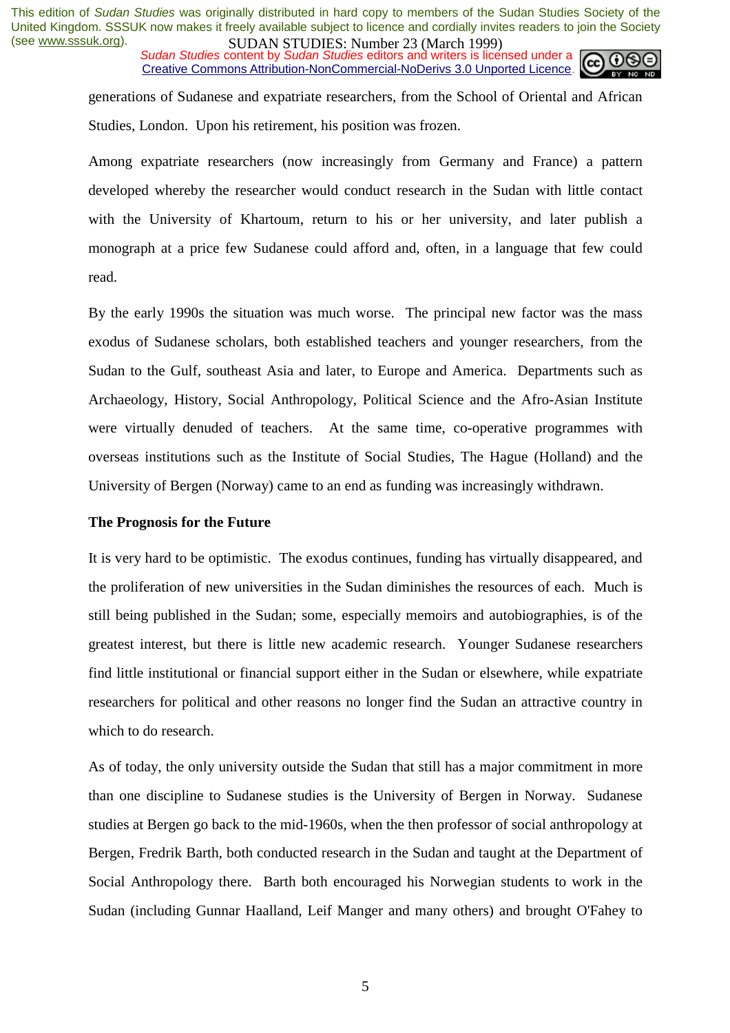generations of Sudanese and expatriate researchers, from the School of Oriental and African Studies, London. Upon his retirement, his position was frozen.

Among expatriate researchers (now increasingly from Germany and France) a pattern developed whereby the researcher would conduct research in the Sudan with little contact with the University of Khartoum, return to his or her university, and later publish a monograph at a price few Sudanese could afford and, often, in a language that few could read.

By the early 1990s the situation was much worse. The principal new factor was the mass exodus of Sudanese scholars, both established teachers and younger researchers, from the Sudan to the Gulf, southeast Asia and later, to Europe and America. Departments such as Archaeology, History, Social Anthropology, Political Science and the Afro-Asian Institute were virtually denuded of teachers. At the same time, co-operative programmes with overseas institutions such as the Institute of Social Studies, The Hague (Holland) and the University of Bergen (Norway) came to an end as funding was increasingly withdrawn.

**The Prognosis for the Future**

It is very hard to be optimistic. The exodus continues, funding has virtually disappeared, and the proliferation of new universities in the Sudan diminishes the resources of each. Much is still being published in the Sudan; some, especially memoirs and autobiographies, is of the greatest interest, but there is little new academic research. Younger Sudanese researchers find little institutional or financial support either in the Sudan or elsewhere, while expatriate researchers for political and other reasons no longer find the Sudan an attractive country in which to do research.

As of today, the only university outside the Sudan that still has a major commitment in more than one discipline to Sudanese studies is the University of Bergen in Norway. Sudanese studies at Bergen go back to the mid-1960s, when the then professor of social anthropology at Bergen, Fredrik Barth, both conducted research in the Sudan and taught at the Department of Social Anthropology there. Barth both encouraged his Norwegian students to work in the Sudan (including Gunnar Haalland, Leif Manger and many others) and brought O'Fahey to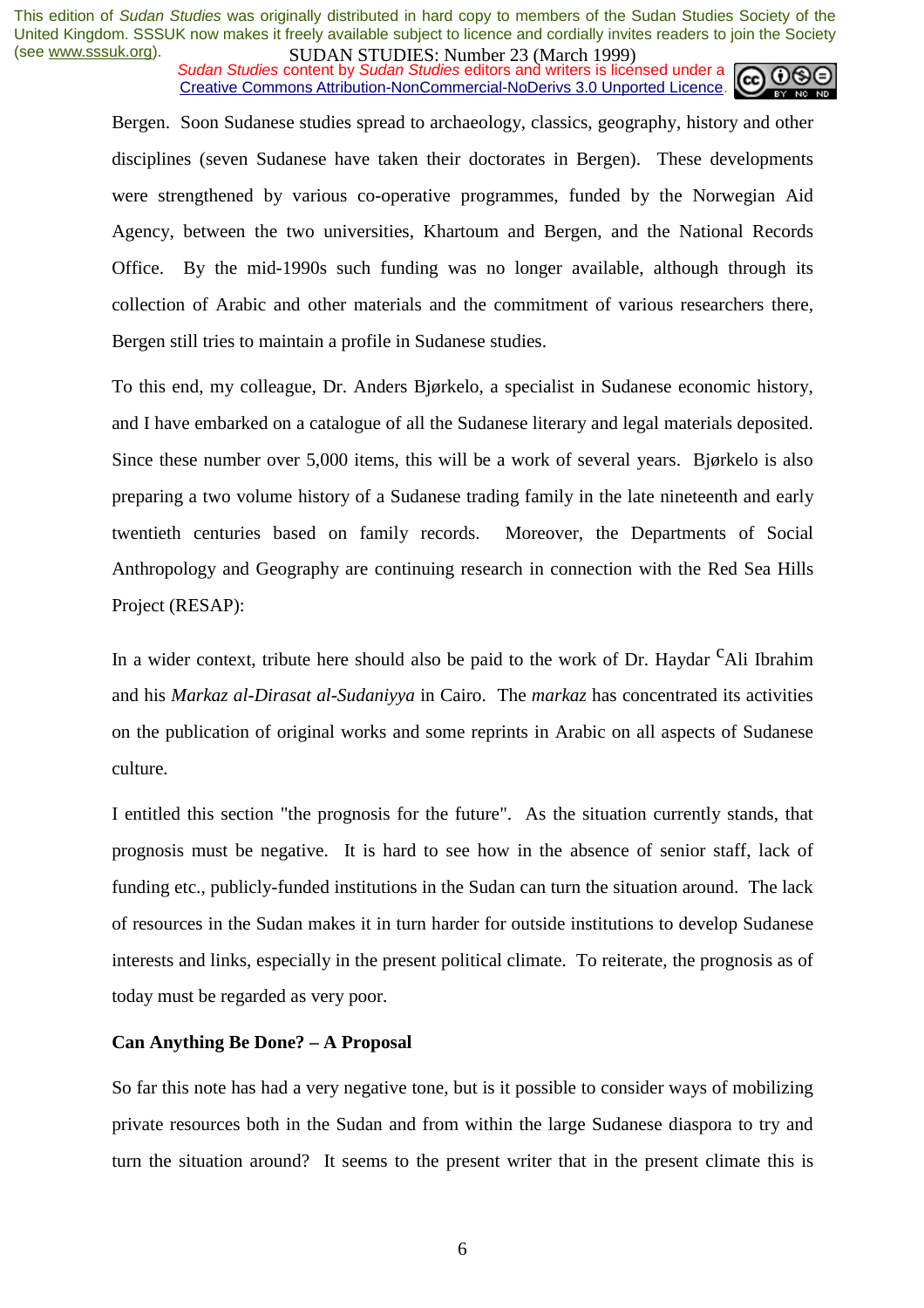Bergen. Soon Sudanese studies spread to archaeology, classics, geography, history and other disciplines (seven Sudanese have taken their doctorates in Bergen). These developments were strengthened by various co-operative programmes, funded by the Norwegian Aid Agency, between the two universities, Khartoum and Bergen, and the National Records Office. By the mid-1990s such funding was no longer available, although through its collection of Arabic and other materials and the commitment of various researchers there, Bergen still tries to maintain a profile in Sudanese studies.

To this end, my colleague, Dr. Anders Bjørkelo, a specialist in Sudanese economic history, and I have embarked on a catalogue of all the Sudanese literary and legal materials deposited. Since these number over 5,000 items, this will be a work of several years. Bjørkelo is also preparing a two volume history of a Sudanese trading family in the late nineteenth and early twentieth centuries based on family records. Moreover, the Departments of Social Anthropology and Geography are continuing research in connection with the Red Sea Hills Project (RESAP):

In a wider context, tribute here should also be paid to the work of Dr. Haydar ᶜAli Ibrahim and his *Markaz al-Dirasat al-Sudaniyya* in Cairo. The *markaz* has concentrated its activities on the publication of original works and some reprints in Arabic on all aspects of Sudanese culture.

I entitled this section "the prognosis for the future". As the situation currently stands, that prognosis must be negative. It is hard to see how in the absence of senior staff, lack of funding etc., publicly-funded institutions in the Sudan can turn the situation around. The lack of resources in the Sudan makes it in turn harder for outside institutions to develop Sudanese interests and links, especially in the present political climate. To reiterate, the prognosis as of today must be regarded as very poor.

**Can Anything Be Done? – A Proposal**

So far this note has had a very negative tone, but is it possible to consider ways of mobilizing private resources both in the Sudan and from within the large Sudanese diaspora to try and turn the situation around? It seems to the present writer that in the present climate this is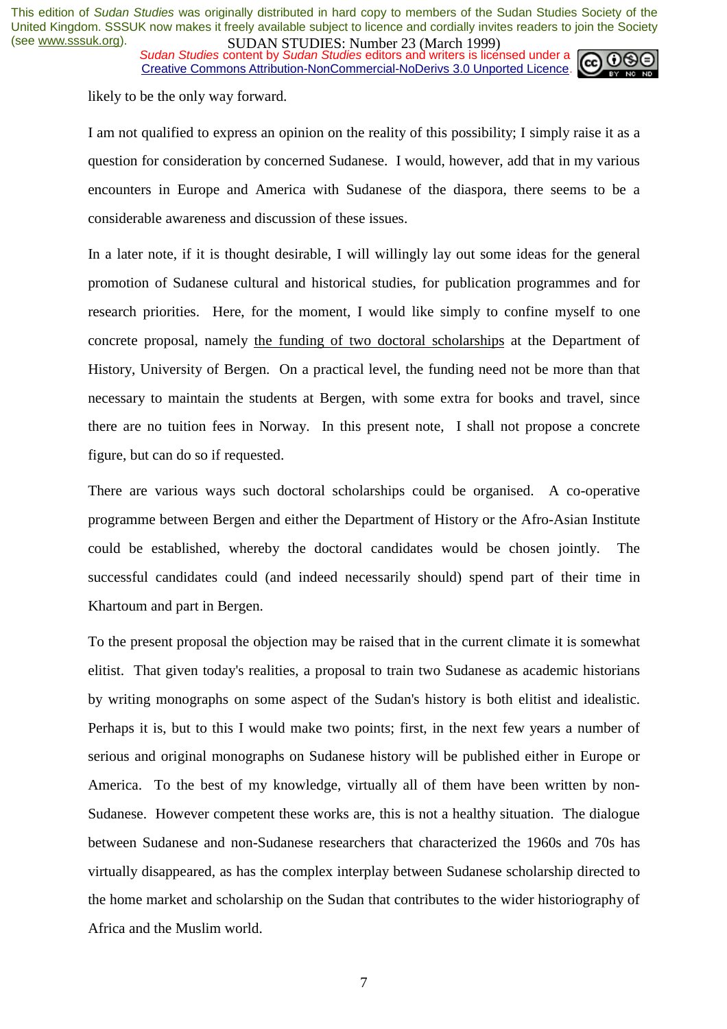likely to be the only way forward.

I am not qualified to express an opinion on the reality of this possibility; I simply raise it as a question for consideration by concerned Sudanese. I would, however, add that in my various encounters in Europe and America with Sudanese of the diaspora, there seems to be a considerable awareness and discussion of these issues.

In a later note, if it is thought desirable, I will willingly lay out some ideas for the general promotion of Sudanese cultural and historical studies, for publication programmes and for research priorities. Here, for the moment, I would like simply to confine myself to one concrete proposal, namely <u>the funding of two doctoral scholarships</u> at the Department of History, University of Bergen. On a practical level, the funding need not be more than that necessary to maintain the students at Bergen, with some extra for books and travel, since there are no tuition fees in Norway. In this present note, I shall not propose a concrete figure, but can do so if requested.

There are various ways such doctoral scholarships could be organised. A co-operative programme between Bergen and either the Department of History or the Afro-Asian Institute could be established, whereby the doctoral candidates would be chosen jointly. The successful candidates could (and indeed necessarily should) spend part of their time in Khartoum and part in Bergen.

To the present proposal the objection may be raised that in the current climate it is somewhat elitist. That given today's realities, a proposal to train two Sudanese as academic historians by writing monographs on some aspect of the Sudan's history is both elitist and idealistic. Perhaps it is, but to this I would make two points; first, in the next few years a number of serious and original monographs on Sudanese history will be published either in Europe or America. To the best of my knowledge, virtually all of them have been written by non-Sudanese. However competent these works are, this is not a healthy situation. The dialogue between Sudanese and non-Sudanese researchers that characterized the 1960s and 70s has virtually disappeared, as has the complex interplay between Sudanese scholarship directed to the home market and scholarship on the Sudan that contributes to the wider historiography of Africa and the Muslim world.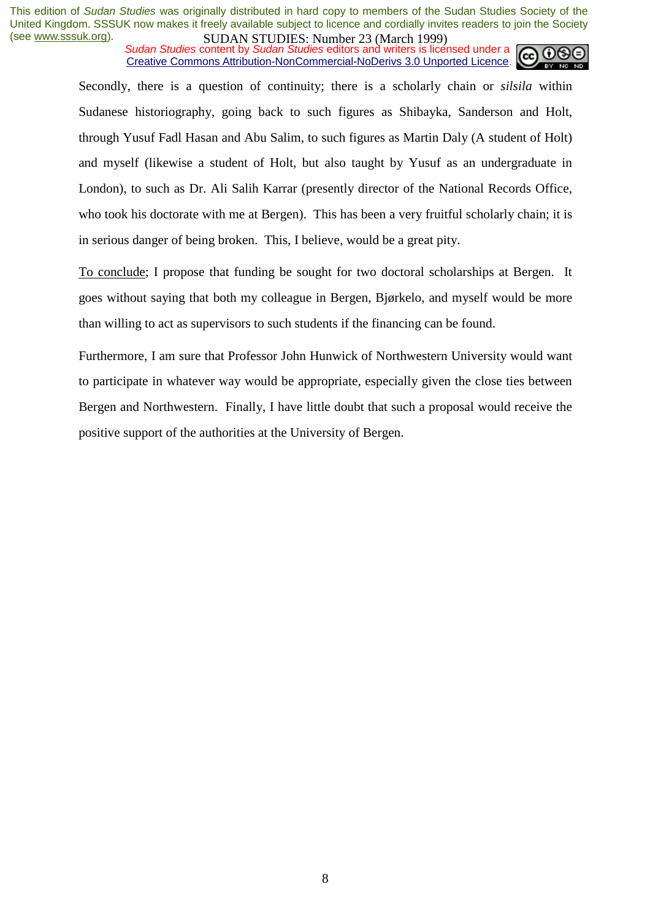Secondly, there is a question of continuity; there is a scholarly chain or *silsila* within Sudanese historiography, going back to such figures as Shibayka, Sanderson and Holt, through Yusuf Fadl Hasan and Abu Salim, to such figures as Martin Daly (A student of Holt) and myself (likewise a student of Holt, but also taught by Yusuf as an undergraduate in London), to such as Dr. Ali Salih Karrar (presently director of the National Records Office, who took his doctorate with me at Bergen). This has been a very fruitful scholarly chain; it is in serious danger of being broken. This, I believe, would be a great pity.

<u>To conclude</u>; I propose that funding be sought for two doctoral scholarships at Bergen. It goes without saying that both my colleague in Bergen, Bjørkelo, and myself would be more than willing to act as supervisors to such students if the financing can be found.

Furthermore, I am sure that Professor John Hunwick of Northwestern University would want to participate in whatever way would be appropriate, especially given the close ties between Bergen and Northwestern. Finally, I have little doubt that such a proposal would receive the positive support of the authorities at the University of Bergen.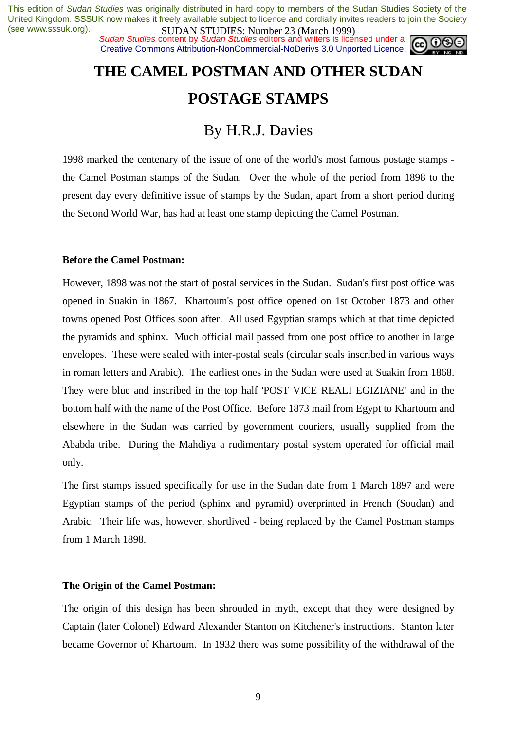# THE CAMEL POSTMAN AND OTHER SUDAN POSTAGE STAMPS

## By H.R.J. Davies

1998 marked the centenary of the issue of one of the world's most famous postage stamps - the Camel Postman stamps of the Sudan. Over the whole of the period from 1898 to the present day every definitive issue of stamps by the Sudan, apart from a short period during the Second World War, has had at least one stamp depicting the Camel Postman.

**Before the Camel Postman:**

However, 1898 was not the start of postal services in the Sudan. Sudan's first post office was opened in Suakin in 1867. Khartoum's post office opened on 1st October 1873 and other towns opened Post Offices soon after. All used Egyptian stamps which at that time depicted the pyramids and sphinx. Much official mail passed from one post office to another in large envelopes. These were sealed with inter-postal seals (circular seals inscribed in various ways in roman letters and Arabic). The earliest ones in the Sudan were used at Suakin from 1868. They were blue and inscribed in the top half 'POST VICE REALI EGIZIANE' and in the bottom half with the name of the Post Office. Before 1873 mail from Egypt to Khartoum and elsewhere in the Sudan was carried by government couriers, usually supplied from the Ababda tribe. During the Mahdiya a rudimentary postal system operated for official mail only.

The first stamps issued specifically for use in the Sudan date from 1 March 1897 and were Egyptian stamps of the period (sphinx and pyramid) overprinted in French (Soudan) and Arabic. Their life was, however, shortlived - being replaced by the Camel Postman stamps from 1 March 1898.

**The Origin of the Camel Postman:**

The origin of this design has been shrouded in myth, except that they were designed by Captain (later Colonel) Edward Alexander Stanton on Kitchener's instructions. Stanton later became Governor of Khartoum. In 1932 there was some possibility of the withdrawal of the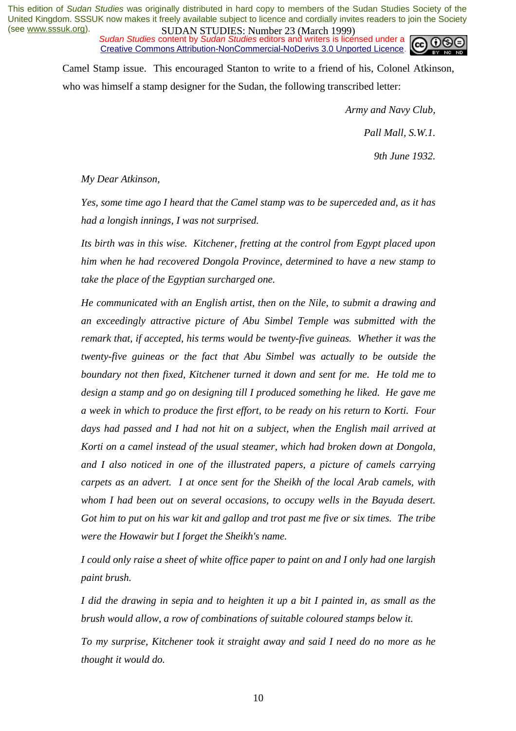Camel Stamp issue. This encouraged Stanton to write to a friend of his, Colonel Atkinson, who was himself a stamp designer for the Sudan, the following transcribed letter:

*Army and Navy Club,*

*Pall Mall, S.W.1.*

*9th June 1932.*

*My Dear Atkinson,*

*Yes, some time ago I heard that the Camel stamp was to be superceded and, as it has had a longish innings, I was not surprised.*

*Its birth was in this wise. Kitchener, fretting at the control from Egypt placed upon him when he had recovered Dongola Province, determined to have a new stamp to take the place of the Egyptian surcharged one.*

*He communicated with an English artist, then on the Nile, to submit a drawing and an exceedingly attractive picture of Abu Simbel Temple was submitted with the remark that, if accepted, his terms would be twenty-five guineas. Whether it was the twenty-five guineas or the fact that Abu Simbel was actually to be outside the boundary not then fixed, Kitchener turned it down and sent for me. He told me to design a stamp and go on designing till I produced something he liked. He gave me a week in which to produce the first effort, to be ready on his return to Korti. Four days had passed and I had not hit on a subject, when the English mail arrived at Korti on a camel instead of the usual steamer, which had broken down at Dongola, and I also noticed in one of the illustrated papers, a picture of camels carrying carpets as an advert. I at once sent for the Sheikh of the local Arab camels, with whom I had been out on several occasions, to occupy wells in the Bayuda desert. Got him to put on his war kit and gallop and trot past me five or six times. The tribe were the Howawir but I forget the Sheikh's name.*

*I could only raise a sheet of white office paper to paint on and I only had one largish paint brush.*

*I did the drawing in sepia and to heighten it up a bit I painted in, as small as the brush would allow, a row of combinations of suitable coloured stamps below it.*

*To my surprise, Kitchener took it straight away and said I need do no more as he thought it would do.*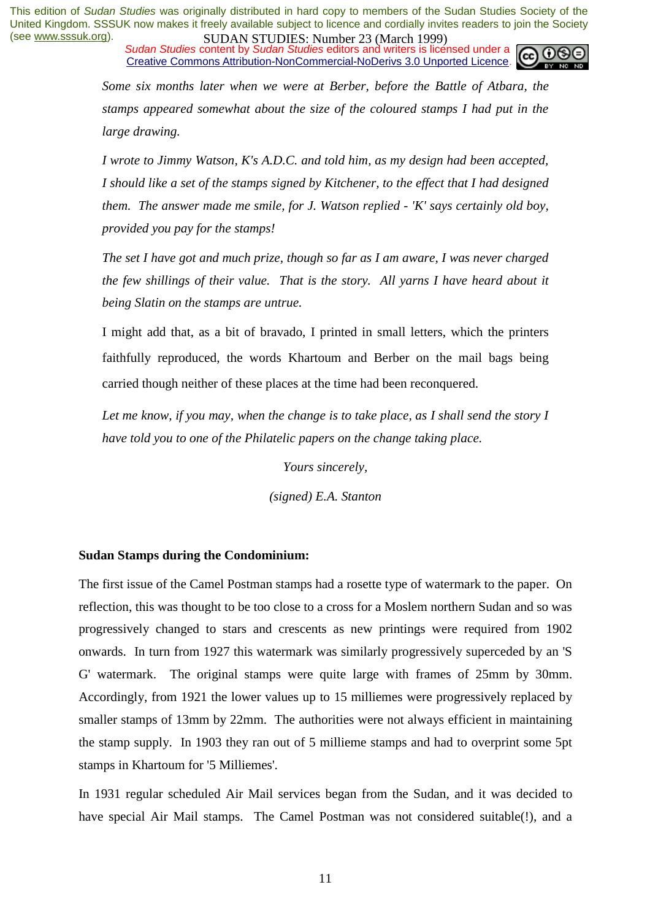*Some six months later when we were at Berber, before the Battle of Atbara, the stamps appeared somewhat about the size of the coloured stamps I had put in the large drawing.*

*I wrote to Jimmy Watson, K's A.D.C. and told him, as my design had been accepted, I should like a set of the stamps signed by Kitchener, to the effect that I had designed them. The answer made me smile, for J. Watson replied - 'K' says certainly old boy, provided you pay for the stamps!*

*The set I have got and much prize, though so far as I am aware, I was never charged the few shillings of their value. That is the story. All yarns I have heard about it being Slatin on the stamps are untrue.*

I might add that, as a bit of bravado, I printed in small letters, which the printers faithfully reproduced, the words Khartoum and Berber on the mail bags being carried though neither of these places at the time had been reconquered.

*Let me know, if you may, when the change is to take place, as I shall send the story I have told you to one of the Philatelic papers on the change taking place.*

*Yours sincerely,*

*(signed) E.A. Stanton*

**Sudan Stamps during the Condominium:**

The first issue of the Camel Postman stamps had a rosette type of watermark to the paper. On reflection, this was thought to be too close to a cross for a Moslem northern Sudan and so was progressively changed to stars and crescents as new printings were required from 1902 onwards. In turn from 1927 this watermark was similarly progressively superceded by an 'S G' watermark. The original stamps were quite large with frames of 25mm by 30mm. Accordingly, from 1921 the lower values up to 15 milliemes were progressively replaced by smaller stamps of 13mm by 22mm. The authorities were not always efficient in maintaining the stamp supply. In 1903 they ran out of 5 millieme stamps and had to overprint some 5pt stamps in Khartoum for '5 Milliemes'.

In 1931 regular scheduled Air Mail services began from the Sudan, and it was decided to have special Air Mail stamps. The Camel Postman was not considered suitable(!), and a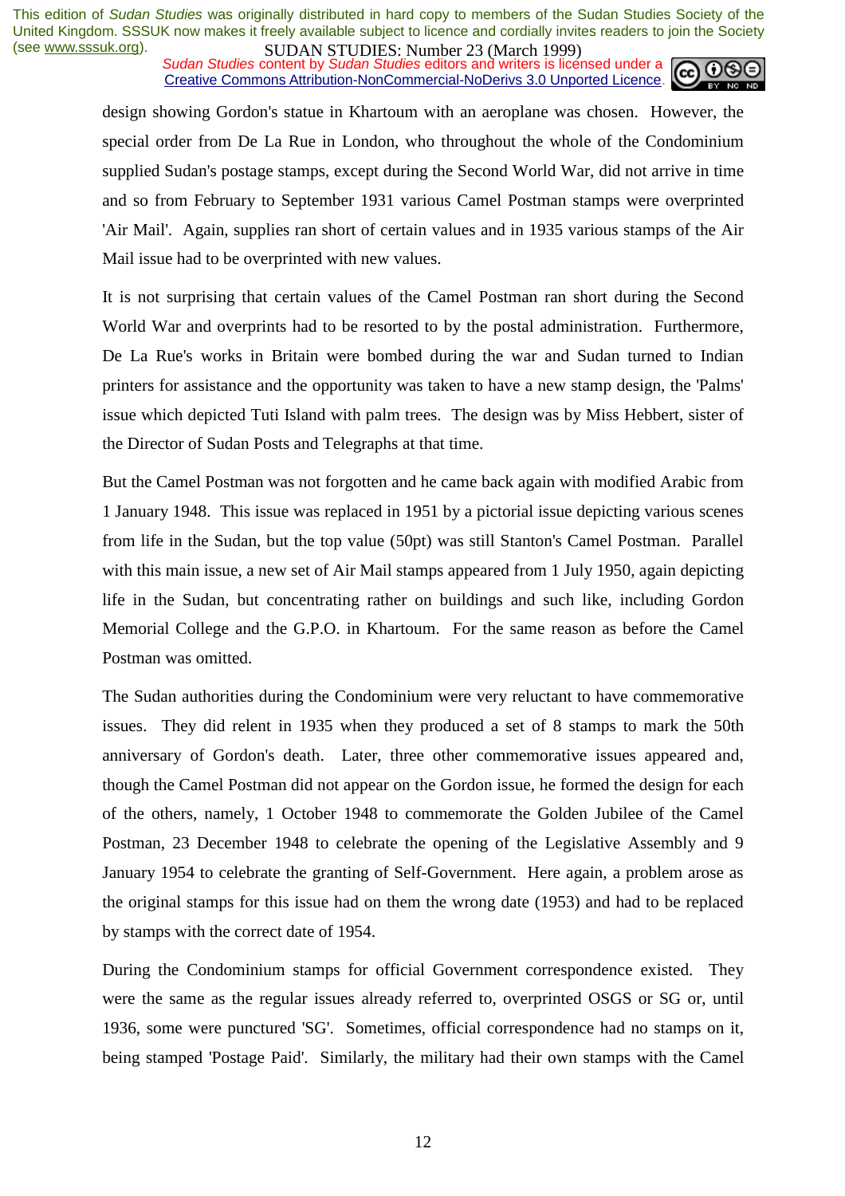design showing Gordon's statue in Khartoum with an aeroplane was chosen. However, the special order from De La Rue in London, who throughout the whole of the Condominium supplied Sudan's postage stamps, except during the Second World War, did not arrive in time and so from February to September 1931 various Camel Postman stamps were overprinted 'Air Mail'. Again, supplies ran short of certain values and in 1935 various stamps of the Air Mail issue had to be overprinted with new values.

It is not surprising that certain values of the Camel Postman ran short during the Second World War and overprints had to be resorted to by the postal administration. Furthermore, De La Rue's works in Britain were bombed during the war and Sudan turned to Indian printers for assistance and the opportunity was taken to have a new stamp design, the 'Palms' issue which depicted Tuti Island with palm trees. The design was by Miss Hebbert, sister of the Director of Sudan Posts and Telegraphs at that time.

But the Camel Postman was not forgotten and he came back again with modified Arabic from 1 January 1948. This issue was replaced in 1951 by a pictorial issue depicting various scenes from life in the Sudan, but the top value (50pt) was still Stanton's Camel Postman. Parallel with this main issue, a new set of Air Mail stamps appeared from 1 July 1950, again depicting life in the Sudan, but concentrating rather on buildings and such like, including Gordon Memorial College and the G.P.O. in Khartoum. For the same reason as before the Camel Postman was omitted.

The Sudan authorities during the Condominium were very reluctant to have commemorative issues. They did relent in 1935 when they produced a set of 8 stamps to mark the 50th anniversary of Gordon's death. Later, three other commemorative issues appeared and, though the Camel Postman did not appear on the Gordon issue, he formed the design for each of the others, namely, 1 October 1948 to commemorate the Golden Jubilee of the Camel Postman, 23 December 1948 to celebrate the opening of the Legislative Assembly and 9 January 1954 to celebrate the granting of Self-Government. Here again, a problem arose as the original stamps for this issue had on them the wrong date (1953) and had to be replaced by stamps with the correct date of 1954.

During the Condominium stamps for official Government correspondence existed. They were the same as the regular issues already referred to, overprinted OSGS or SG or, until 1936, some were punctured 'SG'. Sometimes, official correspondence had no stamps on it, being stamped 'Postage Paid'. Similarly, the military had their own stamps with the Camel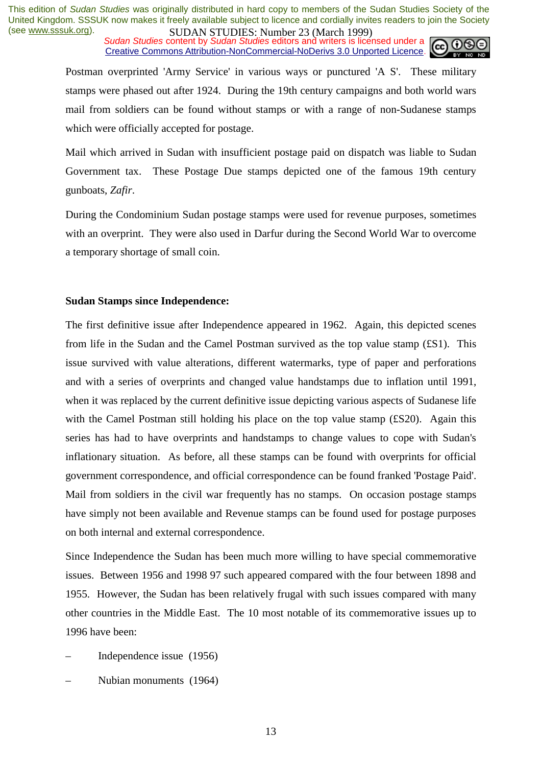Postman overprinted 'Army Service' in various ways or punctured 'A S'. These military stamps were phased out after 1924. During the 19th century campaigns and both world wars mail from soldiers can be found without stamps or with a range of non-Sudanese stamps which were officially accepted for postage.

Mail which arrived in Sudan with insufficient postage paid on dispatch was liable to Sudan Government tax. These Postage Due stamps depicted one of the famous 19th century gunboats, *Zafir*.

During the Condominium Sudan postage stamps were used for revenue purposes, sometimes with an overprint. They were also used in Darfur during the Second World War to overcome a temporary shortage of small coin.

**Sudan Stamps since Independence:**

The first definitive issue after Independence appeared in 1962. Again, this depicted scenes from life in the Sudan and the Camel Postman survived as the top value stamp (£S1). This issue survived with value alterations, different watermarks, type of paper and perforations and with a series of overprints and changed value handstamps due to inflation until 1991, when it was replaced by the current definitive issue depicting various aspects of Sudanese life with the Camel Postman still holding his place on the top value stamp (£S20). Again this series has had to have overprints and handstamps to change values to cope with Sudan's inflationary situation. As before, all these stamps can be found with overprints for official government correspondence, and official correspondence can be found franked 'Postage Paid'. Mail from soldiers in the civil war frequently has no stamps. On occasion postage stamps have simply not been available and Revenue stamps can be found used for postage purposes on both internal and external correspondence.

Since Independence the Sudan has been much more willing to have special commemorative issues. Between 1956 and 1998 97 such appeared compared with the four between 1898 and 1955. However, the Sudan has been relatively frugal with such issues compared with many other countries in the Middle East. The 10 most notable of its commemorative issues up to 1996 have been:

– Independence issue (1956)

– Nubian monuments (1964)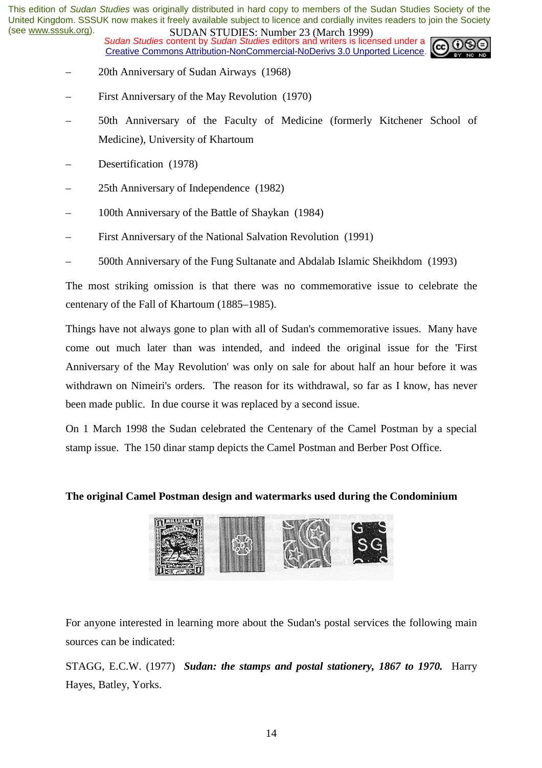- 20th Anniversary of Sudan Airways (1968)
- First Anniversary of the May Revolution (1970)
- 50th Anniversary of the Faculty of Medicine (formerly Kitchener School of Medicine), University of Khartoum
- Desertification (1978)
- 25th Anniversary of Independence (1982)
- 100th Anniversary of the Battle of Shaykan (1984)
- First Anniversary of the National Salvation Revolution (1991)
- 500th Anniversary of the Fung Sultanate and Abdalab Islamic Sheikhdom (1993)

The most striking omission is that there was no commemorative issue to celebrate the centenary of the Fall of Khartoum (1885–1985).

Things have not always gone to plan with all of Sudan's commemorative issues. Many have come out much later than was intended, and indeed the original issue for the 'First Anniversary of the May Revolution' was only on sale for about half an hour before it was withdrawn on Nimeiri's orders. The reason for its withdrawal, so far as I know, has never been made public. In due course it was replaced by a second issue.

On 1 March 1998 the Sudan celebrated the Centenary of the Camel Postman by a special stamp issue. The 150 dinar stamp depicts the Camel Postman and Berber Post Office.

**The original Camel Postman design and watermarks used during the Condominium**

For anyone interested in learning more about the Sudan's postal services the following main sources can be indicated:

STAGG, E.C.W. (1977) ***Sudan: the stamps and postal stationery, 1867 to 1970.*** Harry Hayes, Batley, Yorks.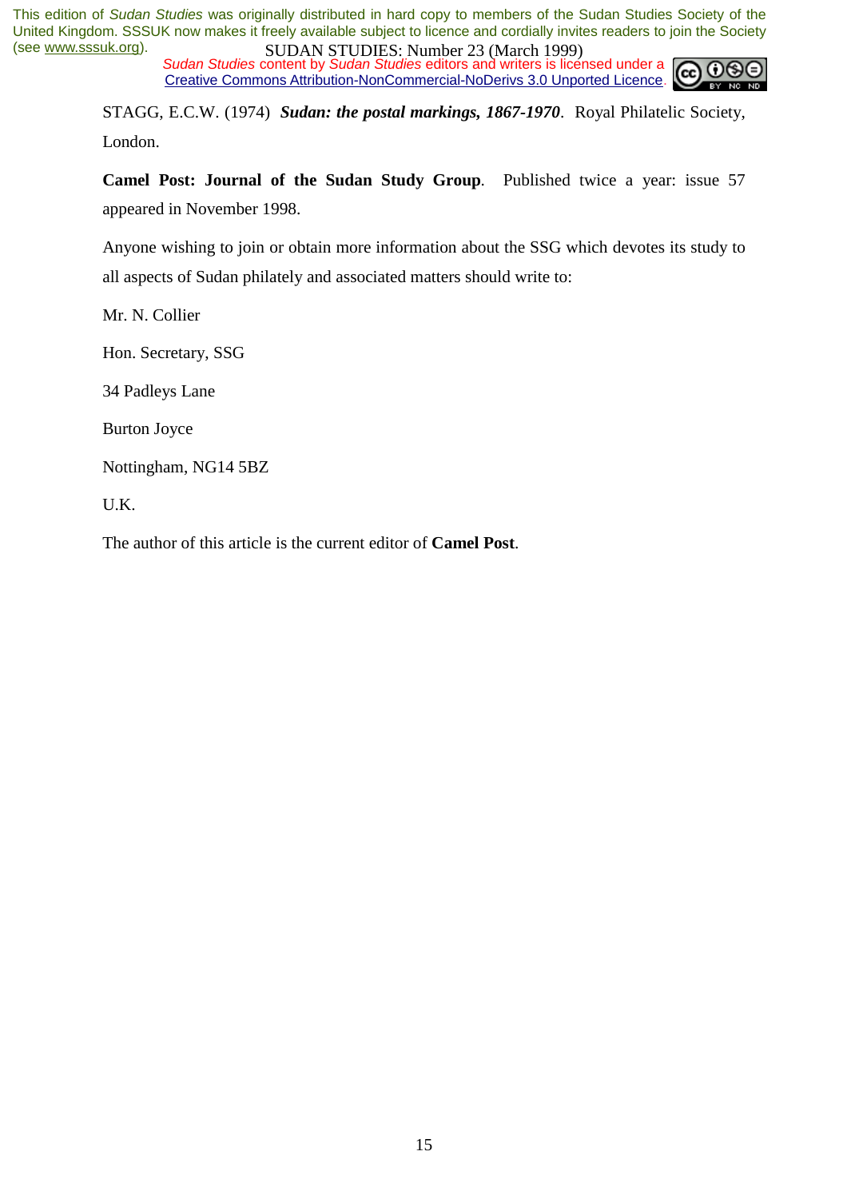STAGG, E.C.W. (1974) ***Sudan: the postal markings, 1867-1970***. Royal Philatelic Society, London.

**Camel Post: Journal of the Sudan Study Group**. Published twice a year: issue 57 appeared in November 1998.

Anyone wishing to join or obtain more information about the SSG which devotes its study to all aspects of Sudan philately and associated matters should write to:

Mr. N. Collier

Hon. Secretary, SSG

34 Padleys Lane

Burton Joyce

Nottingham, NG14 5BZ

U.K.

The author of this article is the current editor of **Camel Post**.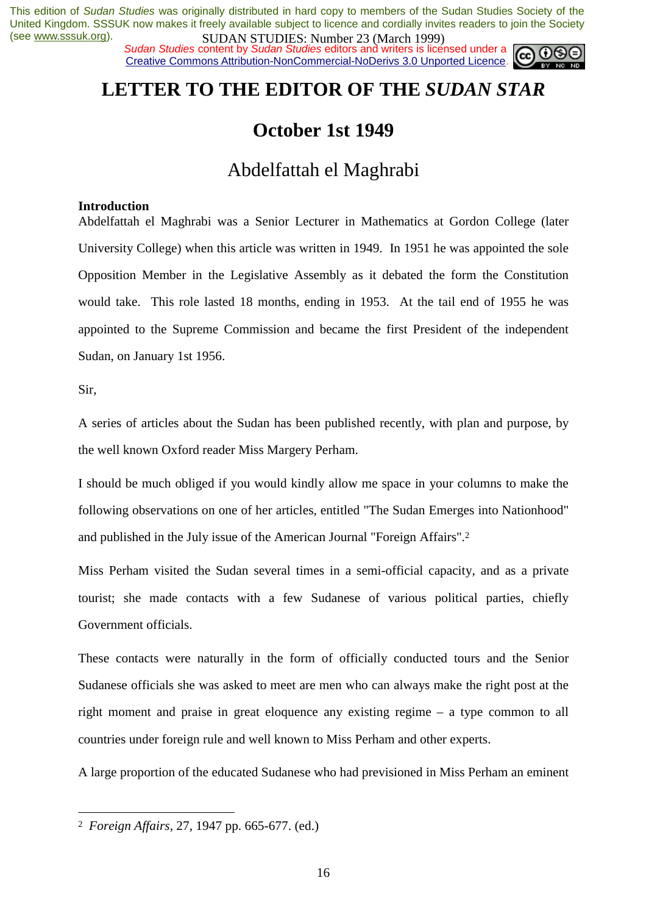# LETTER TO THE EDITOR OF THE *SUDAN STAR*

## October 1st 1949

### Abdelfattah el Maghrabi

**Introduction**

Abdelfattah el Maghrabi was a Senior Lecturer in Mathematics at Gordon College (later University College) when this article was written in 1949. In 1951 he was appointed the sole Opposition Member in the Legislative Assembly as it debated the form the Constitution would take. This role lasted 18 months, ending in 1953. At the tail end of 1955 he was appointed to the Supreme Commission and became the first President of the independent Sudan, on January 1st 1956.

Sir,

A series of articles about the Sudan has been published recently, with plan and purpose, by the well known Oxford reader Miss Margery Perham.

I should be much obliged if you would kindly allow me space in your columns to make the following observations on one of her articles, entitled "The Sudan Emerges into Nationhood" and published in the July issue of the American Journal "Foreign Affairs".[2]

Miss Perham visited the Sudan several times in a semi-official capacity, and as a private tourist; she made contacts with a few Sudanese of various political parties, chiefly Government officials.

These contacts were naturally in the form of officially conducted tours and the Senior Sudanese officials she was asked to meet are men who can always make the right post at the right moment and praise in great eloquence any existing regime – a type common to all countries under foreign rule and well known to Miss Perham and other experts.

A large proportion of the educated Sudanese who had previsioned in Miss Perham an eminent

---

[2] *Foreign Affairs*, 27, 1947 pp. 665-677. (ed.)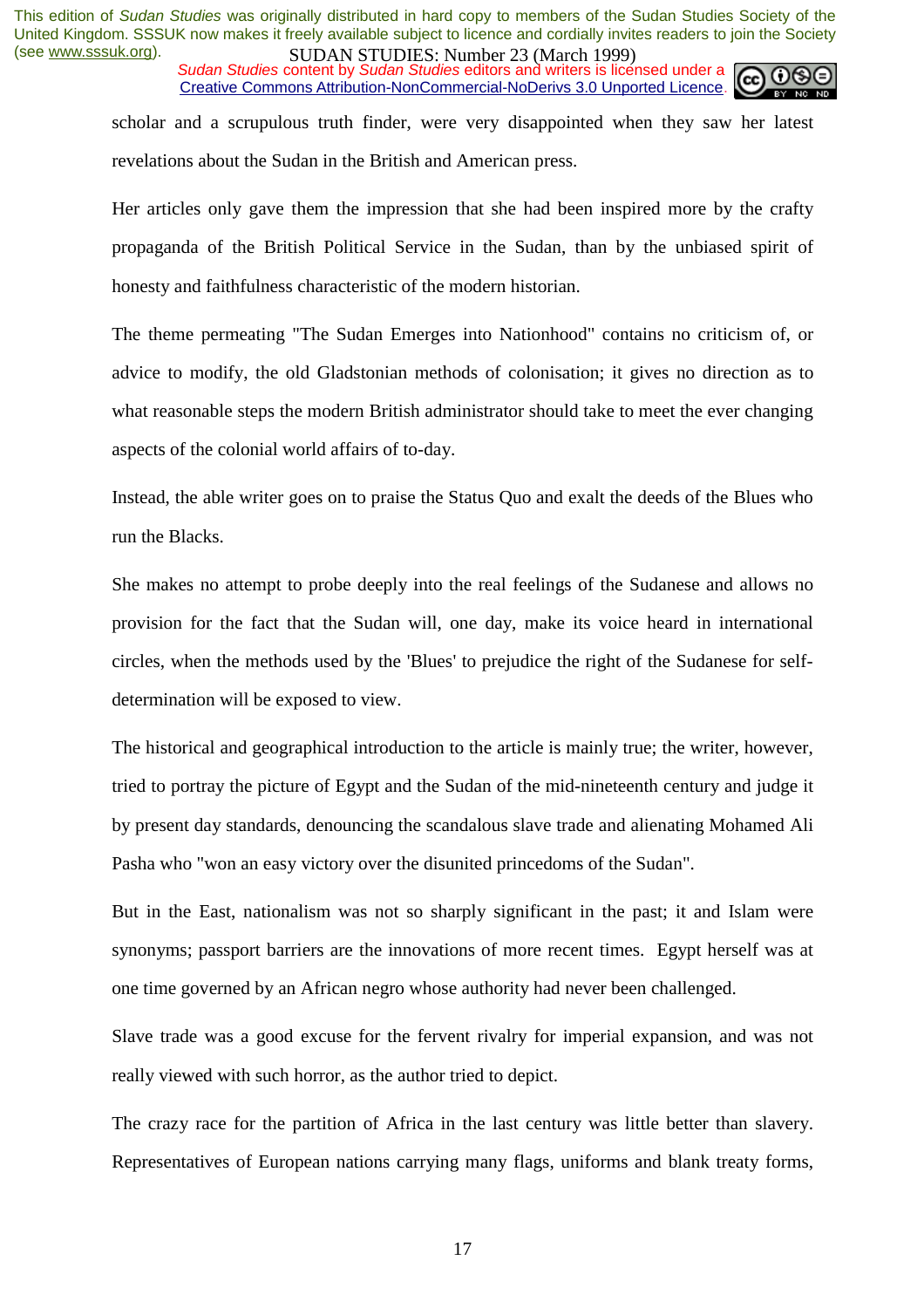scholar and a scrupulous truth finder, were very disappointed when they saw her latest revelations about the Sudan in the British and American press.

Her articles only gave them the impression that she had been inspired more by the crafty propaganda of the British Political Service in the Sudan, than by the unbiased spirit of honesty and faithfulness characteristic of the modern historian.

The theme permeating "The Sudan Emerges into Nationhood" contains no criticism of, or advice to modify, the old Gladstonian methods of colonisation; it gives no direction as to what reasonable steps the modern British administrator should take to meet the ever changing aspects of the colonial world affairs of to-day.

Instead, the able writer goes on to praise the Status Quo and exalt the deeds of the Blues who run the Blacks.

She makes no attempt to probe deeply into the real feelings of the Sudanese and allows no provision for the fact that the Sudan will, one day, make its voice heard in international circles, when the methods used by the 'Blues' to prejudice the right of the Sudanese for self-determination will be exposed to view.

The historical and geographical introduction to the article is mainly true; the writer, however, tried to portray the picture of Egypt and the Sudan of the mid-nineteenth century and judge it by present day standards, denouncing the scandalous slave trade and alienating Mohamed Ali Pasha who "won an easy victory over the disunited princedoms of the Sudan".

But in the East, nationalism was not so sharply significant in the past; it and Islam were synonyms; passport barriers are the innovations of more recent times. Egypt herself was at one time governed by an African negro whose authority had never been challenged.

Slave trade was a good excuse for the fervent rivalry for imperial expansion, and was not really viewed with such horror, as the author tried to depict.

The crazy race for the partition of Africa in the last century was little better than slavery. Representatives of European nations carrying many flags, uniforms and blank treaty forms,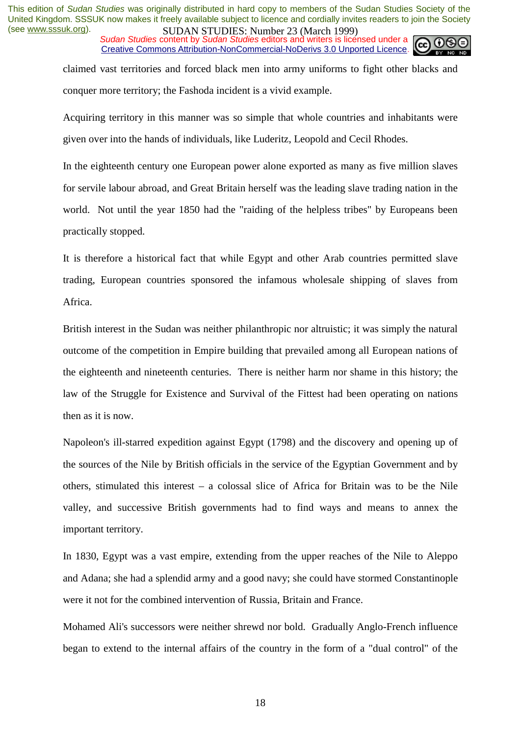claimed vast territories and forced black men into army uniforms to fight other blacks and conquer more territory; the Fashoda incident is a vivid example.

Acquiring territory in this manner was so simple that whole countries and inhabitants were given over into the hands of individuals, like Luderitz, Leopold and Cecil Rhodes.

In the eighteenth century one European power alone exported as many as five million slaves for servile labour abroad, and Great Britain herself was the leading slave trading nation in the world. Not until the year 1850 had the "raiding of the helpless tribes" by Europeans been practically stopped.

It is therefore a historical fact that while Egypt and other Arab countries permitted slave trading, European countries sponsored the infamous wholesale shipping of slaves from Africa.

British interest in the Sudan was neither philanthropic nor altruistic; it was simply the natural outcome of the competition in Empire building that prevailed among all European nations of the eighteenth and nineteenth centuries. There is neither harm nor shame in this history; the law of the Struggle for Existence and Survival of the Fittest had been operating on nations then as it is now.

Napoleon's ill-starred expedition against Egypt (1798) and the discovery and opening up of the sources of the Nile by British officials in the service of the Egyptian Government and by others, stimulated this interest – a colossal slice of Africa for Britain was to be the Nile valley, and successive British governments had to find ways and means to annex the important territory.

In 1830, Egypt was a vast empire, extending from the upper reaches of the Nile to Aleppo and Adana; she had a splendid army and a good navy; she could have stormed Constantinople were it not for the combined intervention of Russia, Britain and France.

Mohamed Ali's successors were neither shrewd nor bold. Gradually Anglo-French influence began to extend to the internal affairs of the country in the form of a "dual control" of the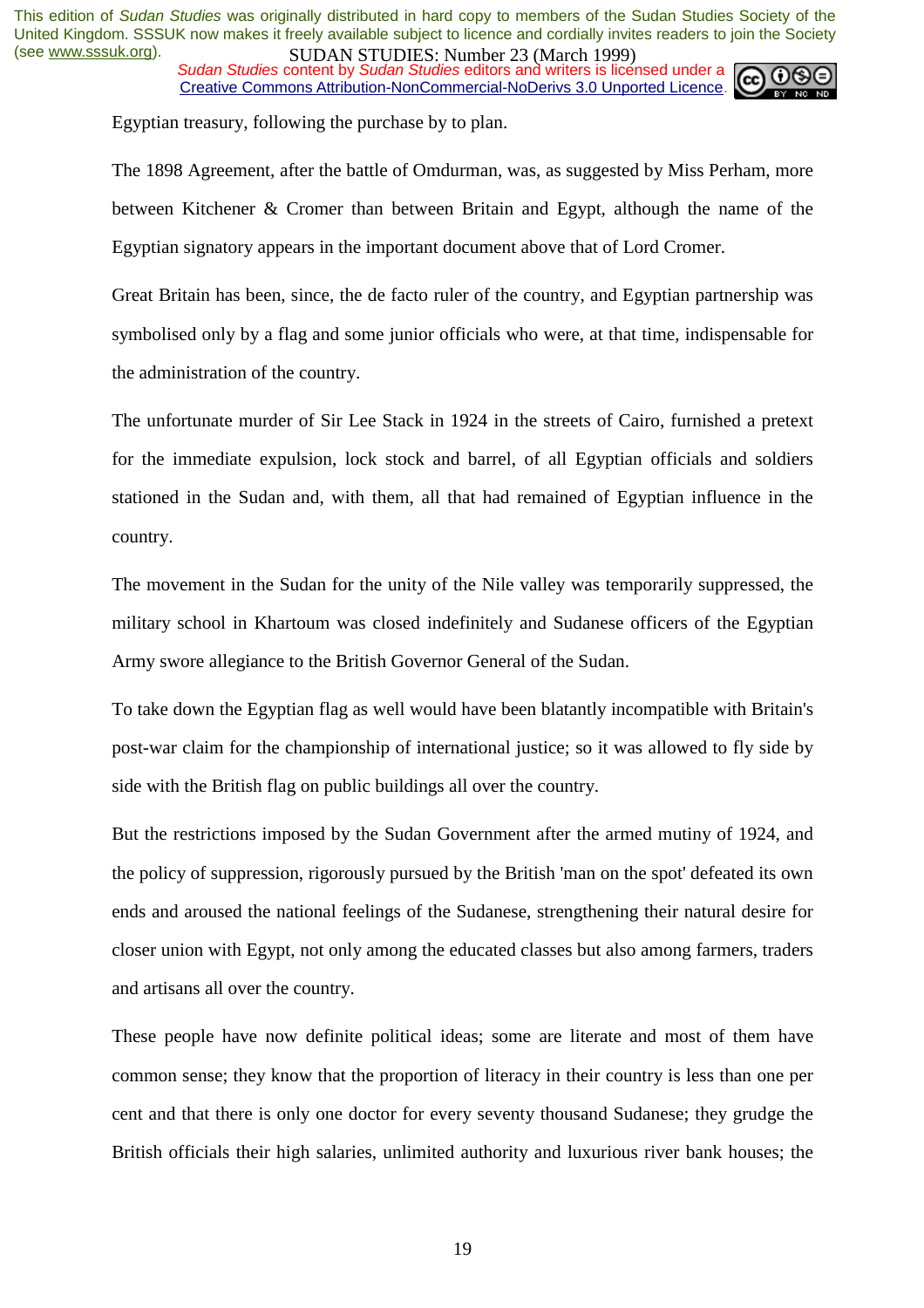Egyptian treasury, following the purchase by to plan.

The 1898 Agreement, after the battle of Omdurman, was, as suggested by Miss Perham, more between Kitchener & Cromer than between Britain and Egypt, although the name of the Egyptian signatory appears in the important document above that of Lord Cromer.

Great Britain has been, since, the de facto ruler of the country, and Egyptian partnership was symbolised only by a flag and some junior officials who were, at that time, indispensable for the administration of the country.

The unfortunate murder of Sir Lee Stack in 1924 in the streets of Cairo, furnished a pretext for the immediate expulsion, lock stock and barrel, of all Egyptian officials and soldiers stationed in the Sudan and, with them, all that had remained of Egyptian influence in the country.

The movement in the Sudan for the unity of the Nile valley was temporarily suppressed, the military school in Khartoum was closed indefinitely and Sudanese officers of the Egyptian Army swore allegiance to the British Governor General of the Sudan.

To take down the Egyptian flag as well would have been blatantly incompatible with Britain's post-war claim for the championship of international justice; so it was allowed to fly side by side with the British flag on public buildings all over the country.

But the restrictions imposed by the Sudan Government after the armed mutiny of 1924, and the policy of suppression, rigorously pursued by the British 'man on the spot' defeated its own ends and aroused the national feelings of the Sudanese, strengthening their natural desire for closer union with Egypt, not only among the educated classes but also among farmers, traders and artisans all over the country.

These people have now definite political ideas; some are literate and most of them have common sense; they know that the proportion of literacy in their country is less than one per cent and that there is only one doctor for every seventy thousand Sudanese; they grudge the British officials their high salaries, unlimited authority and luxurious river bank houses; the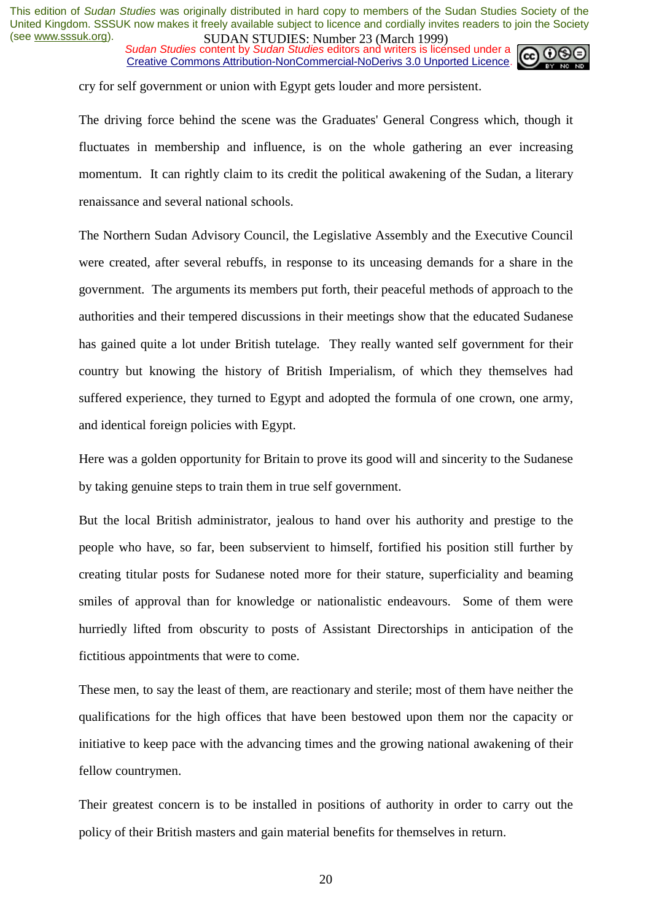cry for self government or union with Egypt gets louder and more persistent.

The driving force behind the scene was the Graduates' General Congress which, though it fluctuates in membership and influence, is on the whole gathering an ever increasing momentum. It can rightly claim to its credit the political awakening of the Sudan, a literary renaissance and several national schools.

The Northern Sudan Advisory Council, the Legislative Assembly and the Executive Council were created, after several rebuffs, in response to its unceasing demands for a share in the government. The arguments its members put forth, their peaceful methods of approach to the authorities and their tempered discussions in their meetings show that the educated Sudanese has gained quite a lot under British tutelage. They really wanted self government for their country but knowing the history of British Imperialism, of which they themselves had suffered experience, they turned to Egypt and adopted the formula of one crown, one army, and identical foreign policies with Egypt.

Here was a golden opportunity for Britain to prove its good will and sincerity to the Sudanese by taking genuine steps to train them in true self government.

But the local British administrator, jealous to hand over his authority and prestige to the people who have, so far, been subservient to himself, fortified his position still further by creating titular posts for Sudanese noted more for their stature, superficiality and beaming smiles of approval than for knowledge or nationalistic endeavours. Some of them were hurriedly lifted from obscurity to posts of Assistant Directorships in anticipation of the fictitious appointments that were to come.

These men, to say the least of them, are reactionary and sterile; most of them have neither the qualifications for the high offices that have been bestowed upon them nor the capacity or initiative to keep pace with the advancing times and the growing national awakening of their fellow countrymen.

Their greatest concern is to be installed in positions of authority in order to carry out the policy of their British masters and gain material benefits for themselves in return.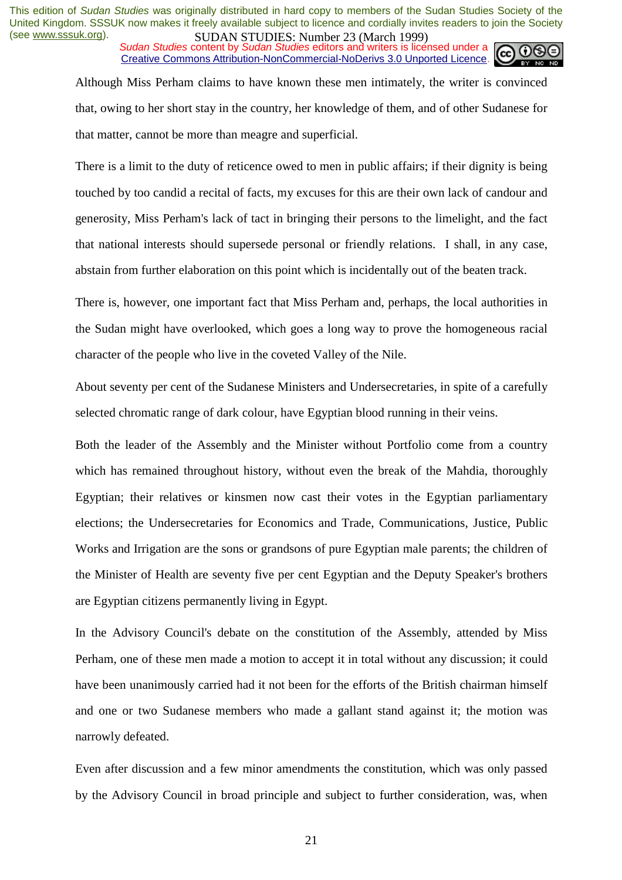Although Miss Perham claims to have known these men intimately, the writer is convinced that, owing to her short stay in the country, her knowledge of them, and of other Sudanese for that matter, cannot be more than meagre and superficial.

There is a limit to the duty of reticence owed to men in public affairs; if their dignity is being touched by too candid a recital of facts, my excuses for this are their own lack of candour and generosity, Miss Perham's lack of tact in bringing their persons to the limelight, and the fact that national interests should supersede personal or friendly relations. I shall, in any case, abstain from further elaboration on this point which is incidentally out of the beaten track.

There is, however, one important fact that Miss Perham and, perhaps, the local authorities in the Sudan might have overlooked, which goes a long way to prove the homogeneous racial character of the people who live in the coveted Valley of the Nile.

About seventy per cent of the Sudanese Ministers and Undersecretaries, in spite of a carefully selected chromatic range of dark colour, have Egyptian blood running in their veins.

Both the leader of the Assembly and the Minister without Portfolio come from a country which has remained throughout history, without even the break of the Mahdia, thoroughly Egyptian; their relatives or kinsmen now cast their votes in the Egyptian parliamentary elections; the Undersecretaries for Economics and Trade, Communications, Justice, Public Works and Irrigation are the sons or grandsons of pure Egyptian male parents; the children of the Minister of Health are seventy five per cent Egyptian and the Deputy Speaker's brothers are Egyptian citizens permanently living in Egypt.

In the Advisory Council's debate on the constitution of the Assembly, attended by Miss Perham, one of these men made a motion to accept it in total without any discussion; it could have been unanimously carried had it not been for the efforts of the British chairman himself and one or two Sudanese members who made a gallant stand against it; the motion was narrowly defeated.

Even after discussion and a few minor amendments the constitution, which was only passed by the Advisory Council in broad principle and subject to further consideration, was, when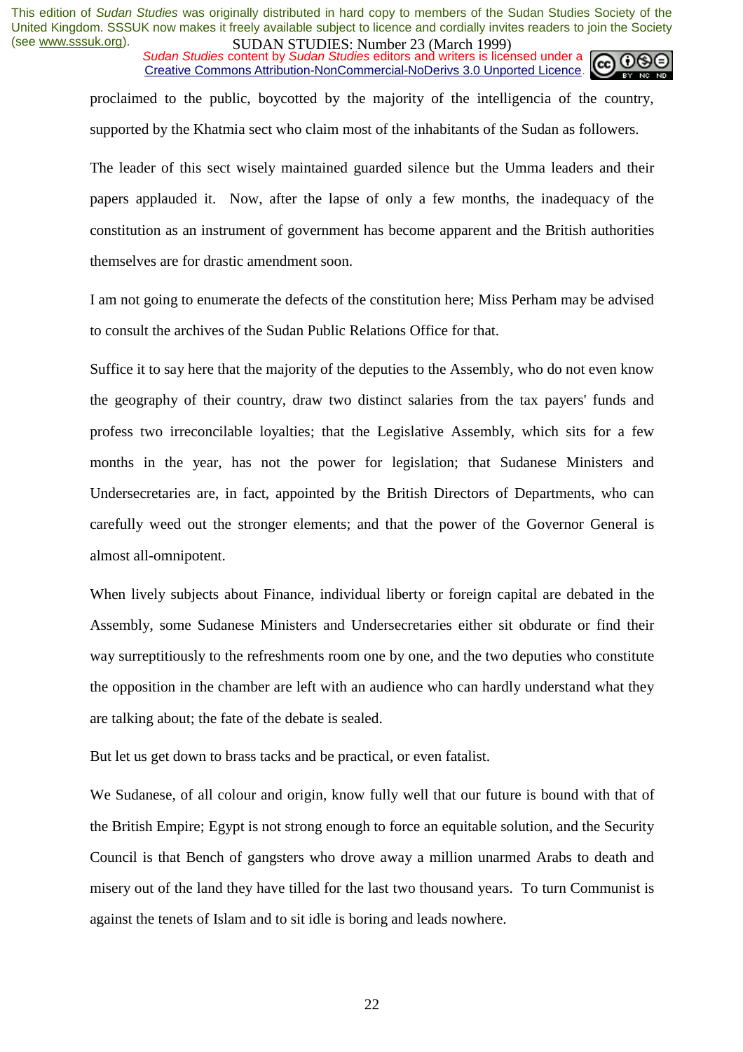proclaimed to the public, boycotted by the majority of the intelligencia of the country, supported by the Khatmia sect who claim most of the inhabitants of the Sudan as followers.

The leader of this sect wisely maintained guarded silence but the Umma leaders and their papers applauded it. Now, after the lapse of only a few months, the inadequacy of the constitution as an instrument of government has become apparent and the British authorities themselves are for drastic amendment soon.

I am not going to enumerate the defects of the constitution here; Miss Perham may be advised to consult the archives of the Sudan Public Relations Office for that.

Suffice it to say here that the majority of the deputies to the Assembly, who do not even know the geography of their country, draw two distinct salaries from the tax payers' funds and profess two irreconcilable loyalties; that the Legislative Assembly, which sits for a few months in the year, has not the power for legislation; that Sudanese Ministers and Undersecretaries are, in fact, appointed by the British Directors of Departments, who can carefully weed out the stronger elements; and that the power of the Governor General is almost all-omnipotent.

When lively subjects about Finance, individual liberty or foreign capital are debated in the Assembly, some Sudanese Ministers and Undersecretaries either sit obdurate or find their way surreptitiously to the refreshments room one by one, and the two deputies who constitute the opposition in the chamber are left with an audience who can hardly understand what they are talking about; the fate of the debate is sealed.

But let us get down to brass tacks and be practical, or even fatalist.

We Sudanese, of all colour and origin, know fully well that our future is bound with that of the British Empire; Egypt is not strong enough to force an equitable solution, and the Security Council is that Bench of gangsters who drove away a million unarmed Arabs to death and misery out of the land they have tilled for the last two thousand years. To turn Communist is against the tenets of Islam and to sit idle is boring and leads nowhere.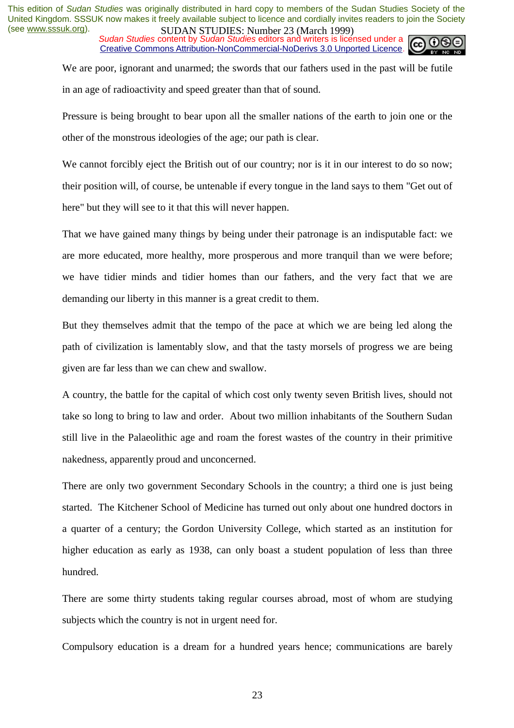We are poor, ignorant and unarmed; the swords that our fathers used in the past will be futile in an age of radioactivity and speed greater than that of sound.

Pressure is being brought to bear upon all the smaller nations of the earth to join one or the other of the monstrous ideologies of the age; our path is clear.

We cannot forcibly eject the British out of our country; nor is it in our interest to do so now; their position will, of course, be untenable if every tongue in the land says to them "Get out of here" but they will see to it that this will never happen.

That we have gained many things by being under their patronage is an indisputable fact: we are more educated, more healthy, more prosperous and more tranquil than we were before; we have tidier minds and tidier homes than our fathers, and the very fact that we are demanding our liberty in this manner is a great credit to them.

But they themselves admit that the tempo of the pace at which we are being led along the path of civilization is lamentably slow, and that the tasty morsels of progress we are being given are far less than we can chew and swallow.

A country, the battle for the capital of which cost only twenty seven British lives, should not take so long to bring to law and order. About two million inhabitants of the Southern Sudan still live in the Palaeolithic age and roam the forest wastes of the country in their primitive nakedness, apparently proud and unconcerned.

There are only two government Secondary Schools in the country; a third one is just being started. The Kitchener School of Medicine has turned out only about one hundred doctors in a quarter of a century; the Gordon University College, which started as an institution for higher education as early as 1938, can only boast a student population of less than three hundred.

There are some thirty students taking regular courses abroad, most of whom are studying subjects which the country is not in urgent need for.

Compulsory education is a dream for a hundred years hence; communications are barely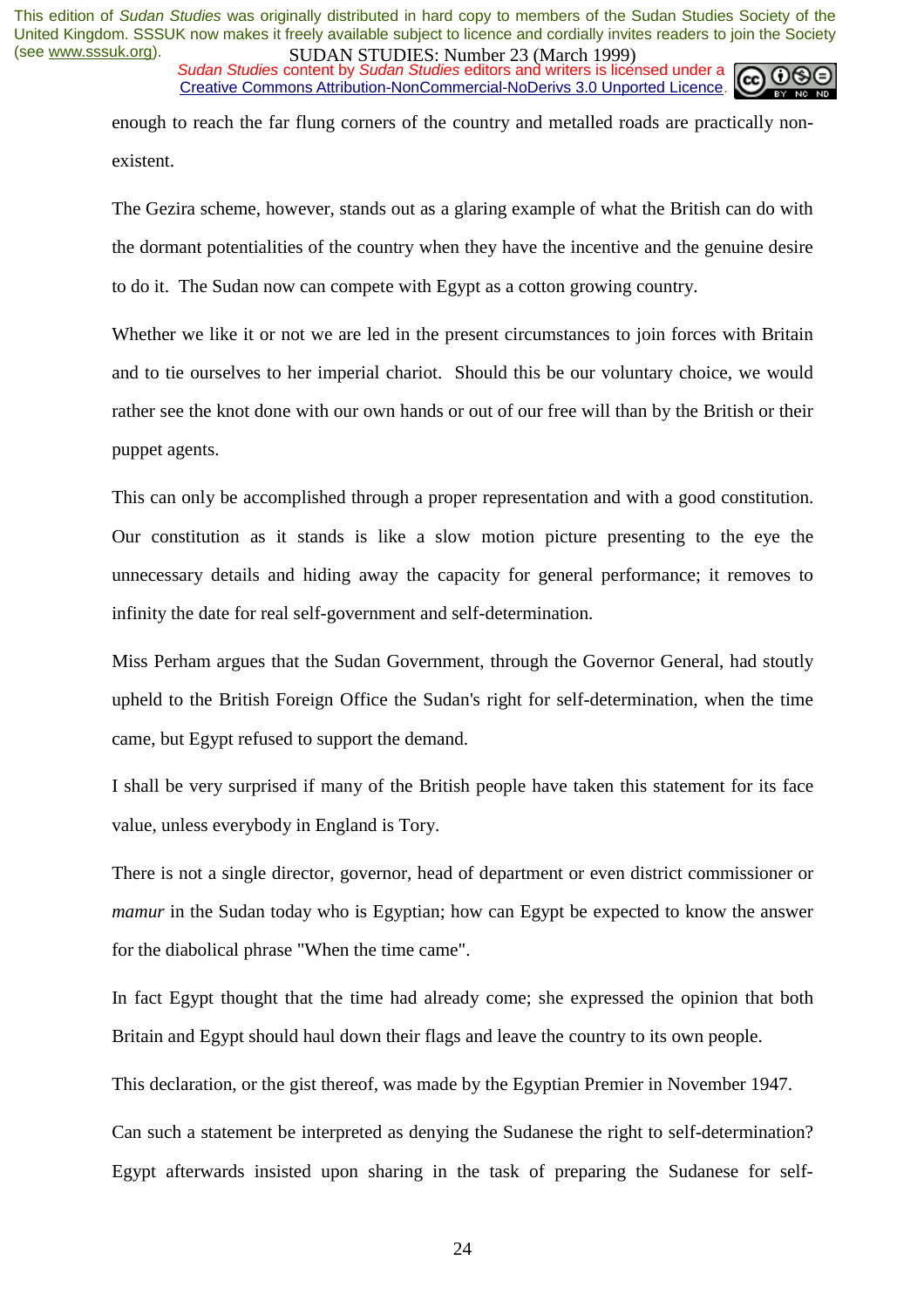enough to reach the far flung corners of the country and metalled roads are practically non-existent.

The Gezira scheme, however, stands out as a glaring example of what the British can do with the dormant potentialities of the country when they have the incentive and the genuine desire to do it. The Sudan now can compete with Egypt as a cotton growing country.

Whether we like it or not we are led in the present circumstances to join forces with Britain and to tie ourselves to her imperial chariot. Should this be our voluntary choice, we would rather see the knot done with our own hands or out of our free will than by the British or their puppet agents.

This can only be accomplished through a proper representation and with a good constitution. Our constitution as it stands is like a slow motion picture presenting to the eye the unnecessary details and hiding away the capacity for general performance; it removes to infinity the date for real self-government and self-determination.

Miss Perham argues that the Sudan Government, through the Governor General, had stoutly upheld to the British Foreign Office the Sudan's right for self-determination, when the time came, but Egypt refused to support the demand.

I shall be very surprised if many of the British people have taken this statement for its face value, unless everybody in England is Tory.

There is not a single director, governor, head of department or even district commissioner or *mamur* in the Sudan today who is Egyptian; how can Egypt be expected to know the answer for the diabolical phrase "When the time came".

In fact Egypt thought that the time had already come; she expressed the opinion that both Britain and Egypt should haul down their flags and leave the country to its own people.

This declaration, or the gist thereof, was made by the Egyptian Premier in November 1947.

Can such a statement be interpreted as denying the Sudanese the right to self-determination? Egypt afterwards insisted upon sharing in the task of preparing the Sudanese for self-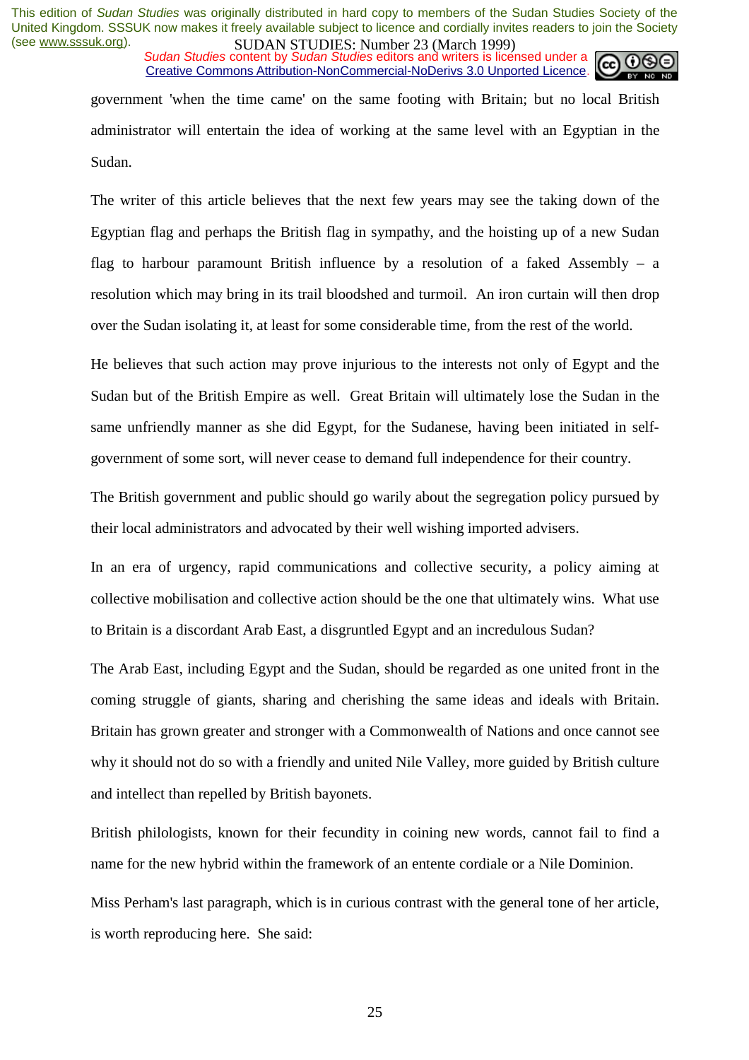government 'when the time came' on the same footing with Britain; but no local British administrator will entertain the idea of working at the same level with an Egyptian in the Sudan.

The writer of this article believes that the next few years may see the taking down of the Egyptian flag and perhaps the British flag in sympathy, and the hoisting up of a new Sudan flag to harbour paramount British influence by a resolution of a faked Assembly – a resolution which may bring in its trail bloodshed and turmoil. An iron curtain will then drop over the Sudan isolating it, at least for some considerable time, from the rest of the world.

He believes that such action may prove injurious to the interests not only of Egypt and the Sudan but of the British Empire as well. Great Britain will ultimately lose the Sudan in the same unfriendly manner as she did Egypt, for the Sudanese, having been initiated in self-government of some sort, will never cease to demand full independence for their country.

The British government and public should go warily about the segregation policy pursued by their local administrators and advocated by their well wishing imported advisers.

In an era of urgency, rapid communications and collective security, a policy aiming at collective mobilisation and collective action should be the one that ultimately wins. What use to Britain is a discordant Arab East, a disgruntled Egypt and an incredulous Sudan?

The Arab East, including Egypt and the Sudan, should be regarded as one united front in the coming struggle of giants, sharing and cherishing the same ideas and ideals with Britain. Britain has grown greater and stronger with a Commonwealth of Nations and once cannot see why it should not do so with a friendly and united Nile Valley, more guided by British culture and intellect than repelled by British bayonets.

British philologists, known for their fecundity in coining new words, cannot fail to find a name for the new hybrid within the framework of an entente cordiale or a Nile Dominion.

Miss Perham's last paragraph, which is in curious contrast with the general tone of her article, is worth reproducing here. She said: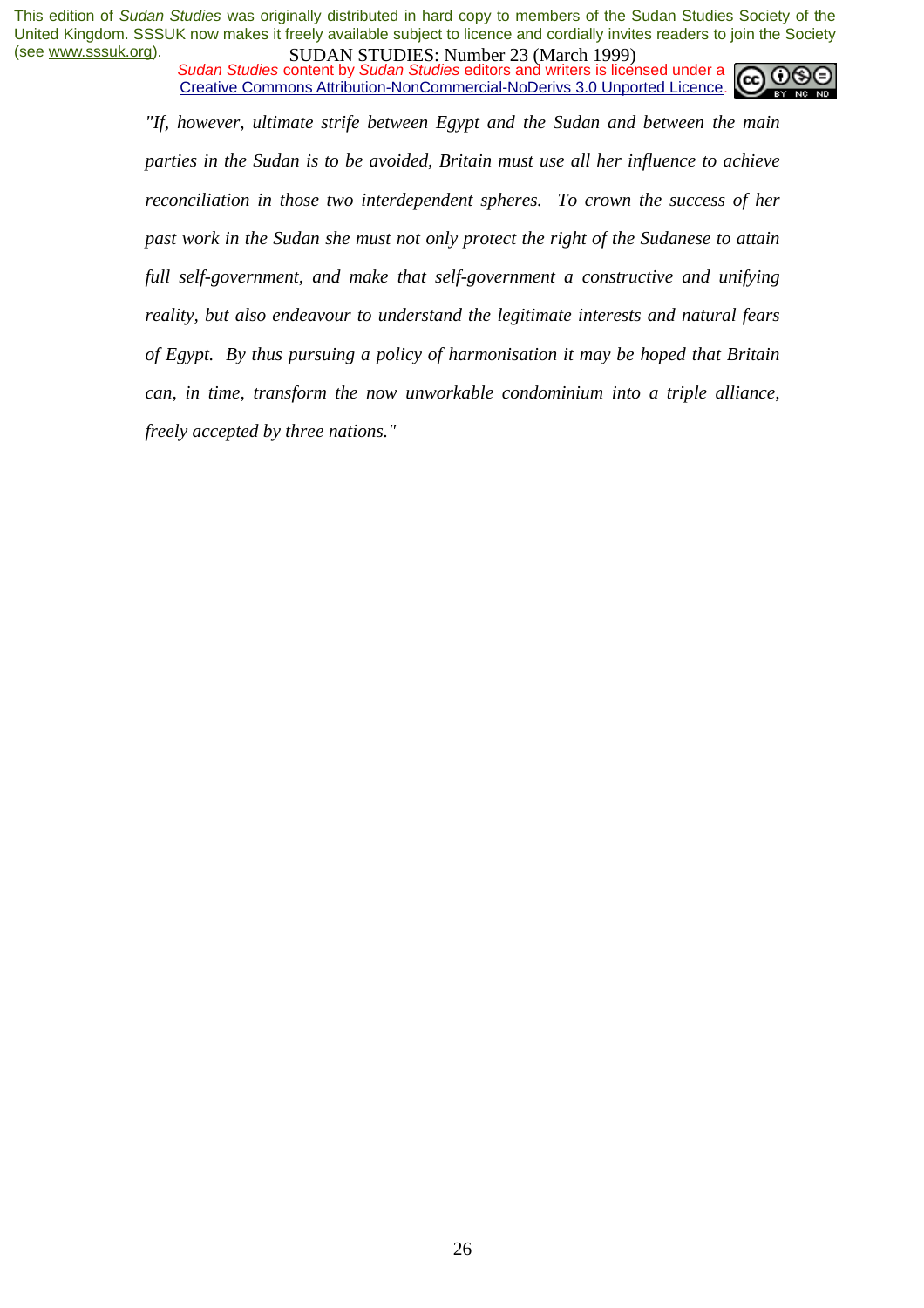*"If, however, ultimate strife between Egypt and the Sudan and between the main parties in the Sudan is to be avoided, Britain must use all her influence to achieve reconciliation in those two interdependent spheres. To crown the success of her past work in the Sudan she must not only protect the right of the Sudanese to attain full self-government, and make that self-government a constructive and unifying reality, but also endeavour to understand the legitimate interests and natural fears of Egypt. By thus pursuing a policy of harmonisation it may be hoped that Britain can, in time, transform the now unworkable condominium into a triple alliance, freely accepted by three nations."*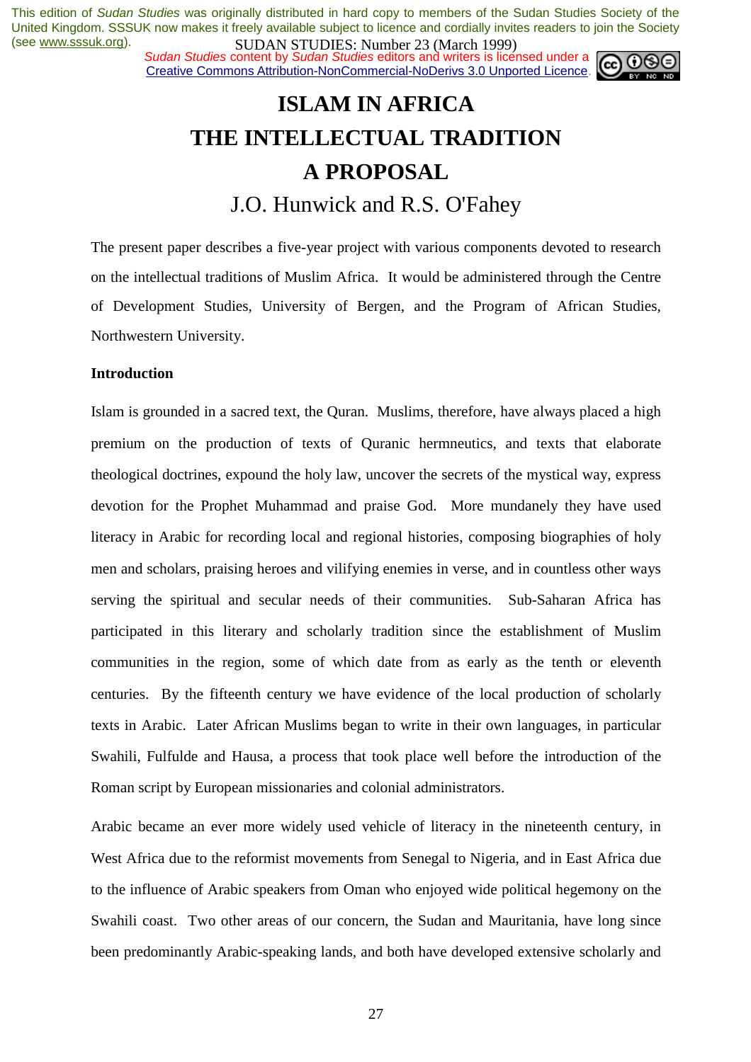This edition of *Sudan Studies* was originally distributed in hard copy to members of the Sudan Studies Society of the United Kingdom. SSSUK now makes it freely available subject to licence and cordially invites readers to join the Society (see www.sssuk.org).

SUDAN STUDIES: Number 23 (March 1999)

*Sudan Studies* content by *Sudan Studies* editors and writers is licensed under a Creative Commons Attribution-NonCommercial-NoDerivs 3.0 Unported Licence.

# ISLAM IN AFRICA
# THE INTELLECTUAL TRADITION
# A PROPOSAL

## J.O. Hunwick and R.S. O'Fahey

The present paper describes a five-year project with various components devoted to research on the intellectual traditions of Muslim Africa. It would be administered through the Centre of Development Studies, University of Bergen, and the Program of African Studies, Northwestern University.

**Introduction**

Islam is grounded in a sacred text, the Quran. Muslims, therefore, have always placed a high premium on the production of texts of Quranic hermneutics, and texts that elaborate theological doctrines, expound the holy law, uncover the secrets of the mystical way, express devotion for the Prophet Muhammad and praise God. More mundanely they have used literacy in Arabic for recording local and regional histories, composing biographies of holy men and scholars, praising heroes and vilifying enemies in verse, and in countless other ways serving the spiritual and secular needs of their communities. Sub-Saharan Africa has participated in this literary and scholarly tradition since the establishment of Muslim communities in the region, some of which date from as early as the tenth or eleventh centuries. By the fifteenth century we have evidence of the local production of scholarly texts in Arabic. Later African Muslims began to write in their own languages, in particular Swahili, Fulfulde and Hausa, a process that took place well before the introduction of the Roman script by European missionaries and colonial administrators.

Arabic became an ever more widely used vehicle of literacy in the nineteenth century, in West Africa due to the reformist movements from Senegal to Nigeria, and in East Africa due to the influence of Arabic speakers from Oman who enjoyed wide political hegemony on the Swahili coast. Two other areas of our concern, the Sudan and Mauritania, have long since been predominantly Arabic-speaking lands, and both have developed extensive scholarly and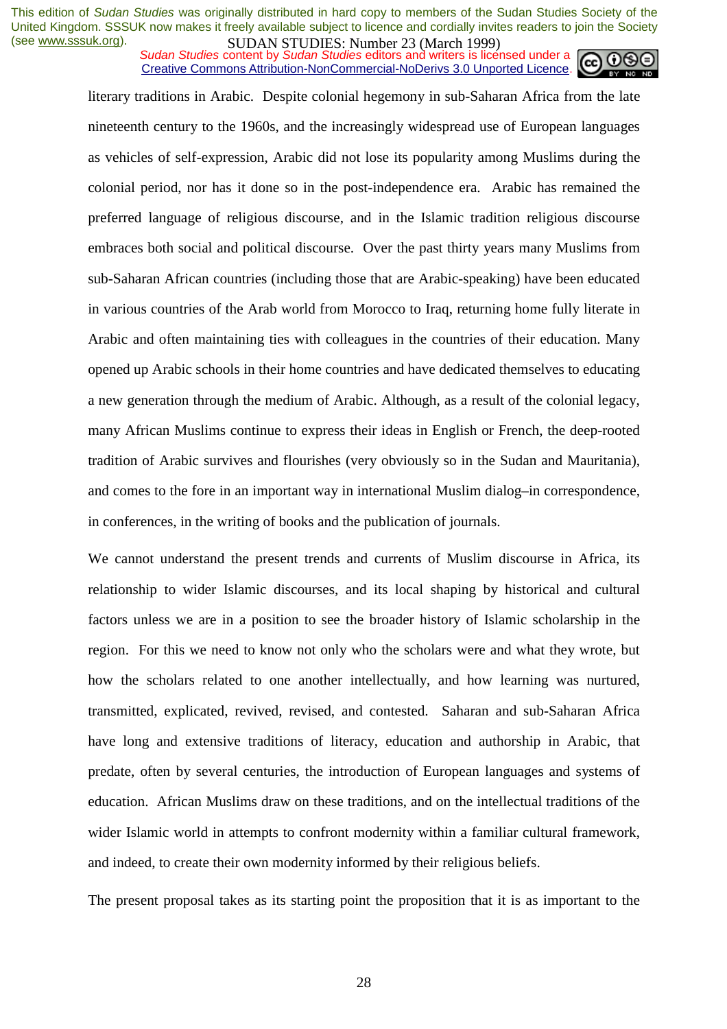literary traditions in Arabic. Despite colonial hegemony in sub-Saharan Africa from the late nineteenth century to the 1960s, and the increasingly widespread use of European languages as vehicles of self-expression, Arabic did not lose its popularity among Muslims during the colonial period, nor has it done so in the post-independence era. Arabic has remained the preferred language of religious discourse, and in the Islamic tradition religious discourse embraces both social and political discourse. Over the past thirty years many Muslims from sub-Saharan African countries (including those that are Arabic-speaking) have been educated in various countries of the Arab world from Morocco to Iraq, returning home fully literate in Arabic and often maintaining ties with colleagues in the countries of their education. Many opened up Arabic schools in their home countries and have dedicated themselves to educating a new generation through the medium of Arabic. Although, as a result of the colonial legacy, many African Muslims continue to express their ideas in English or French, the deep-rooted tradition of Arabic survives and flourishes (very obviously so in the Sudan and Mauritania), and comes to the fore in an important way in international Muslim dialog–in correspondence, in conferences, in the writing of books and the publication of journals.

We cannot understand the present trends and currents of Muslim discourse in Africa, its relationship to wider Islamic discourses, and its local shaping by historical and cultural factors unless we are in a position to see the broader history of Islamic scholarship in the region. For this we need to know not only who the scholars were and what they wrote, but how the scholars related to one another intellectually, and how learning was nurtured, transmitted, explicated, revived, revised, and contested. Saharan and sub-Saharan Africa have long and extensive traditions of literacy, education and authorship in Arabic, that predate, often by several centuries, the introduction of European languages and systems of education. African Muslims draw on these traditions, and on the intellectual traditions of the wider Islamic world in attempts to confront modernity within a familiar cultural framework, and indeed, to create their own modernity informed by their religious beliefs.

The present proposal takes as its starting point the proposition that it is as important to the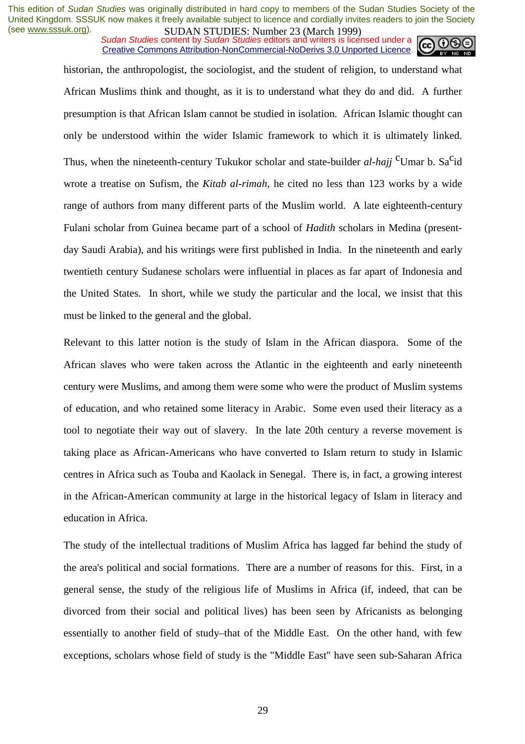historian, the anthropologist, the sociologist, and the student of religion, to understand what African Muslims think and thought, as it is to understand what they do and did. A further presumption is that African Islam cannot be studied in isolation. African Islamic thought can only be understood within the wider Islamic framework to which it is ultimately linked. Thus, when the nineteenth-century Tukukor scholar and state-builder *al-hajj* ᶜUmar b. Saᶜid wrote a treatise on Sufism, the *Kitab al-rimah*, he cited no less than 123 works by a wide range of authors from many different parts of the Muslim world. A late eighteenth-century Fulani scholar from Guinea became part of a school of *Hadith* scholars in Medina (present-day Saudi Arabia), and his writings were first published in India. In the nineteenth and early twentieth century Sudanese scholars were influential in places as far apart of Indonesia and the United States. In short, while we study the particular and the local, we insist that this must be linked to the general and the global.

Relevant to this latter notion is the study of Islam in the African diaspora. Some of the African slaves who were taken across the Atlantic in the eighteenth and early nineteenth century were Muslims, and among them were some who were the product of Muslim systems of education, and who retained some literacy in Arabic. Some even used their literacy as a tool to negotiate their way out of slavery. In the late 20th century a reverse movement is taking place as African-Americans who have converted to Islam return to study in Islamic centres in Africa such as Touba and Kaolack in Senegal. There is, in fact, a growing interest in the African-American community at large in the historical legacy of Islam in literacy and education in Africa.

The study of the intellectual traditions of Muslim Africa has lagged far behind the study of the area's political and social formations. There are a number of reasons for this. First, in a general sense, the study of the religious life of Muslims in Africa (if, indeed, that can be divorced from their social and political lives) has been seen by Africanists as belonging essentially to another field of study–that of the Middle East. On the other hand, with few exceptions, scholars whose field of study is the "Middle East" have seen sub-Saharan Africa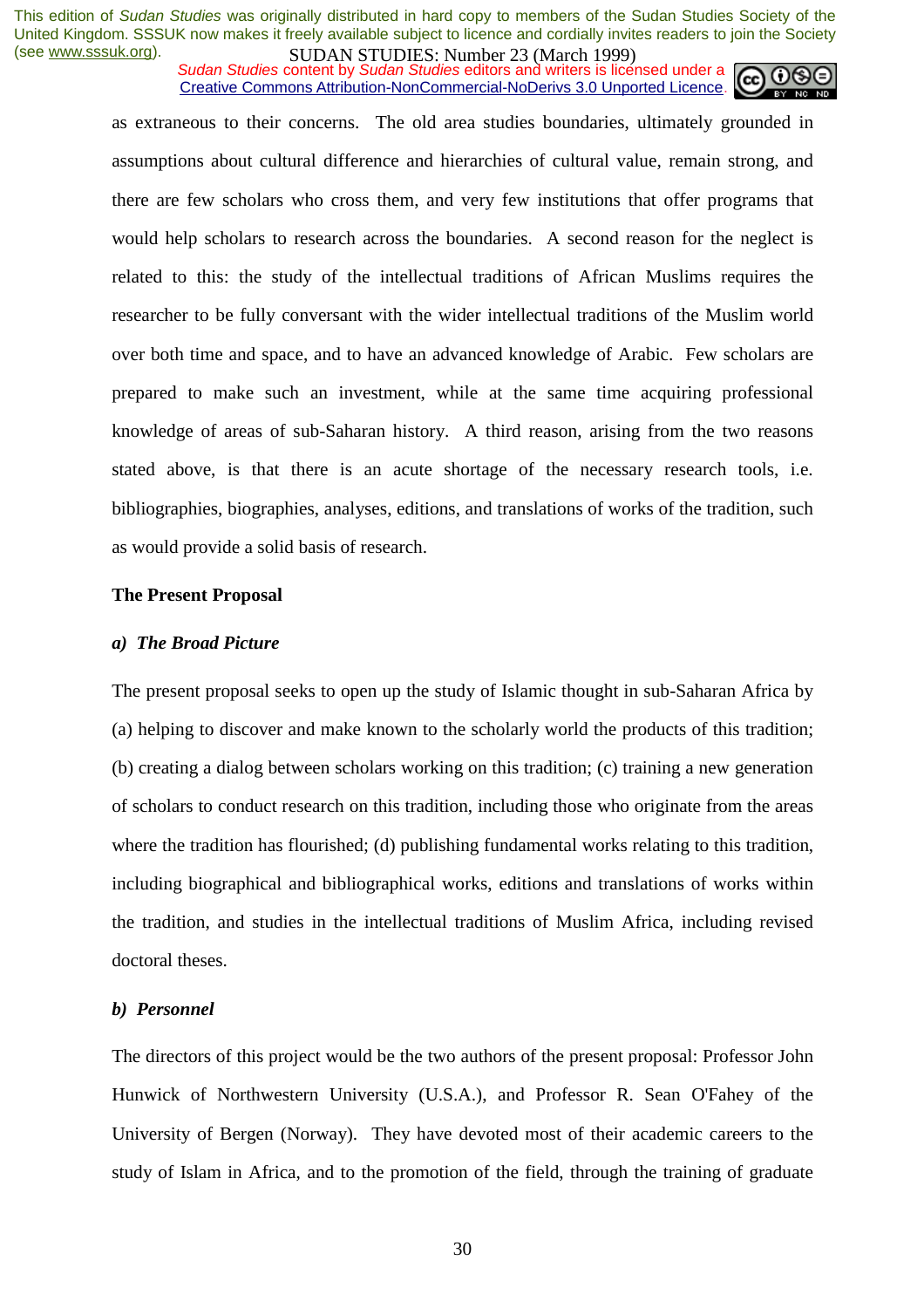as extraneous to their concerns. The old area studies boundaries, ultimately grounded in assumptions about cultural difference and hierarchies of cultural value, remain strong, and there are few scholars who cross them, and very few institutions that offer programs that would help scholars to research across the boundaries. A second reason for the neglect is related to this: the study of the intellectual traditions of African Muslims requires the researcher to be fully conversant with the wider intellectual traditions of the Muslim world over both time and space, and to have an advanced knowledge of Arabic. Few scholars are prepared to make such an investment, while at the same time acquiring professional knowledge of areas of sub-Saharan history. A third reason, arising from the two reasons stated above, is that there is an acute shortage of the necessary research tools, i.e. bibliographies, biographies, analyses, editions, and translations of works of the tradition, such as would provide a solid basis of research.

**The Present Proposal**

***a) The Broad Picture***

The present proposal seeks to open up the study of Islamic thought in sub-Saharan Africa by (a) helping to discover and make known to the scholarly world the products of this tradition; (b) creating a dialog between scholars working on this tradition; (c) training a new generation of scholars to conduct research on this tradition, including those who originate from the areas where the tradition has flourished; (d) publishing fundamental works relating to this tradition, including biographical and bibliographical works, editions and translations of works within the tradition, and studies in the intellectual traditions of Muslim Africa, including revised doctoral theses.

***b) Personnel***

The directors of this project would be the two authors of the present proposal: Professor John Hunwick of Northwestern University (U.S.A.), and Professor R. Sean O'Fahey of the University of Bergen (Norway). They have devoted most of their academic careers to the study of Islam in Africa, and to the promotion of the field, through the training of graduate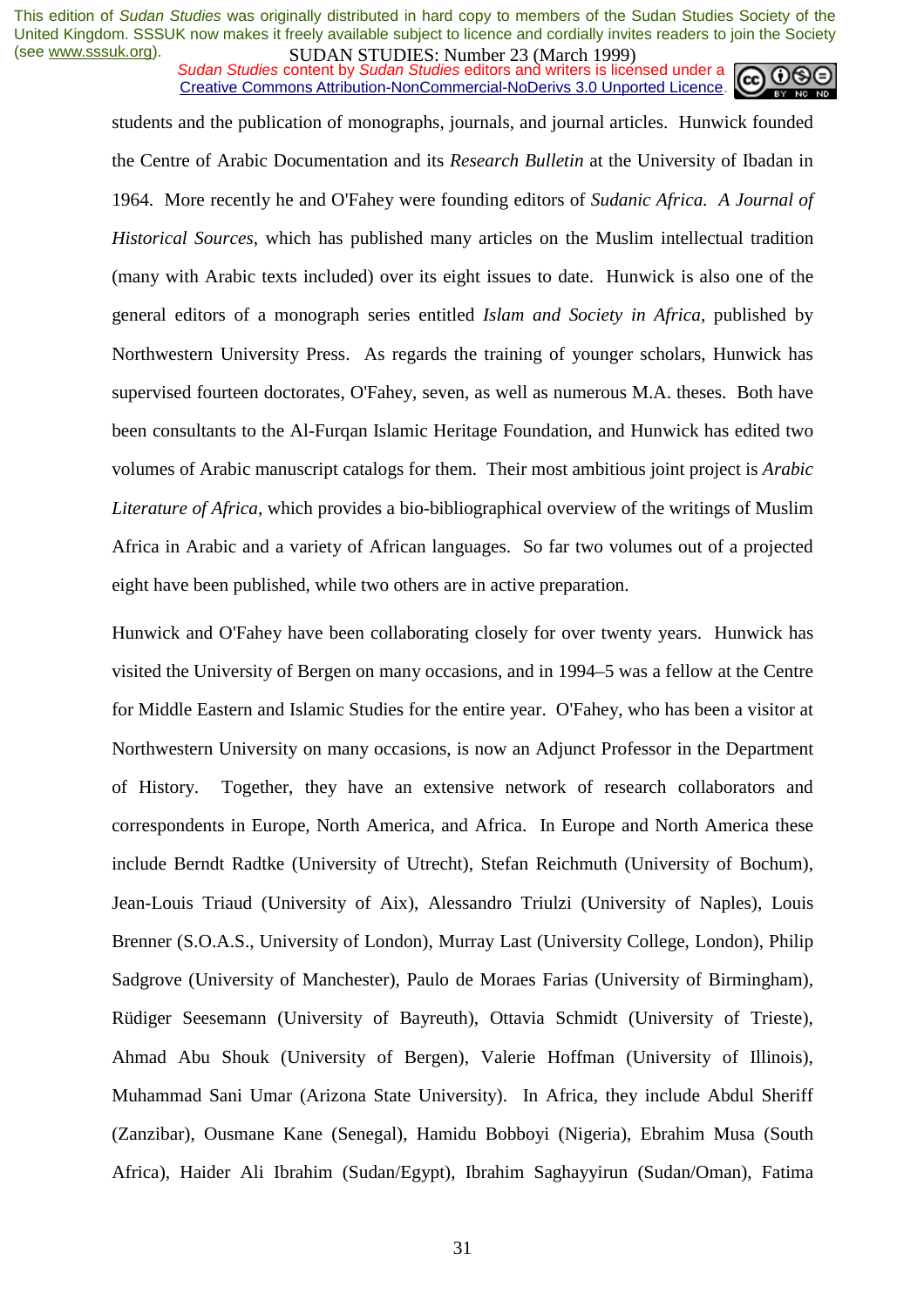students and the publication of monographs, journals, and journal articles. Hunwick founded the Centre of Arabic Documentation and its *Research Bulletin* at the University of Ibadan in 1964. More recently he and O'Fahey were founding editors of *Sudanic Africa. A Journal of Historical Sources*, which has published many articles on the Muslim intellectual tradition (many with Arabic texts included) over its eight issues to date. Hunwick is also one of the general editors of a monograph series entitled *Islam and Society in Africa*, published by Northwestern University Press. As regards the training of younger scholars, Hunwick has supervised fourteen doctorates, O'Fahey, seven, as well as numerous M.A. theses. Both have been consultants to the Al-Furqan Islamic Heritage Foundation, and Hunwick has edited two volumes of Arabic manuscript catalogs for them. Their most ambitious joint project is *Arabic Literature of Africa*, which provides a bio-bibliographical overview of the writings of Muslim Africa in Arabic and a variety of African languages. So far two volumes out of a projected eight have been published, while two others are in active preparation.

Hunwick and O'Fahey have been collaborating closely for over twenty years. Hunwick has visited the University of Bergen on many occasions, and in 1994–5 was a fellow at the Centre for Middle Eastern and Islamic Studies for the entire year. O'Fahey, who has been a visitor at Northwestern University on many occasions, is now an Adjunct Professor in the Department of History. Together, they have an extensive network of research collaborators and correspondents in Europe, North America, and Africa. In Europe and North America these include Berndt Radtke (University of Utrecht), Stefan Reichmuth (University of Bochum), Jean-Louis Triaud (University of Aix), Alessandro Triulzi (University of Naples), Louis Brenner (S.O.A.S., University of London), Murray Last (University College, London), Philip Sadgrove (University of Manchester), Paulo de Moraes Farias (University of Birmingham), Rüdiger Seesemann (University of Bayreuth), Ottavia Schmidt (University of Trieste), Ahmad Abu Shouk (University of Bergen), Valerie Hoffman (University of Illinois), Muhammad Sani Umar (Arizona State University). In Africa, they include Abdul Sheriff (Zanzibar), Ousmane Kane (Senegal), Hamidu Bobboyi (Nigeria), Ebrahim Musa (South Africa), Haider Ali Ibrahim (Sudan/Egypt), Ibrahim Saghayyirun (Sudan/Oman), Fatima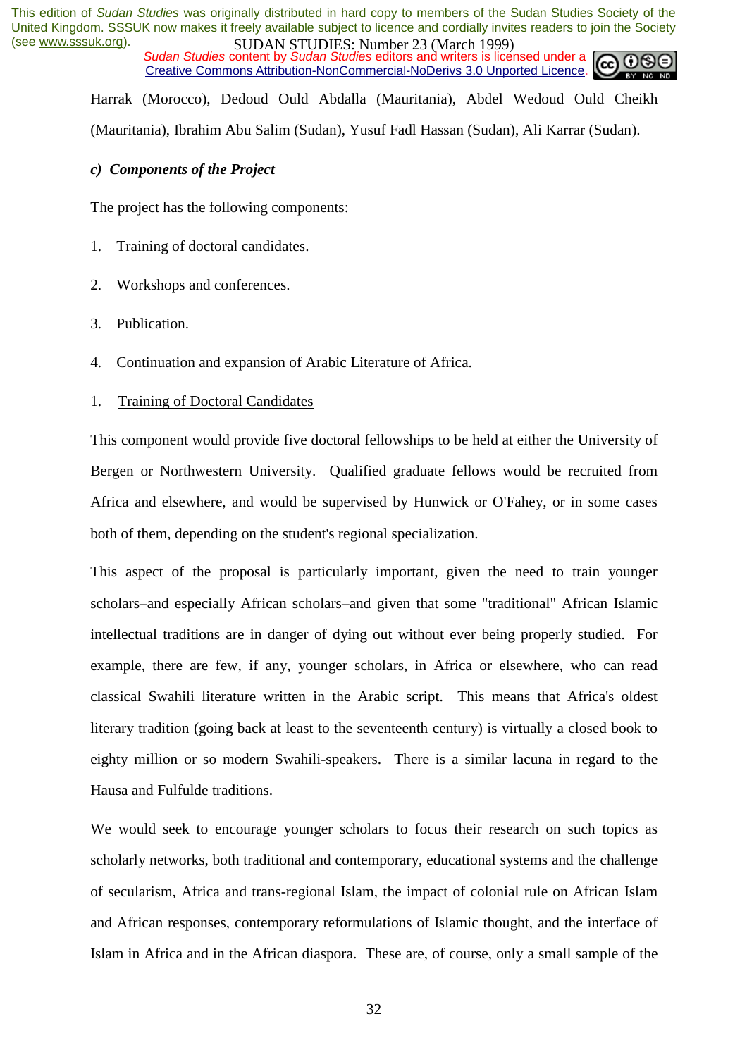Harrak (Morocco), Dedoud Ould Abdalla (Mauritania), Abdel Wedoud Ould Cheikh (Mauritania), Ibrahim Abu Salim (Sudan), Yusuf Fadl Hassan (Sudan), Ali Karrar (Sudan).

***c) Components of the Project***

The project has the following components:

1. Training of doctoral candidates.

2. Workshops and conferences.

3. Publication.

4. Continuation and expansion of Arabic Literature of Africa.

1. <u>Training of Doctoral Candidates</u>

This component would provide five doctoral fellowships to be held at either the University of Bergen or Northwestern University. Qualified graduate fellows would be recruited from Africa and elsewhere, and would be supervised by Hunwick or O'Fahey, or in some cases both of them, depending on the student's regional specialization.

This aspect of the proposal is particularly important, given the need to train younger scholars–and especially African scholars–and given that some "traditional" African Islamic intellectual traditions are in danger of dying out without ever being properly studied. For example, there are few, if any, younger scholars, in Africa or elsewhere, who can read classical Swahili literature written in the Arabic script. This means that Africa's oldest literary tradition (going back at least to the seventeenth century) is virtually a closed book to eighty million or so modern Swahili-speakers. There is a similar lacuna in regard to the Hausa and Fulfulde traditions.

We would seek to encourage younger scholars to focus their research on such topics as scholarly networks, both traditional and contemporary, educational systems and the challenge of secularism, Africa and trans-regional Islam, the impact of colonial rule on African Islam and African responses, contemporary reformulations of Islamic thought, and the interface of Islam in Africa and in the African diaspora. These are, of course, only a small sample of the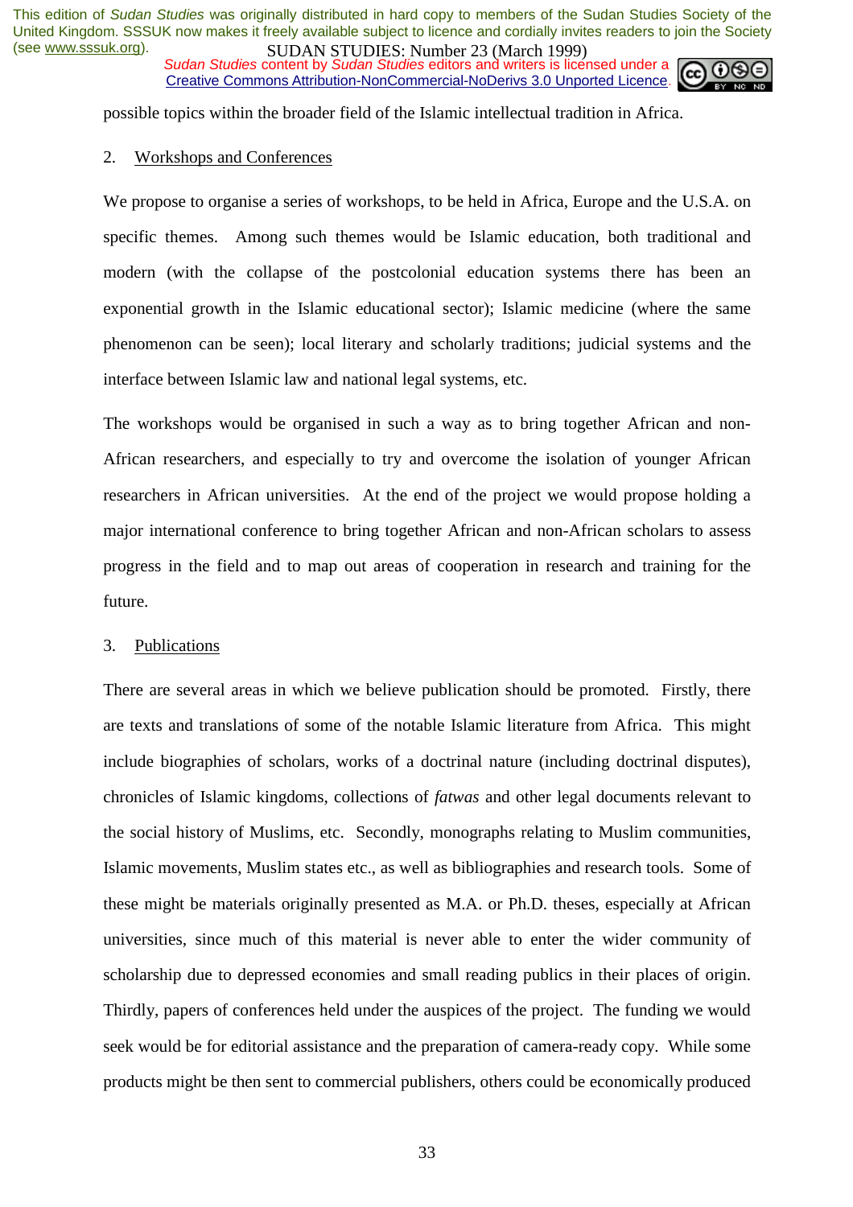possible topics within the broader field of the Islamic intellectual tradition in Africa.

2. Workshops and Conferences

We propose to organise a series of workshops, to be held in Africa, Europe and the U.S.A. on specific themes. Among such themes would be Islamic education, both traditional and modern (with the collapse of the postcolonial education systems there has been an exponential growth in the Islamic educational sector); Islamic medicine (where the same phenomenon can be seen); local literary and scholarly traditions; judicial systems and the interface between Islamic law and national legal systems, etc.

The workshops would be organised in such a way as to bring together African and non-African researchers, and especially to try and overcome the isolation of younger African researchers in African universities. At the end of the project we would propose holding a major international conference to bring together African and non-African scholars to assess progress in the field and to map out areas of cooperation in research and training for the future.

3. Publications

There are several areas in which we believe publication should be promoted. Firstly, there are texts and translations of some of the notable Islamic literature from Africa. This might include biographies of scholars, works of a doctrinal nature (including doctrinal disputes), chronicles of Islamic kingdoms, collections of *fatwas* and other legal documents relevant to the social history of Muslims, etc. Secondly, monographs relating to Muslim communities, Islamic movements, Muslim states etc., as well as bibliographies and research tools. Some of these might be materials originally presented as M.A. or Ph.D. theses, especially at African universities, since much of this material is never able to enter the wider community of scholarship due to depressed economies and small reading publics in their places of origin. Thirdly, papers of conferences held under the auspices of the project. The funding we would seek would be for editorial assistance and the preparation of camera-ready copy. While some products might be then sent to commercial publishers, others could be economically produced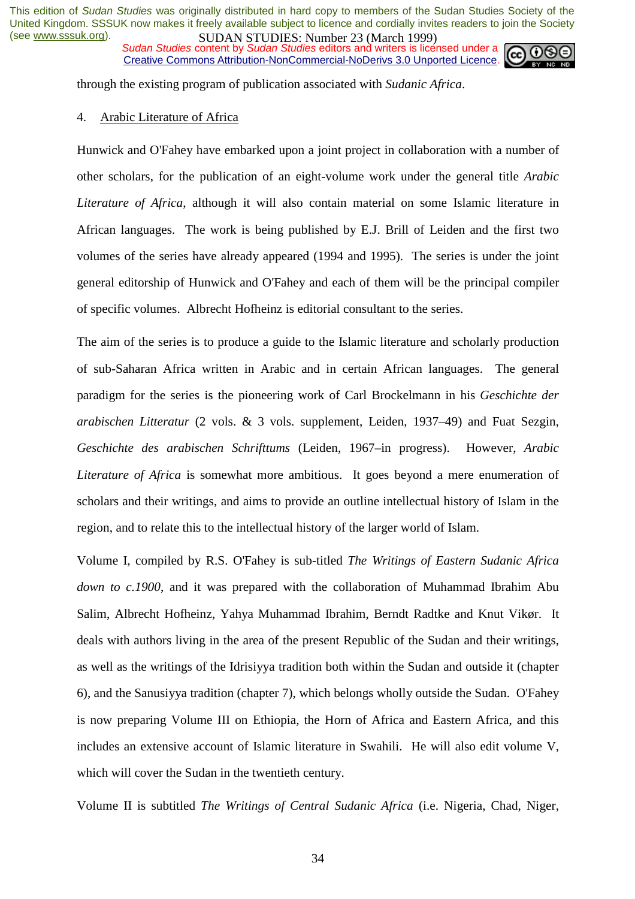through the existing program of publication associated with *Sudanic Africa*.

4. Arabic Literature of Africa

Hunwick and O'Fahey have embarked upon a joint project in collaboration with a number of other scholars, for the publication of an eight-volume work under the general title *Arabic Literature of Africa*, although it will also contain material on some Islamic literature in African languages. The work is being published by E.J. Brill of Leiden and the first two volumes of the series have already appeared (1994 and 1995). The series is under the joint general editorship of Hunwick and O'Fahey and each of them will be the principal compiler of specific volumes. Albrecht Hofheinz is editorial consultant to the series.

The aim of the series is to produce a guide to the Islamic literature and scholarly production of sub-Saharan Africa written in Arabic and in certain African languages. The general paradigm for the series is the pioneering work of Carl Brockelmann in his *Geschichte der arabischen Litteratur* (2 vols. & 3 vols. supplement, Leiden, 1937–49) and Fuat Sezgin, *Geschichte des arabischen Schrifttums* (Leiden, 1967–in progress). However, *Arabic Literature of Africa* is somewhat more ambitious. It goes beyond a mere enumeration of scholars and their writings, and aims to provide an outline intellectual history of Islam in the region, and to relate this to the intellectual history of the larger world of Islam.

Volume I, compiled by R.S. O'Fahey is sub-titled *The Writings of Eastern Sudanic Africa down to c.1900*, and it was prepared with the collaboration of Muhammad Ibrahim Abu Salim, Albrecht Hofheinz, Yahya Muhammad Ibrahim, Berndt Radtke and Knut Vikør. It deals with authors living in the area of the present Republic of the Sudan and their writings, as well as the writings of the Idrisiyya tradition both within the Sudan and outside it (chapter 6), and the Sanusiyya tradition (chapter 7), which belongs wholly outside the Sudan. O'Fahey is now preparing Volume III on Ethiopia, the Horn of Africa and Eastern Africa, and this includes an extensive account of Islamic literature in Swahili. He will also edit volume V, which will cover the Sudan in the twentieth century.

Volume II is subtitled *The Writings of Central Sudanic Africa* (i.e. Nigeria, Chad, Niger,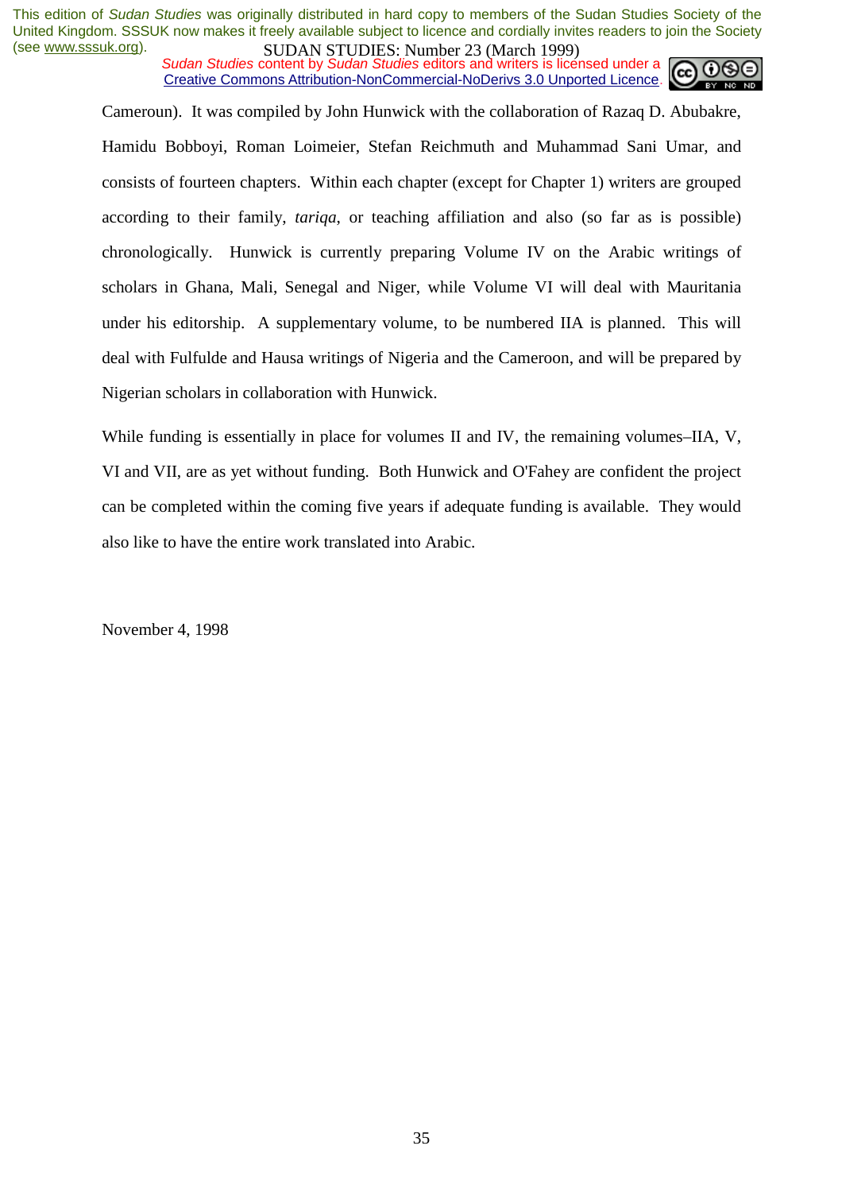Cameroun). It was compiled by John Hunwick with the collaboration of Razaq D. Abubakre, Hamidu Bobboyi, Roman Loimeier, Stefan Reichmuth and Muhammad Sani Umar, and consists of fourteen chapters. Within each chapter (except for Chapter 1) writers are grouped according to their family, *tariqa*, or teaching affiliation and also (so far as is possible) chronologically. Hunwick is currently preparing Volume IV on the Arabic writings of scholars in Ghana, Mali, Senegal and Niger, while Volume VI will deal with Mauritania under his editorship. A supplementary volume, to be numbered IIA is planned. This will deal with Fulfulde and Hausa writings of Nigeria and the Cameroon, and will be prepared by Nigerian scholars in collaboration with Hunwick.

While funding is essentially in place for volumes II and IV, the remaining volumes–IIA, V, VI and VII, are as yet without funding. Both Hunwick and O'Fahey are confident the project can be completed within the coming five years if adequate funding is available. They would also like to have the entire work translated into Arabic.

November 4, 1998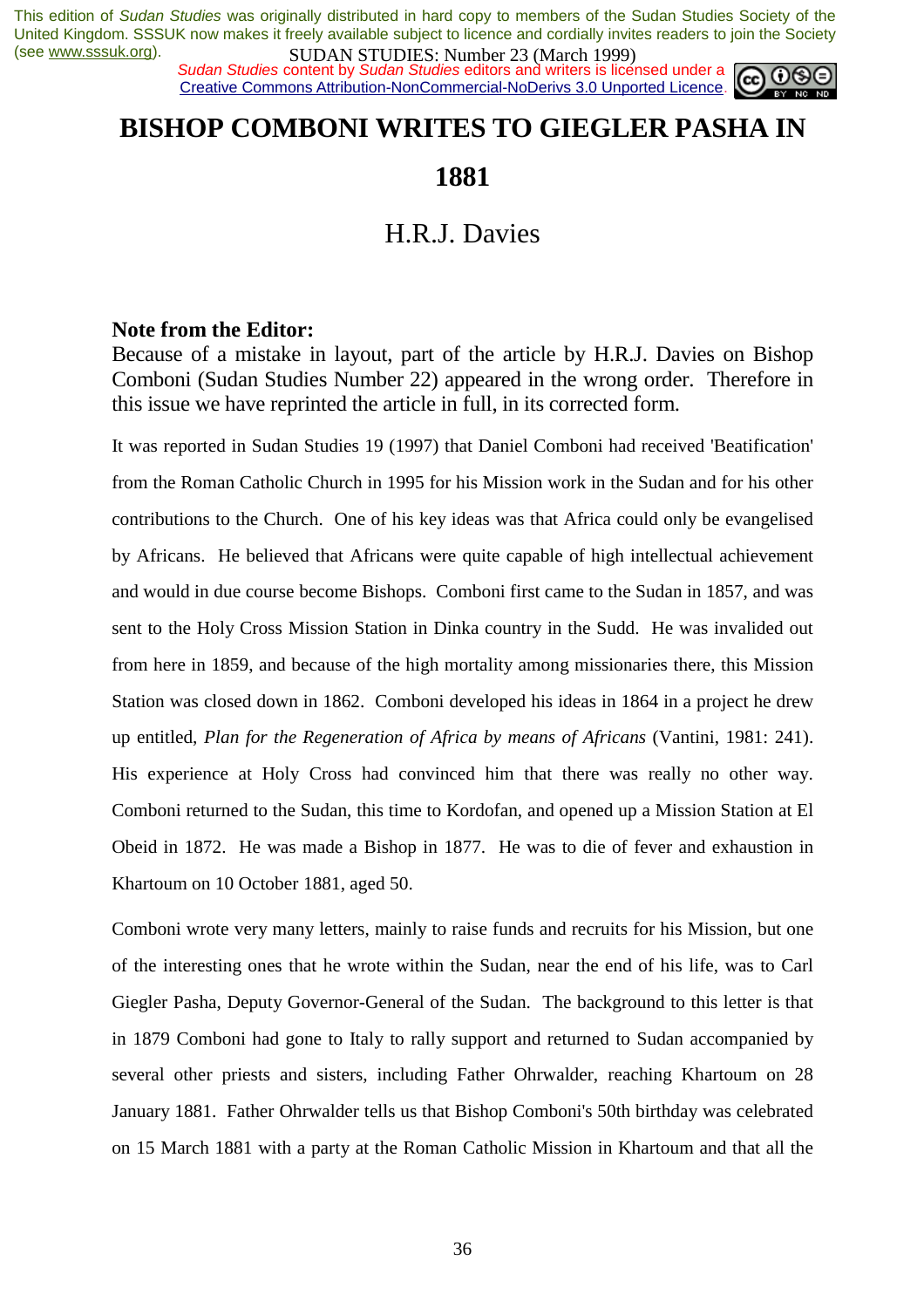# BISHOP COMBONI WRITES TO GIEGLER PASHA IN 1881

## H.R.J. Davies

**Note from the Editor:**
Because of a mistake in layout, part of the article by H.R.J. Davies on Bishop Comboni (Sudan Studies Number 22) appeared in the wrong order. Therefore in this issue we have reprinted the article in full, in its corrected form.

It was reported in Sudan Studies 19 (1997) that Daniel Comboni had received 'Beatification' from the Roman Catholic Church in 1995 for his Mission work in the Sudan and for his other contributions to the Church. One of his key ideas was that Africa could only be evangelised by Africans. He believed that Africans were quite capable of high intellectual achievement and would in due course become Bishops. Comboni first came to the Sudan in 1857, and was sent to the Holy Cross Mission Station in Dinka country in the Sudd. He was invalided out from here in 1859, and because of the high mortality among missionaries there, this Mission Station was closed down in 1862. Comboni developed his ideas in 1864 in a project he drew up entitled, *Plan for the Regeneration of Africa by means of Africans* (Vantini, 1981: 241). His experience at Holy Cross had convinced him that there was really no other way. Comboni returned to the Sudan, this time to Kordofan, and opened up a Mission Station at El Obeid in 1872. He was made a Bishop in 1877. He was to die of fever and exhaustion in Khartoum on 10 October 1881, aged 50.

Comboni wrote very many letters, mainly to raise funds and recruits for his Mission, but one of the interesting ones that he wrote within the Sudan, near the end of his life, was to Carl Giegler Pasha, Deputy Governor-General of the Sudan. The background to this letter is that in 1879 Comboni had gone to Italy to rally support and returned to Sudan accompanied by several other priests and sisters, including Father Ohrwalder, reaching Khartoum on 28 January 1881. Father Ohrwalder tells us that Bishop Comboni's 50th birthday was celebrated on 15 March 1881 with a party at the Roman Catholic Mission in Khartoum and that all the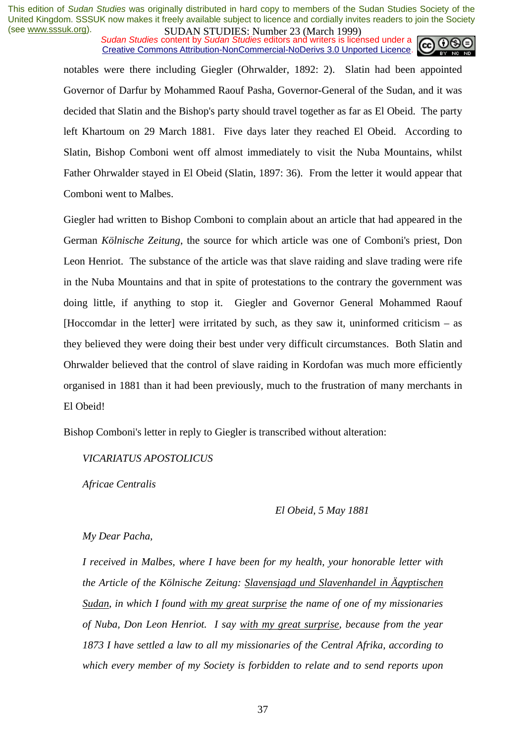notables were there including Giegler (Ohrwalder, 1892: 2). Slatin had been appointed Governor of Darfur by Mohammed Raouf Pasha, Governor-General of the Sudan, and it was decided that Slatin and the Bishop's party should travel together as far as El Obeid. The party left Khartoum on 29 March 1881. Five days later they reached El Obeid. According to Slatin, Bishop Comboni went off almost immediately to visit the Nuba Mountains, whilst Father Ohrwalder stayed in El Obeid (Slatin, 1897: 36). From the letter it would appear that Comboni went to Malbes.

Giegler had written to Bishop Comboni to complain about an article that had appeared in the German *Kölnische Zeitung*, the source for which article was one of Comboni's priest, Don Leon Henriot. The substance of the article was that slave raiding and slave trading were rife in the Nuba Mountains and that in spite of protestations to the contrary the government was doing little, if anything to stop it. Giegler and Governor General Mohammed Raouf [Hoccomdar in the letter] were irritated by such, as they saw it, uninformed criticism – as they believed they were doing their best under very difficult circumstances. Both Slatin and Ohrwalder believed that the control of slave raiding in Kordofan was much more efficiently organised in 1881 than it had been previously, much to the frustration of many merchants in El Obeid!

Bishop Comboni's letter in reply to Giegler is transcribed without alteration:

*VICARIATUS APOSTOLICUS*

*Africae Centralis*

*El Obeid, 5 May 1881*

*My Dear Pacha,*

*I received in Malbes, where I have been for my health, your honorable letter with the Article of the Kölnische Zeitung: <u>Slavensjagd und Slavenhandel in Ägyptischen Sudan</u>, in which I found <u>with my great surprise</u> the name of one of my missionaries of Nuba, Don Leon Henriot. I say <u>with my great surprise</u>, because from the year 1873 I have settled a law to all my missionaries of the Central Afrika, according to which every member of my Society is forbidden to relate and to send reports upon*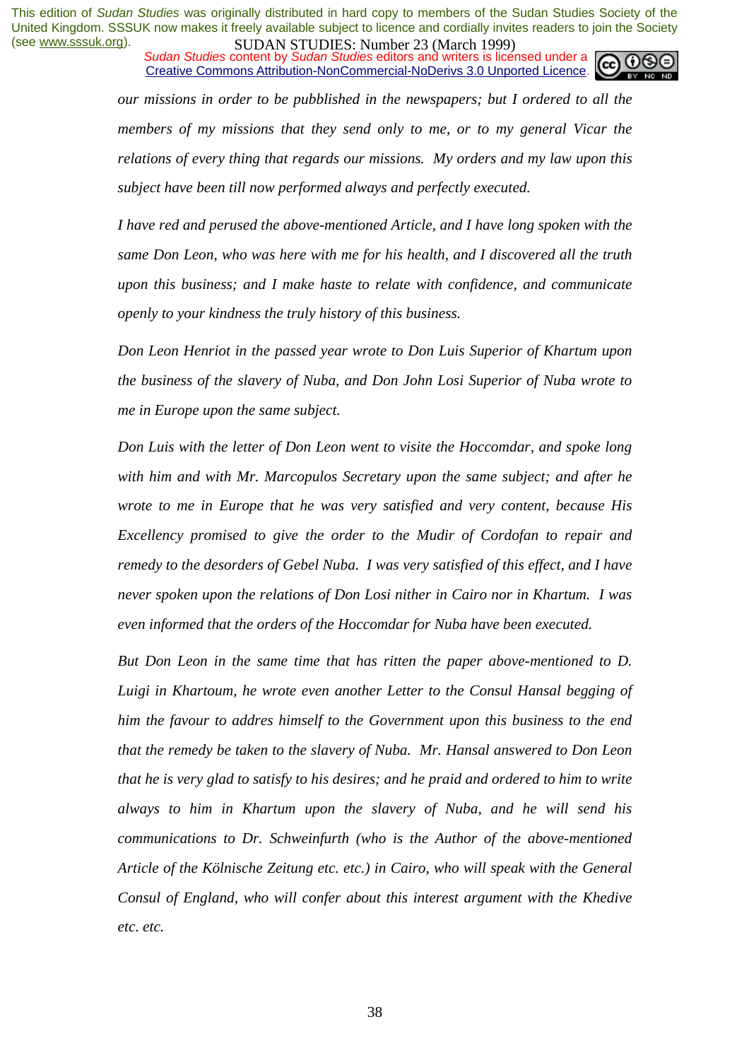*our missions in order to be pubblished in the newspapers; but I ordered to all the members of my missions that they send only to me, or to my general Vicar the relations of every thing that regards our missions. My orders and my law upon this subject have been till now performed always and perfectly executed.*

*I have red and perused the above-mentioned Article, and I have long spoken with the same Don Leon, who was here with me for his health, and I discovered all the truth upon this business; and I make haste to relate with confidence, and communicate openly to your kindness the truly history of this business.*

*Don Leon Henriot in the passed year wrote to Don Luis Superior of Khartum upon the business of the slavery of Nuba, and Don John Losi Superior of Nuba wrote to me in Europe upon the same subject.*

*Don Luis with the letter of Don Leon went to visite the Hoccomdar, and spoke long with him and with Mr. Marcopulos Secretary upon the same subject; and after he wrote to me in Europe that he was very satisfied and very content, because His Excellency promised to give the order to the Mudir of Cordofan to repair and remedy to the desorders of Gebel Nuba. I was very satisfied of this effect, and I have never spoken upon the relations of Don Losi nither in Cairo nor in Khartum. I was even informed that the orders of the Hoccomdar for Nuba have been executed.*

*But Don Leon in the same time that has ritten the paper above-mentioned to D. Luigi in Khartoum, he wrote even another Letter to the Consul Hansal begging of him the favour to addres himself to the Government upon this business to the end that the remedy be taken to the slavery of Nuba. Mr. Hansal answered to Don Leon that he is very glad to satisfy to his desires; and he praid and ordered to him to write always to him in Khartum upon the slavery of Nuba, and he will send his communications to Dr. Schweinfurth (who is the Author of the above-mentioned Article of the Kölnische Zeitung etc. etc.) in Cairo, who will speak with the General Consul of England, who will confer about this interest argument with the Khedive etc. etc.*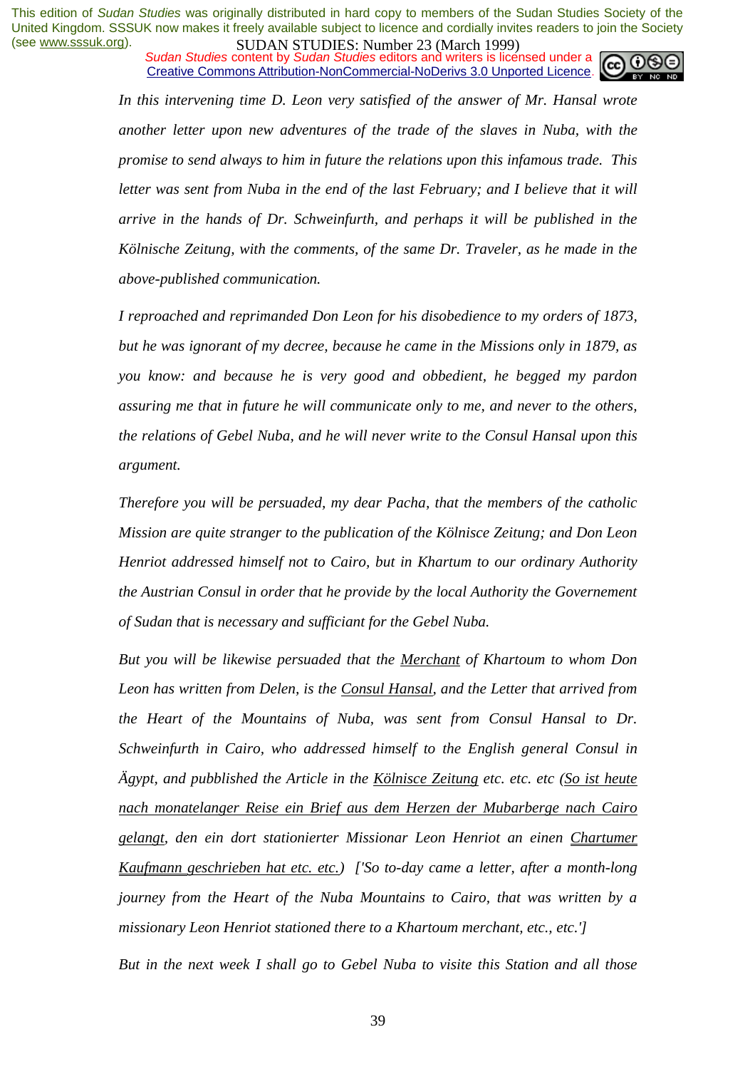*In this intervening time D. Leon very satisfied of the answer of Mr. Hansal wrote another letter upon new adventures of the trade of the slaves in Nuba, with the promise to send always to him in future the relations upon this infamous trade. This letter was sent from Nuba in the end of the last February; and I believe that it will arrive in the hands of Dr. Schweinfurth, and perhaps it will be published in the Kölnische Zeitung, with the comments, of the same Dr. Traveler, as he made in the above-published communication.*

*I reproached and reprimanded Don Leon for his disobedience to my orders of 1873, but he was ignorant of my decree, because he came in the Missions only in 1879, as you know: and because he is very good and obbedient, he begged my pardon assuring me that in future he will communicate only to me, and never to the others, the relations of Gebel Nuba, and he will never write to the Consul Hansal upon this argument.*

*Therefore you will be persuaded, my dear Pacha, that the members of the catholic Mission are quite stranger to the publication of the Kölnisce Zeitung; and Don Leon Henriot addressed himself not to Cairo, but in Khartum to our ordinary Authority the Austrian Consul in order that he provide by the local Authority the Governement of Sudan that is necessary and sufficiant for the Gebel Nuba.*

*But you will be likewise persuaded that the Merchant of Khartoum to whom Don Leon has written from Delen, is the Consul Hansal, and the Letter that arrived from the Heart of the Mountains of Nuba, was sent from Consul Hansal to Dr. Schweinfurth in Cairo, who addressed himself to the English general Consul in Ägypt, and pubblished the Article in the Kölnisce Zeitung etc. etc. etc (So ist heute nach monatelanger Reise ein Brief aus dem Herzen der Mubarberge nach Cairo gelangt, den ein dort stationierter Missionar Leon Henriot an einen Chartumer Kaufmann geschrieben hat etc. etc.) ['So to-day came a letter, after a month-long journey from the Heart of the Nuba Mountains to Cairo, that was written by a missionary Leon Henriot stationed there to a Khartoum merchant, etc., etc.']*

*But in the next week I shall go to Gebel Nuba to visite this Station and all those*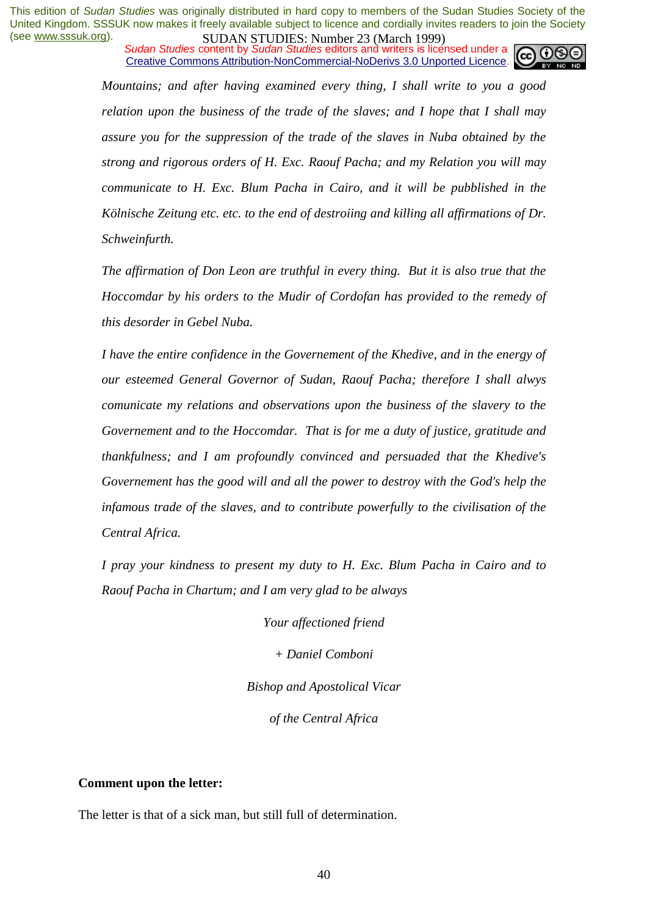*Mountains; and after having examined every thing, I shall write to you a good relation upon the business of the trade of the slaves; and I hope that I shall may assure you for the suppression of the trade of the slaves in Nuba obtained by the strong and rigorous orders of H. Exc. Raouf Pacha; and my Relation you will may communicate to H. Exc. Blum Pacha in Cairo, and it will be pubblished in the Kölnische Zeitung etc. etc. to the end of destroiing and killing all affirmations of Dr. Schweinfurth.*

*The affirmation of Don Leon are truthful in every thing. But it is also true that the Hoccomdar by his orders to the Mudir of Cordofan has provided to the remedy of this desorder in Gebel Nuba.*

*I have the entire confidence in the Governement of the Khedive, and in the energy of our esteemed General Governor of Sudan, Raouf Pacha; therefore I shall alwys comunicate my relations and observations upon the business of the slavery to the Governement and to the Hoccomdar. That is for me a duty of justice, gratitude and thankfulness; and I am profoundly convinced and persuaded that the Khedive's Governement has the good will and all the power to destroy with the God's help the infamous trade of the slaves, and to contribute powerfully to the civilisation of the Central Africa.*

*I pray your kindness to present my duty to H. Exc. Blum Pacha in Cairo and to Raouf Pacha in Chartum; and I am very glad to be always*

*Your affectioned friend*

*+ Daniel Comboni*

*Bishop and Apostolical Vicar*

*of the Central Africa*

**Comment upon the letter:**

The letter is that of a sick man, but still full of determination.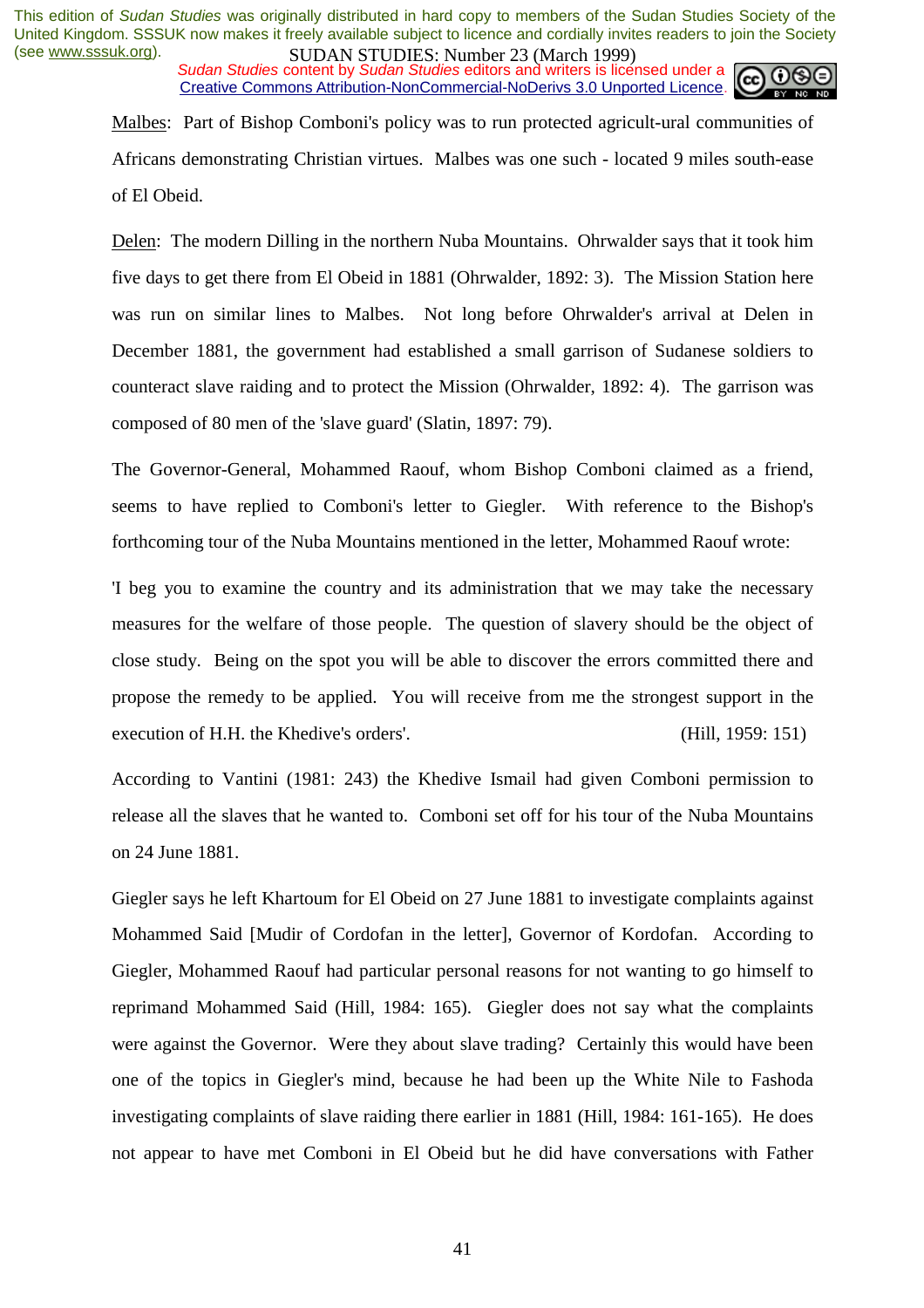Malbes: Part of Bishop Comboni's policy was to run protected agricult-ural communities of Africans demonstrating Christian virtues. Malbes was one such - located 9 miles south-ease of El Obeid.

Delen: The modern Dilling in the northern Nuba Mountains. Ohrwalder says that it took him five days to get there from El Obeid in 1881 (Ohrwalder, 1892: 3). The Mission Station here was run on similar lines to Malbes. Not long before Ohrwalder's arrival at Delen in December 1881, the government had established a small garrison of Sudanese soldiers to counteract slave raiding and to protect the Mission (Ohrwalder, 1892: 4). The garrison was composed of 80 men of the 'slave guard' (Slatin, 1897: 79).

The Governor-General, Mohammed Raouf, whom Bishop Comboni claimed as a friend, seems to have replied to Comboni's letter to Giegler. With reference to the Bishop's forthcoming tour of the Nuba Mountains mentioned in the letter, Mohammed Raouf wrote:

'I beg you to examine the country and its administration that we may take the necessary measures for the welfare of those people. The question of slavery should be the object of close study. Being on the spot you will be able to discover the errors committed there and propose the remedy to be applied. You will receive from me the strongest support in the execution of H.H. the Khedive's orders'. (Hill, 1959: 151)

According to Vantini (1981: 243) the Khedive Ismail had given Comboni permission to release all the slaves that he wanted to. Comboni set off for his tour of the Nuba Mountains on 24 June 1881.

Giegler says he left Khartoum for El Obeid on 27 June 1881 to investigate complaints against Mohammed Said [Mudir of Cordofan in the letter], Governor of Kordofan. According to Giegler, Mohammed Raouf had particular personal reasons for not wanting to go himself to reprimand Mohammed Said (Hill, 1984: 165). Giegler does not say what the complaints were against the Governor. Were they about slave trading? Certainly this would have been one of the topics in Giegler's mind, because he had been up the White Nile to Fashoda investigating complaints of slave raiding there earlier in 1881 (Hill, 1984: 161-165). He does not appear to have met Comboni in El Obeid but he did have conversations with Father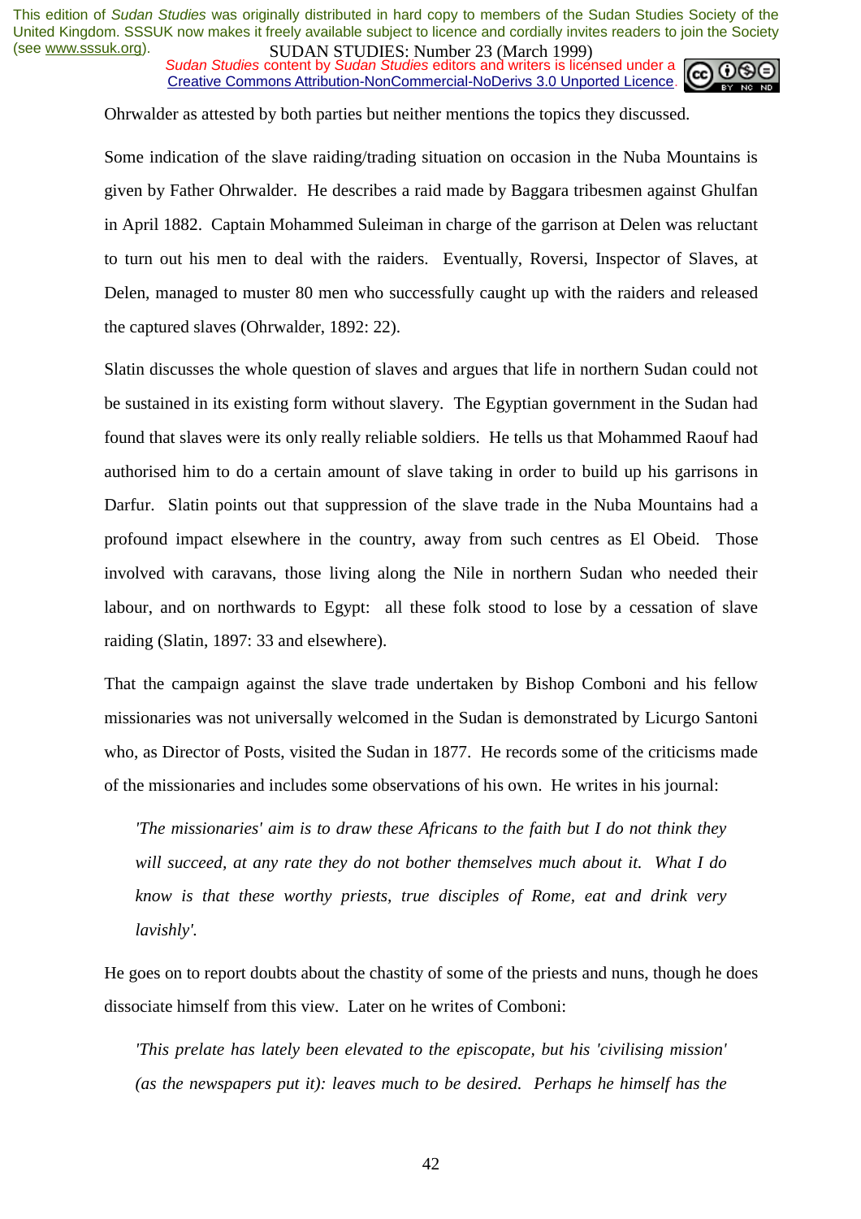Ohrwalder as attested by both parties but neither mentions the topics they discussed.

Some indication of the slave raiding/trading situation on occasion in the Nuba Mountains is given by Father Ohrwalder. He describes a raid made by Baggara tribesmen against Ghulfan in April 1882. Captain Mohammed Suleiman in charge of the garrison at Delen was reluctant to turn out his men to deal with the raiders. Eventually, Roversi, Inspector of Slaves, at Delen, managed to muster 80 men who successfully caught up with the raiders and released the captured slaves (Ohrwalder, 1892: 22).

Slatin discusses the whole question of slaves and argues that life in northern Sudan could not be sustained in its existing form without slavery. The Egyptian government in the Sudan had found that slaves were its only really reliable soldiers. He tells us that Mohammed Raouf had authorised him to do a certain amount of slave taking in order to build up his garrisons in Darfur. Slatin points out that suppression of the slave trade in the Nuba Mountains had a profound impact elsewhere in the country, away from such centres as El Obeid. Those involved with caravans, those living along the Nile in northern Sudan who needed their labour, and on northwards to Egypt: all these folk stood to lose by a cessation of slave raiding (Slatin, 1897: 33 and elsewhere).

That the campaign against the slave trade undertaken by Bishop Comboni and his fellow missionaries was not universally welcomed in the Sudan is demonstrated by Licurgo Santoni who, as Director of Posts, visited the Sudan in 1877. He records some of the criticisms made of the missionaries and includes some observations of his own. He writes in his journal:

> *'The missionaries' aim is to draw these Africans to the faith but I do not think they will succeed, at any rate they do not bother themselves much about it. What I do know is that these worthy priests, true disciples of Rome, eat and drink very lavishly'.*

He goes on to report doubts about the chastity of some of the priests and nuns, though he does dissociate himself from this view. Later on he writes of Comboni:

> *'This prelate has lately been elevated to the episcopate, but his 'civilising mission' (as the newspapers put it): leaves much to be desired. Perhaps he himself has the*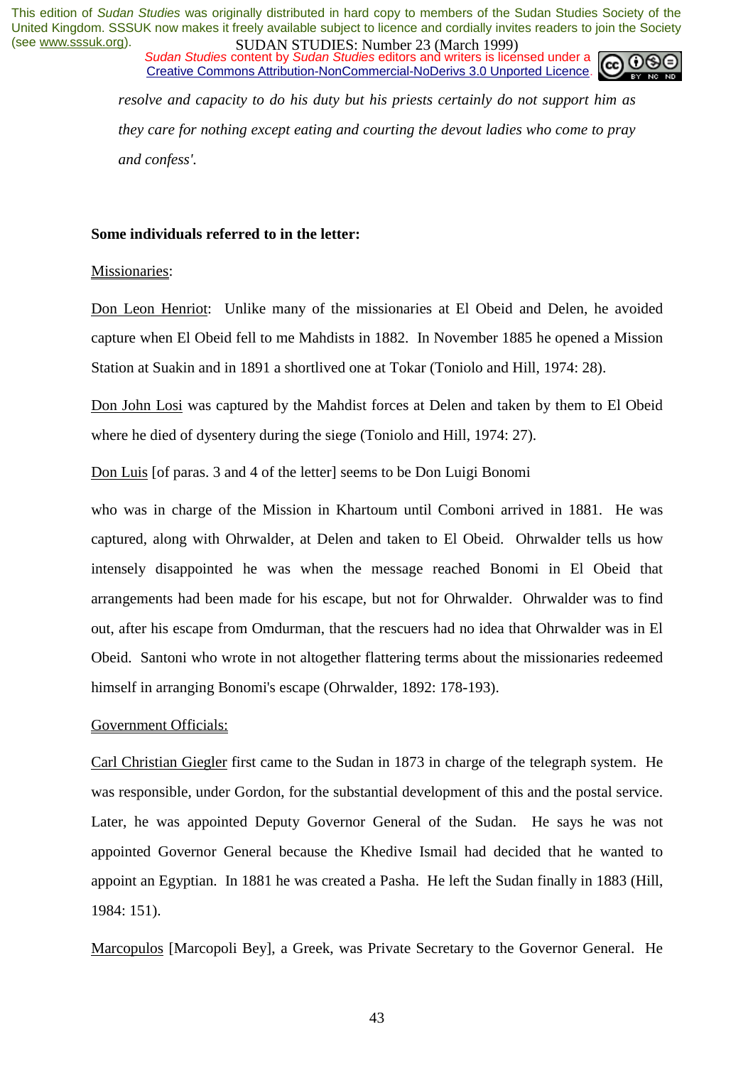*resolve and capacity to do his duty but his priests certainly do not support him as they care for nothing except eating and courting the devout ladies who come to pray and confess'.*

**Some individuals referred to in the letter:**

Missionaries:

Don Leon Henriot: Unlike many of the missionaries at El Obeid and Delen, he avoided capture when El Obeid fell to me Mahdists in 1882. In November 1885 he opened a Mission Station at Suakin and in 1891 a shortlived one at Tokar (Toniolo and Hill, 1974: 28).

Don John Losi was captured by the Mahdist forces at Delen and taken by them to El Obeid where he died of dysentery during the siege (Toniolo and Hill, 1974: 27).

Don Luis [of paras. 3 and 4 of the letter] seems to be Don Luigi Bonomi

who was in charge of the Mission in Khartoum until Comboni arrived in 1881. He was captured, along with Ohrwalder, at Delen and taken to El Obeid. Ohrwalder tells us how intensely disappointed he was when the message reached Bonomi in El Obeid that arrangements had been made for his escape, but not for Ohrwalder. Ohrwalder was to find out, after his escape from Omdurman, that the rescuers had no idea that Ohrwalder was in El Obeid. Santoni who wrote in not altogether flattering terms about the missionaries redeemed himself in arranging Bonomi's escape (Ohrwalder, 1892: 178-193).

Government Officials:

Carl Christian Giegler first came to the Sudan in 1873 in charge of the telegraph system. He was responsible, under Gordon, for the substantial development of this and the postal service. Later, he was appointed Deputy Governor General of the Sudan. He says he was not appointed Governor General because the Khedive Ismail had decided that he wanted to appoint an Egyptian. In 1881 he was created a Pasha. He left the Sudan finally in 1883 (Hill, 1984: 151).

Marcopulos [Marcopoli Bey], a Greek, was Private Secretary to the Governor General. He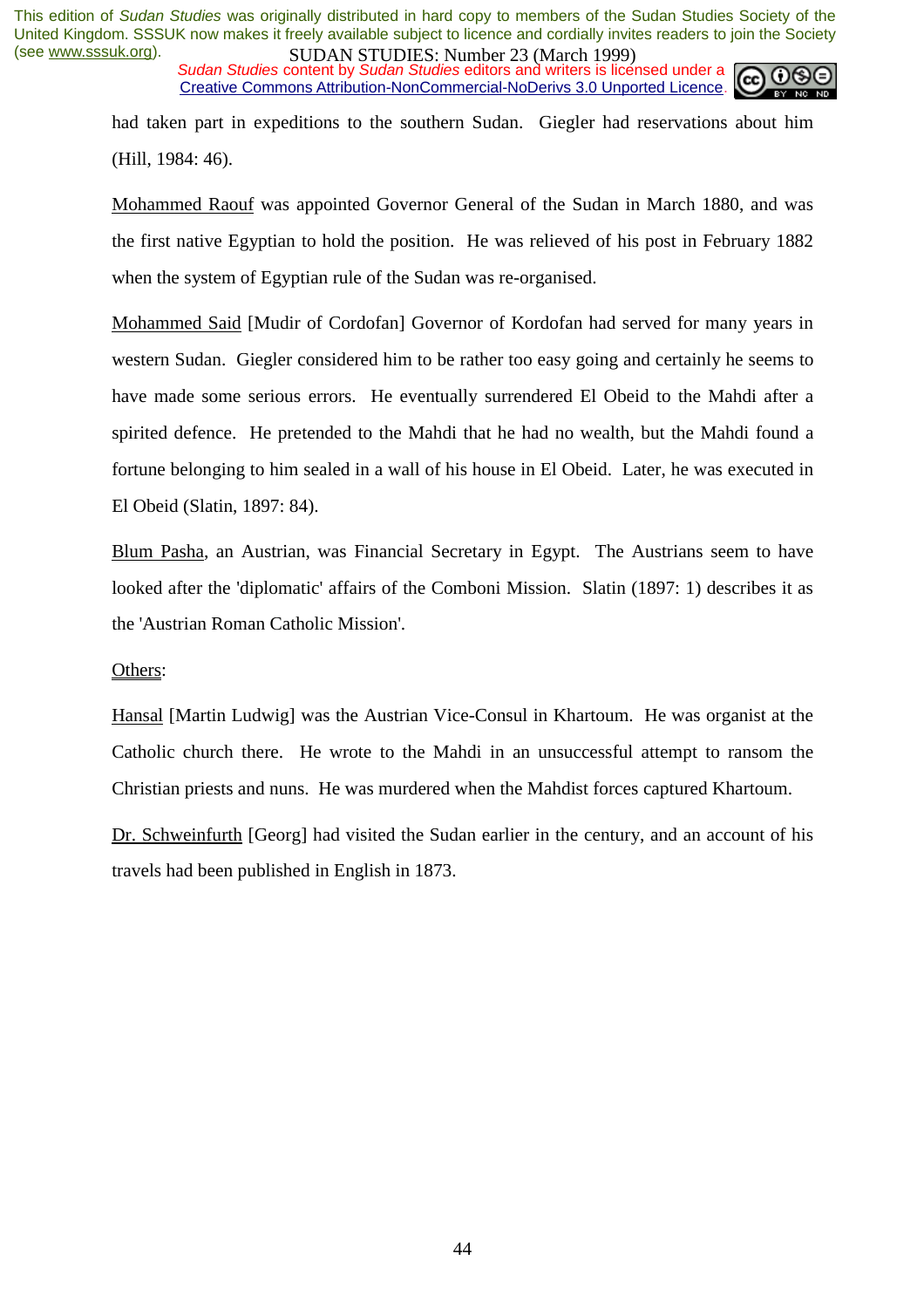had taken part in expeditions to the southern Sudan. Giegler had reservations about him (Hill, 1984: 46).

Mohammed Raouf was appointed Governor General of the Sudan in March 1880, and was the first native Egyptian to hold the position. He was relieved of his post in February 1882 when the system of Egyptian rule of the Sudan was re-organised.

Mohammed Said [Mudir of Cordofan] Governor of Kordofan had served for many years in western Sudan. Giegler considered him to be rather too easy going and certainly he seems to have made some serious errors. He eventually surrendered El Obeid to the Mahdi after a spirited defence. He pretended to the Mahdi that he had no wealth, but the Mahdi found a fortune belonging to him sealed in a wall of his house in El Obeid. Later, he was executed in El Obeid (Slatin, 1897: 84).

Blum Pasha, an Austrian, was Financial Secretary in Egypt. The Austrians seem to have looked after the 'diplomatic' affairs of the Comboni Mission. Slatin (1897: 1) describes it as the 'Austrian Roman Catholic Mission'.

Others:

Hansal [Martin Ludwig] was the Austrian Vice-Consul in Khartoum. He was organist at the Catholic church there. He wrote to the Mahdi in an unsuccessful attempt to ransom the Christian priests and nuns. He was murdered when the Mahdist forces captured Khartoum.

Dr. Schweinfurth [Georg] had visited the Sudan earlier in the century, and an account of his travels had been published in English in 1873.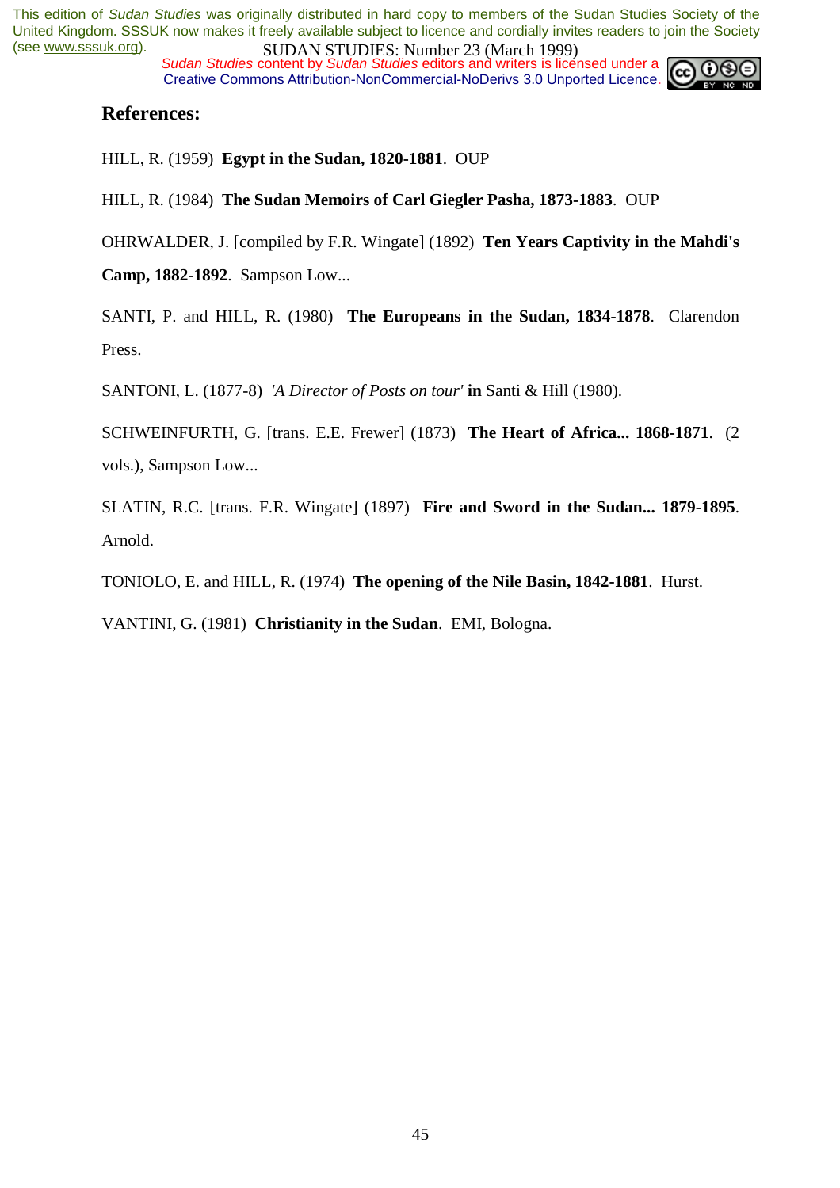## References:

HILL, R. (1959) **Egypt in the Sudan, 1820-1881**. OUP

HILL, R. (1984) **The Sudan Memoirs of Carl Giegler Pasha, 1873-1883**. OUP

OHRWALDER, J. [compiled by F.R. Wingate] (1892) **Ten Years Captivity in the Mahdi's Camp, 1882-1892**. Sampson Low...

SANTI, P. and HILL, R. (1980) **The Europeans in the Sudan, 1834-1878**. Clarendon Press.

SANTONI, L. (1877-8) *'A Director of Posts on tour'* **in** Santi & Hill (1980).

SCHWEINFURTH, G. [trans. E.E. Frewer] (1873) **The Heart of Africa... 1868-1871**. (2 vols.), Sampson Low...

SLATIN, R.C. [trans. F.R. Wingate] (1897) **Fire and Sword in the Sudan... 1879-1895**. Arnold.

TONIOLO, E. and HILL, R. (1974) **The opening of the Nile Basin, 1842-1881**. Hurst.

VANTINI, G. (1981) **Christianity in the Sudan**. EMI, Bologna.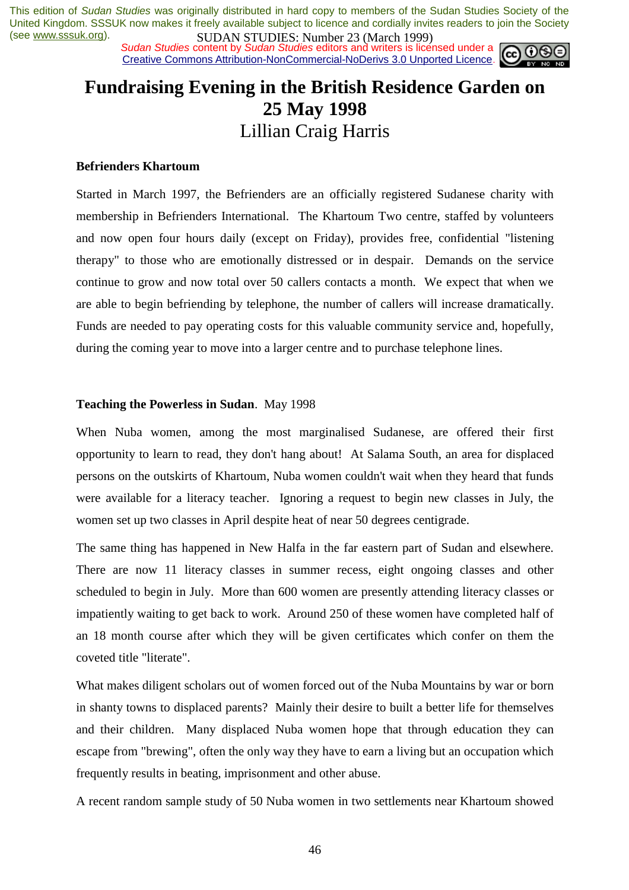# Fundraising Evening in the British Residence Garden on 25 May 1998

Lillian Craig Harris

### Befrienders Khartoum

Started in March 1997, the Befrienders are an officially registered Sudanese charity with membership in Befrienders International. The Khartoum Two centre, staffed by volunteers and now open four hours daily (except on Friday), provides free, confidential "listening therapy" to those who are emotionally distressed or in despair. Demands on the service continue to grow and now total over 50 callers contacts a month. We expect that when we are able to begin befriending by telephone, the number of callers will increase dramatically. Funds are needed to pay operating costs for this valuable community service and, hopefully, during the coming year to move into a larger centre and to purchase telephone lines.

### Teaching the Powerless in Sudan. May 1998

When Nuba women, among the most marginalised Sudanese, are offered their first opportunity to learn to read, they don't hang about! At Salama South, an area for displaced persons on the outskirts of Khartoum, Nuba women couldn't wait when they heard that funds were available for a literacy teacher. Ignoring a request to begin new classes in July, the women set up two classes in April despite heat of near 50 degrees centigrade.

The same thing has happened in New Halfa in the far eastern part of Sudan and elsewhere. There are now 11 literacy classes in summer recess, eight ongoing classes and other scheduled to begin in July. More than 600 women are presently attending literacy classes or impatiently waiting to get back to work. Around 250 of these women have completed half of an 18 month course after which they will be given certificates which confer on them the coveted title "literate".

What makes diligent scholars out of women forced out of the Nuba Mountains by war or born in shanty towns to displaced parents? Mainly their desire to built a better life for themselves and their children. Many displaced Nuba women hope that through education they can escape from "brewing", often the only way they have to earn a living but an occupation which frequently results in beating, imprisonment and other abuse.

A recent random sample study of 50 Nuba women in two settlements near Khartoum showed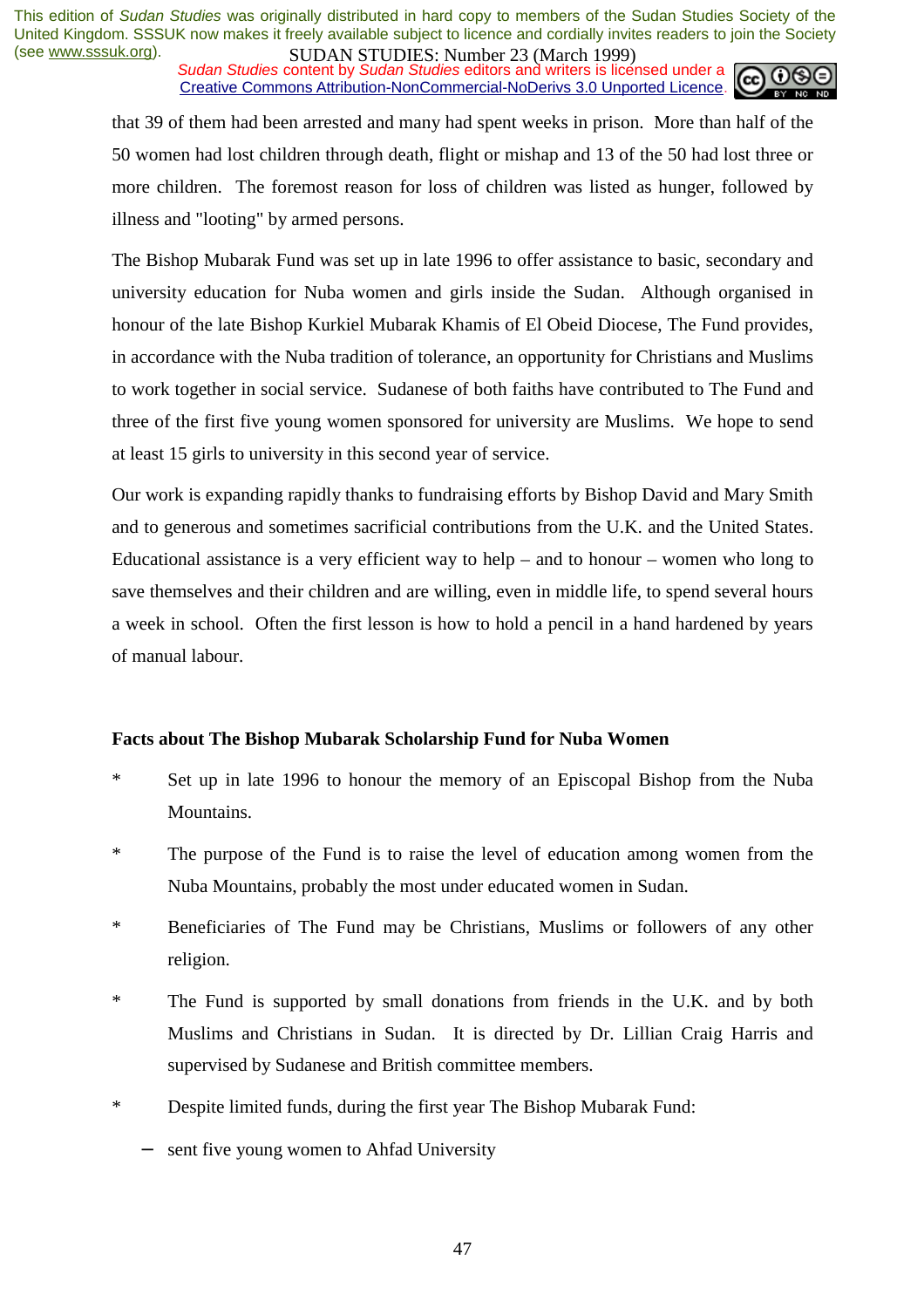that 39 of them had been arrested and many had spent weeks in prison. More than half of the 50 women had lost children through death, flight or mishap and 13 of the 50 had lost three or more children. The foremost reason for loss of children was listed as hunger, followed by illness and "looting" by armed persons.

The Bishop Mubarak Fund was set up in late 1996 to offer assistance to basic, secondary and university education for Nuba women and girls inside the Sudan. Although organised in honour of the late Bishop Kurkiel Mubarak Khamis of El Obeid Diocese, The Fund provides, in accordance with the Nuba tradition of tolerance, an opportunity for Christians and Muslims to work together in social service. Sudanese of both faiths have contributed to The Fund and three of the first five young women sponsored for university are Muslims. We hope to send at least 15 girls to university in this second year of service.

Our work is expanding rapidly thanks to fundraising efforts by Bishop David and Mary Smith and to generous and sometimes sacrificial contributions from the U.K. and the United States. Educational assistance is a very efficient way to help – and to honour – women who long to save themselves and their children and are willing, even in middle life, to spend several hours a week in school. Often the first lesson is how to hold a pencil in a hand hardened by years of manual labour.

**Facts about The Bishop Mubarak Scholarship Fund for Nuba Women**

* Set up in late 1996 to honour the memory of an Episcopal Bishop from the Nuba Mountains.
* The purpose of the Fund is to raise the level of education among women from the Nuba Mountains, probably the most under educated women in Sudan.
* Beneficiaries of The Fund may be Christians, Muslims or followers of any other religion.
* The Fund is supported by small donations from friends in the U.K. and by both Muslims and Christians in Sudan. It is directed by Dr. Lillian Craig Harris and supervised by Sudanese and British committee members.
* Despite limited funds, during the first year The Bishop Mubarak Fund:
    - sent five young women to Ahfad University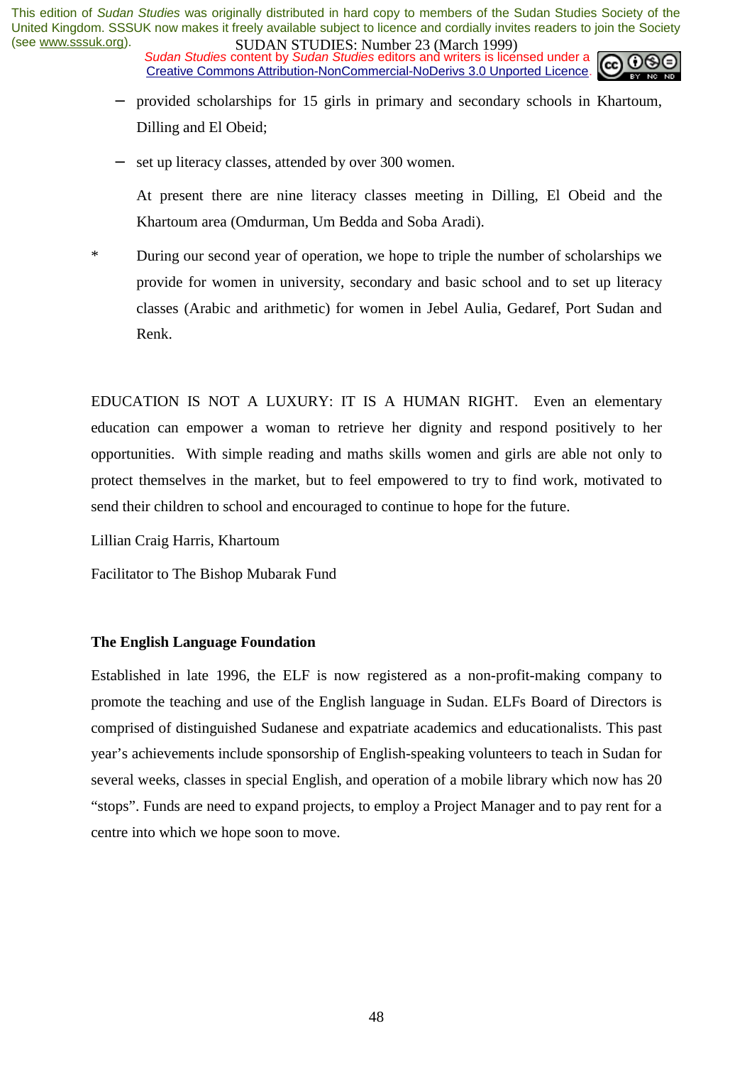- provided scholarships for 15 girls in primary and secondary schools in Khartoum, Dilling and El Obeid;
- set up literacy classes, attended by over 300 women.

  At present there are nine literacy classes meeting in Dilling, El Obeid and the Khartoum area (Omdurman, Um Bedda and Soba Aradi).

* During our second year of operation, we hope to triple the number of scholarships we provide for women in university, secondary and basic school and to set up literacy classes (Arabic and arithmetic) for women in Jebel Aulia, Gedaref, Port Sudan and Renk.

EDUCATION IS NOT A LUXURY: IT IS A HUMAN RIGHT. Even an elementary education can empower a woman to retrieve her dignity and respond positively to her opportunities. With simple reading and maths skills women and girls are able not only to protect themselves in the market, but to feel empowered to try to find work, motivated to send their children to school and encouraged to continue to hope for the future.

Lillian Craig Harris, Khartoum

Facilitator to The Bishop Mubarak Fund

**The English Language Foundation**

Established in late 1996, the ELF is now registered as a non-profit-making company to promote the teaching and use of the English language in Sudan. ELFs Board of Directors is comprised of distinguished Sudanese and expatriate academics and educationalists. This past year's achievements include sponsorship of English-speaking volunteers to teach in Sudan for several weeks, classes in special English, and operation of a mobile library which now has 20 "stops". Funds are need to expand projects, to employ a Project Manager and to pay rent for a centre into which we hope soon to move.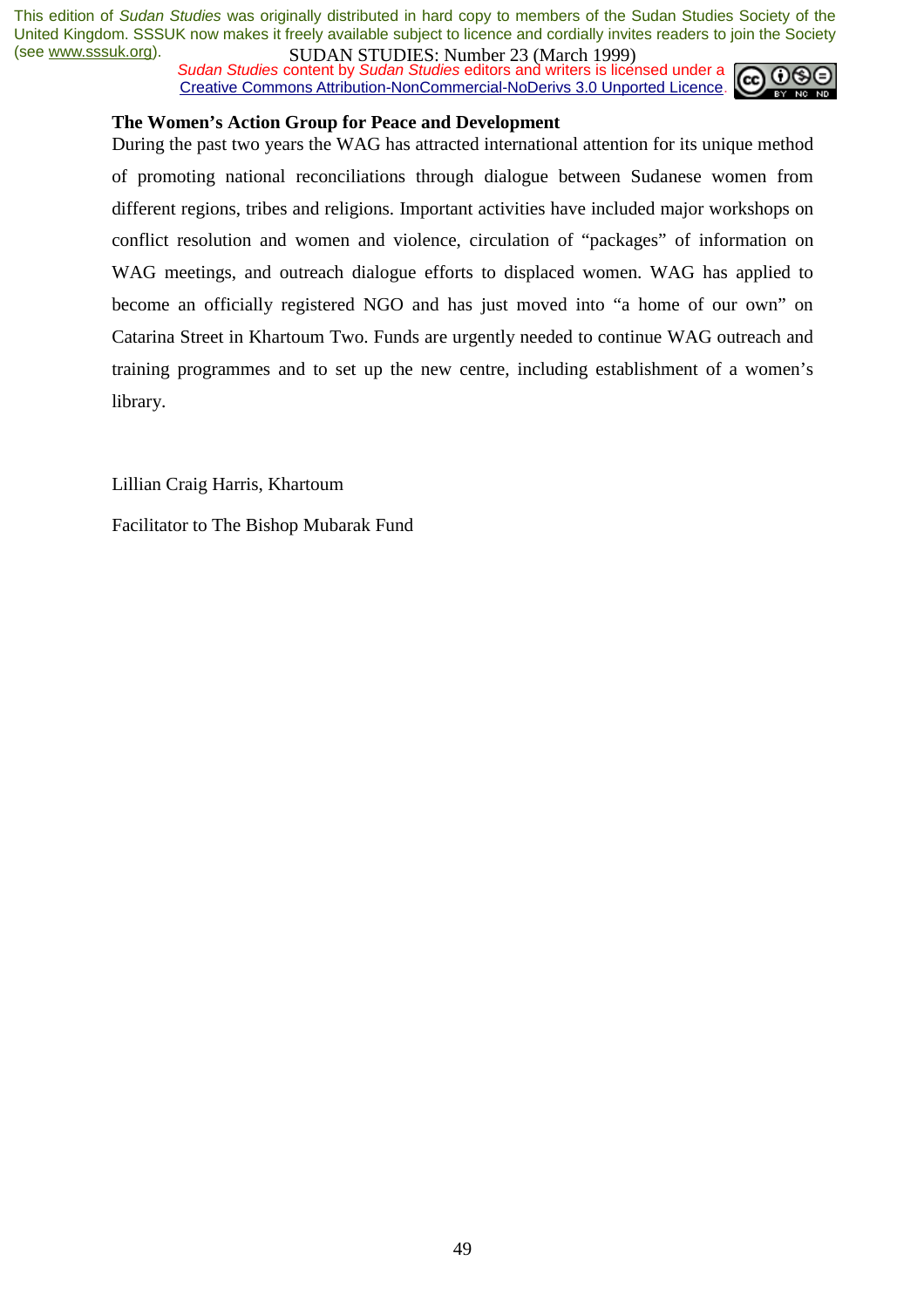**The Women's Action Group for Peace and Development**

During the past two years the WAG has attracted international attention for its unique method of promoting national reconciliations through dialogue between Sudanese women from different regions, tribes and religions. Important activities have included major workshops on conflict resolution and women and violence, circulation of "packages" of information on WAG meetings, and outreach dialogue efforts to displaced women. WAG has applied to become an officially registered NGO and has just moved into "a home of our own" on Catarina Street in Khartoum Two. Funds are urgently needed to continue WAG outreach and training programmes and to set up the new centre, including establishment of a women's library.

Lillian Craig Harris, Khartoum

Facilitator to The Bishop Mubarak Fund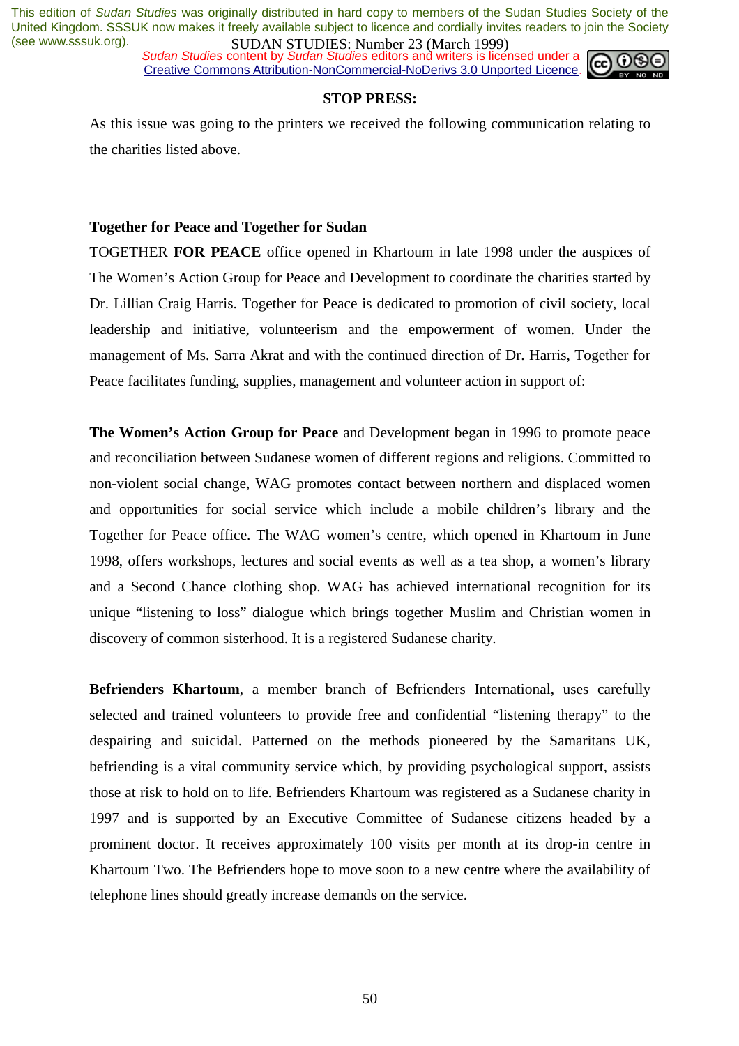**STOP PRESS:**

As this issue was going to the printers we received the following communication relating to the charities listed above.

**Together for Peace and Together for Sudan**

TOGETHER **FOR PEACE** office opened in Khartoum in late 1998 under the auspices of The Women's Action Group for Peace and Development to coordinate the charities started by Dr. Lillian Craig Harris. Together for Peace is dedicated to promotion of civil society, local leadership and initiative, volunteerism and the empowerment of women. Under the management of Ms. Sarra Akrat and with the continued direction of Dr. Harris, Together for Peace facilitates funding, supplies, management and volunteer action in support of:

**The Women's Action Group for Peace** and Development began in 1996 to promote peace and reconciliation between Sudanese women of different regions and religions. Committed to non-violent social change, WAG promotes contact between northern and displaced women and opportunities for social service which include a mobile children's library and the Together for Peace office. The WAG women's centre, which opened in Khartoum in June 1998, offers workshops, lectures and social events as well as a tea shop, a women's library and a Second Chance clothing shop. WAG has achieved international recognition for its unique "listening to loss" dialogue which brings together Muslim and Christian women in discovery of common sisterhood. It is a registered Sudanese charity.

**Befrienders Khartoum**, a member branch of Befrienders International, uses carefully selected and trained volunteers to provide free and confidential "listening therapy" to the despairing and suicidal. Patterned on the methods pioneered by the Samaritans UK, befriending is a vital community service which, by providing psychological support, assists those at risk to hold on to life. Befrienders Khartoum was registered as a Sudanese charity in 1997 and is supported by an Executive Committee of Sudanese citizens headed by a prominent doctor. It receives approximately 100 visits per month at its drop-in centre in Khartoum Two. The Befrienders hope to move soon to a new centre where the availability of telephone lines should greatly increase demands on the service.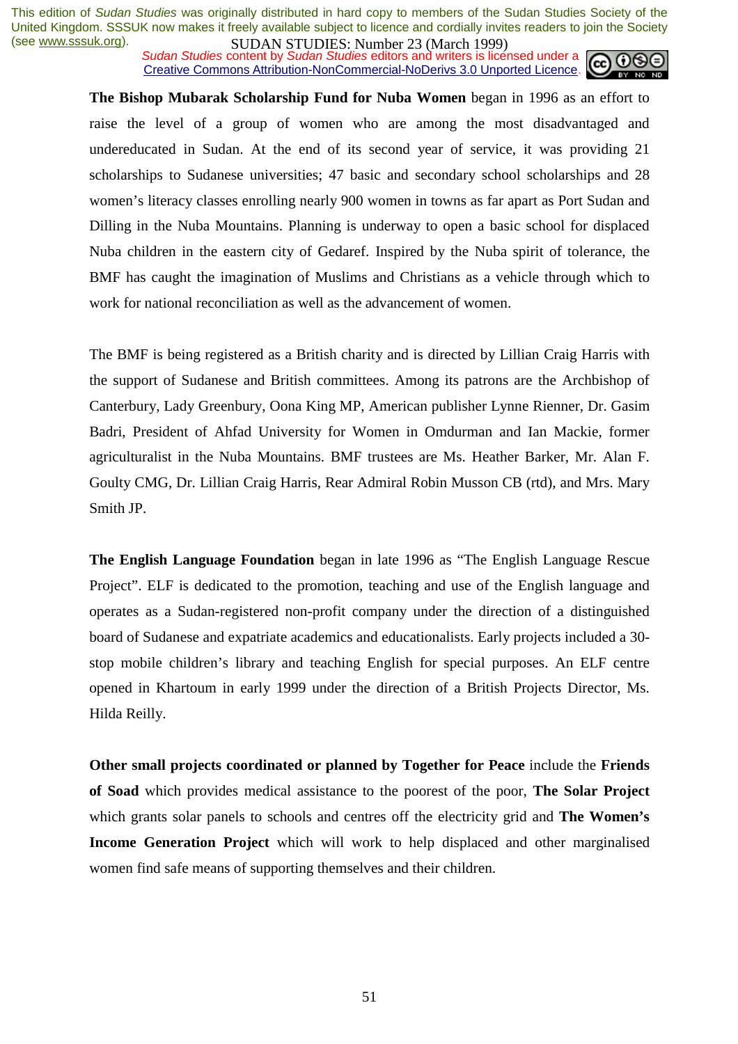**The Bishop Mubarak Scholarship Fund for Nuba Women** began in 1996 as an effort to raise the level of a group of women who are among the most disadvantaged and undereducated in Sudan. At the end of its second year of service, it was providing 21 scholarships to Sudanese universities; 47 basic and secondary school scholarships and 28 women's literacy classes enrolling nearly 900 women in towns as far apart as Port Sudan and Dilling in the Nuba Mountains. Planning is underway to open a basic school for displaced Nuba children in the eastern city of Gedaref. Inspired by the Nuba spirit of tolerance, the BMF has caught the imagination of Muslims and Christians as a vehicle through which to work for national reconciliation as well as the advancement of women.

The BMF is being registered as a British charity and is directed by Lillian Craig Harris with the support of Sudanese and British committees. Among its patrons are the Archbishop of Canterbury, Lady Greenbury, Oona King MP, American publisher Lynne Rienner, Dr. Gasim Badri, President of Ahfad University for Women in Omdurman and Ian Mackie, former agriculturalist in the Nuba Mountains. BMF trustees are Ms. Heather Barker, Mr. Alan F. Goulty CMG, Dr. Lillian Craig Harris, Rear Admiral Robin Musson CB (rtd), and Mrs. Mary Smith JP.

**The English Language Foundation** began in late 1996 as "The English Language Rescue Project". ELF is dedicated to the promotion, teaching and use of the English language and operates as a Sudan-registered non-profit company under the direction of a distinguished board of Sudanese and expatriate academics and educationalists. Early projects included a 30-stop mobile children's library and teaching English for special purposes. An ELF centre opened in Khartoum in early 1999 under the direction of a British Projects Director, Ms. Hilda Reilly.

**Other small projects coordinated or planned by Together for Peace** include the **Friends of Soad** which provides medical assistance to the poorest of the poor, **The Solar Project** which grants solar panels to schools and centres off the electricity grid and **The Women's Income Generation Project** which will work to help displaced and other marginalised women find safe means of supporting themselves and their children.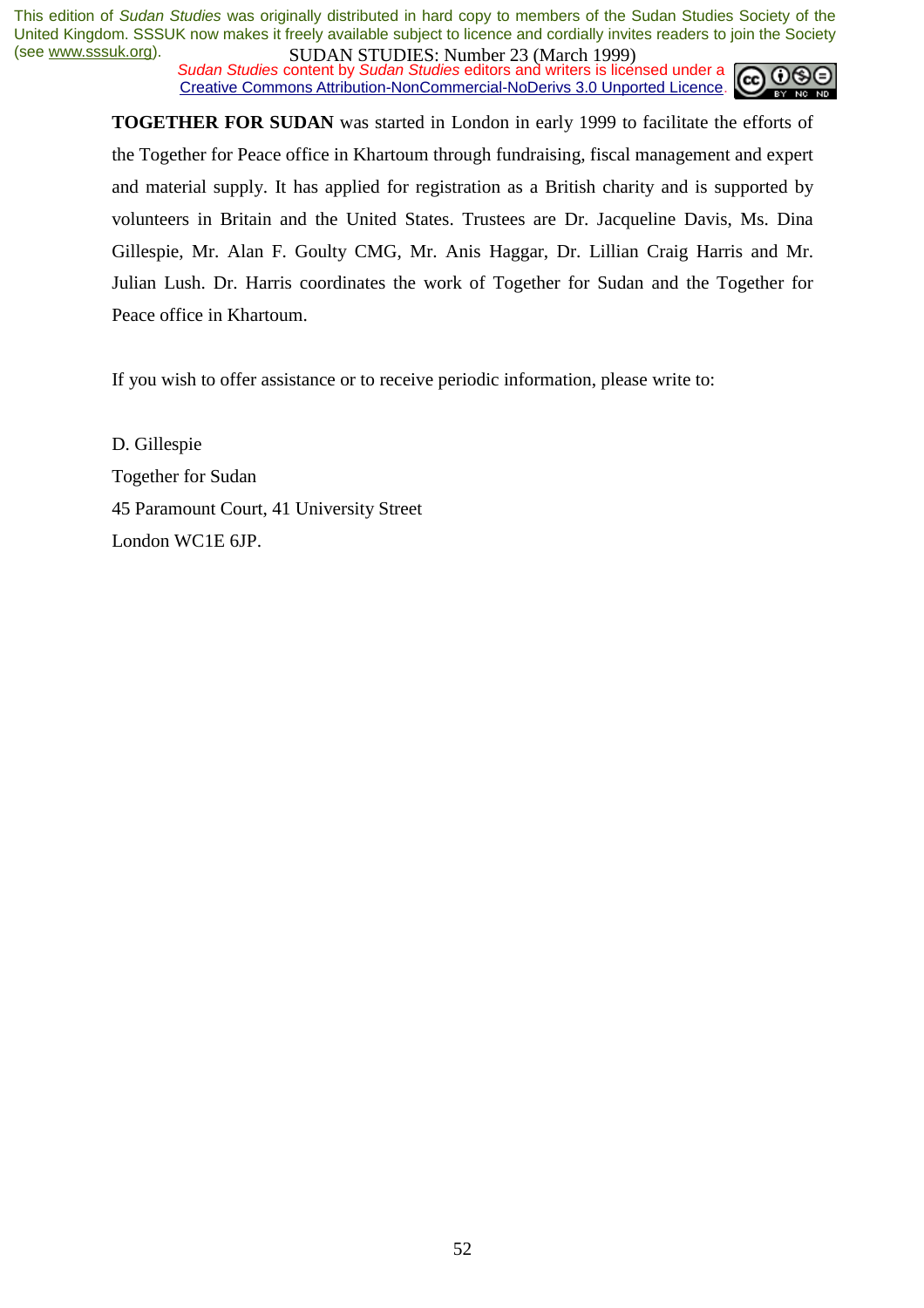**TOGETHER FOR SUDAN** was started in London in early 1999 to facilitate the efforts of the Together for Peace office in Khartoum through fundraising, fiscal management and expert and material supply. It has applied for registration as a British charity and is supported by volunteers in Britain and the United States. Trustees are Dr. Jacqueline Davis, Ms. Dina Gillespie, Mr. Alan F. Goulty CMG, Mr. Anis Haggar, Dr. Lillian Craig Harris and Mr. Julian Lush. Dr. Harris coordinates the work of Together for Sudan and the Together for Peace office in Khartoum.

If you wish to offer assistance or to receive periodic information, please write to:

D. Gillespie
Together for Sudan
45 Paramount Court, 41 University Street
London WC1E 6JP.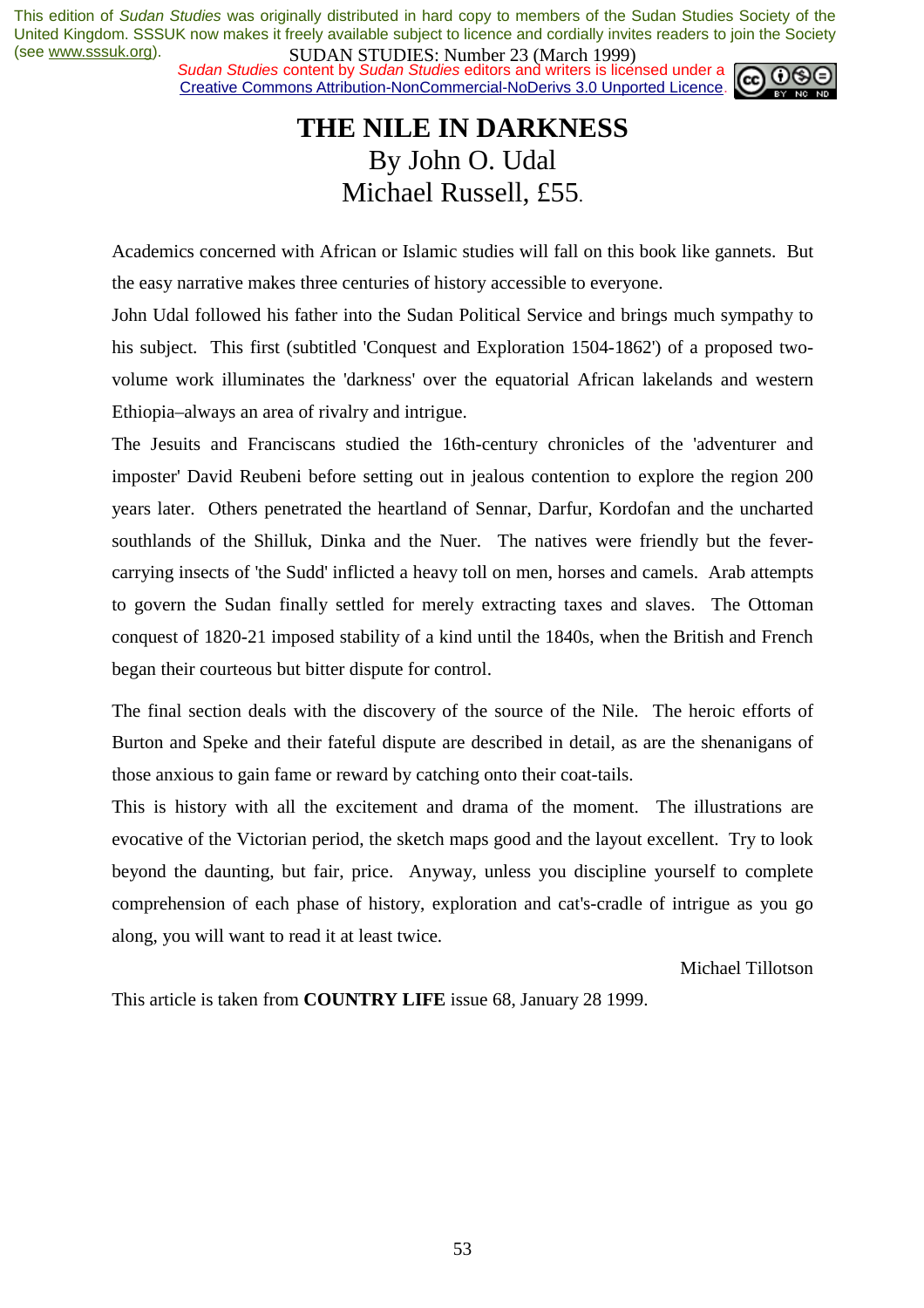# THE NILE IN DARKNESS

By John O. Udal

Michael Russell, £55.

Academics concerned with African or Islamic studies will fall on this book like gannets. But the easy narrative makes three centuries of history accessible to everyone.

John Udal followed his father into the Sudan Political Service and brings much sympathy to his subject. This first (subtitled 'Conquest and Exploration 1504-1862') of a proposed two-volume work illuminates the 'darkness' over the equatorial African lakelands and western Ethiopia–always an area of rivalry and intrigue.

The Jesuits and Franciscans studied the 16th-century chronicles of the 'adventurer and imposter' David Reubeni before setting out in jealous contention to explore the region 200 years later. Others penetrated the heartland of Sennar, Darfur, Kordofan and the uncharted southlands of the Shilluk, Dinka and the Nuer. The natives were friendly but the fever-carrying insects of 'the Sudd' inflicted a heavy toll on men, horses and camels. Arab attempts to govern the Sudan finally settled for merely extracting taxes and slaves. The Ottoman conquest of 1820-21 imposed stability of a kind until the 1840s, when the British and French began their courteous but bitter dispute for control.

The final section deals with the discovery of the source of the Nile. The heroic efforts of Burton and Speke and their fateful dispute are described in detail, as are the shenanigans of those anxious to gain fame or reward by catching onto their coat-tails.

This is history with all the excitement and drama of the moment. The illustrations are evocative of the Victorian period, the sketch maps good and the layout excellent. Try to look beyond the daunting, but fair, price. Anyway, unless you discipline yourself to complete comprehension of each phase of history, exploration and cat's-cradle of intrigue as you go along, you will want to read it at least twice.

Michael Tillotson

This article is taken from **COUNTRY LIFE** issue 68, January 28 1999.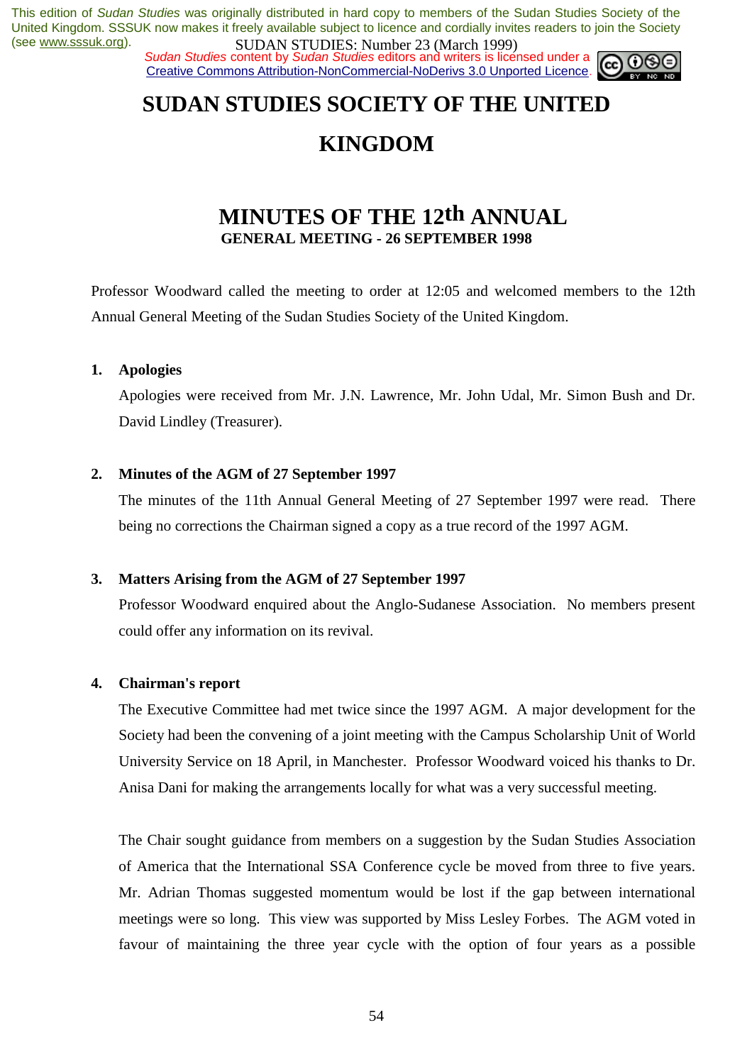# SUDAN STUDIES SOCIETY OF THE UNITED KINGDOM

## MINUTES OF THE 12th ANNUAL GENERAL MEETING - 26 SEPTEMBER 1998

Professor Woodward called the meeting to order at 12:05 and welcomed members to the 12th Annual General Meeting of the Sudan Studies Society of the United Kingdom.

1. **Apologies**

   Apologies were received from Mr. J.N. Lawrence, Mr. John Udal, Mr. Simon Bush and Dr. David Lindley (Treasurer).

2. **Minutes of the AGM of 27 September 1997**

   The minutes of the 11th Annual General Meeting of 27 September 1997 were read. There being no corrections the Chairman signed a copy as a true record of the 1997 AGM.

3. **Matters Arising from the AGM of 27 September 1997**

   Professor Woodward enquired about the Anglo-Sudanese Association. No members present could offer any information on its revival.

4. **Chairman's report**

   The Executive Committee had met twice since the 1997 AGM. A major development for the Society had been the convening of a joint meeting with the Campus Scholarship Unit of World University Service on 18 April, in Manchester. Professor Woodward voiced his thanks to Dr. Anisa Dani for making the arrangements locally for what was a very successful meeting.

   The Chair sought guidance from members on a suggestion by the Sudan Studies Association of America that the International SSA Conference cycle be moved from three to five years. Mr. Adrian Thomas suggested momentum would be lost if the gap between international meetings were so long. This view was supported by Miss Lesley Forbes. The AGM voted in favour of maintaining the three year cycle with the option of four years as a possible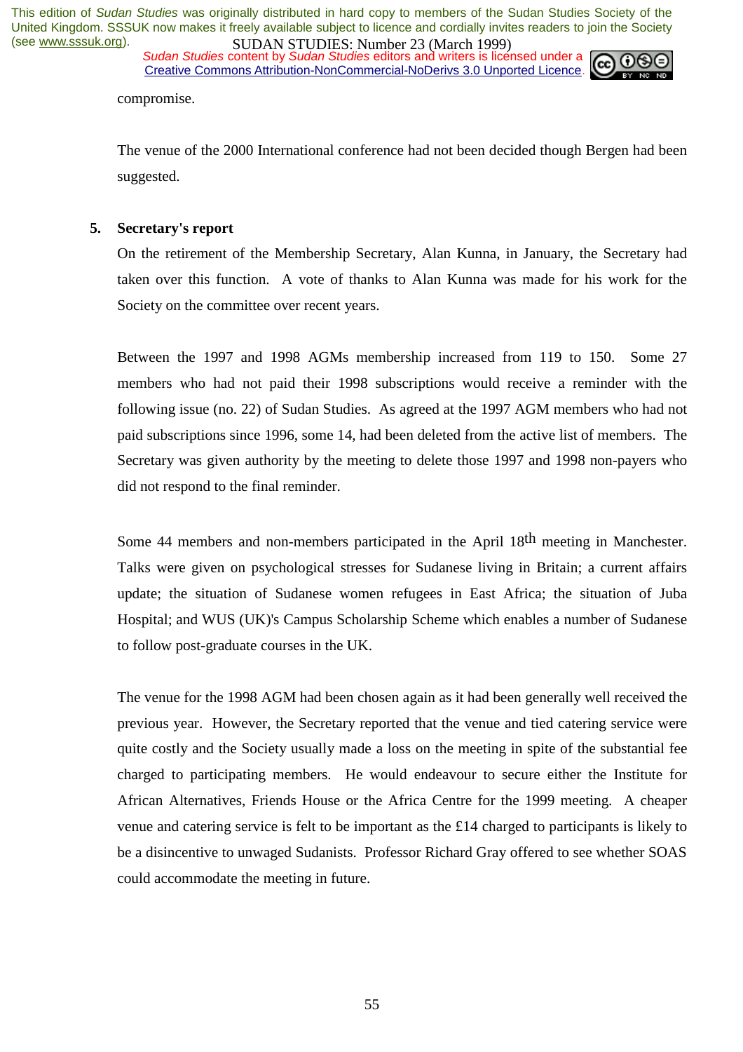compromise.

The venue of the 2000 International conference had not been decided though Bergen had been suggested.

5. **Secretary's report**

On the retirement of the Membership Secretary, Alan Kunna, in January, the Secretary had taken over this function. A vote of thanks to Alan Kunna was made for his work for the Society on the committee over recent years.

Between the 1997 and 1998 AGMs membership increased from 119 to 150. Some 27 members who had not paid their 1998 subscriptions would receive a reminder with the following issue (no. 22) of Sudan Studies. As agreed at the 1997 AGM members who had not paid subscriptions since 1996, some 14, had been deleted from the active list of members. The Secretary was given authority by the meeting to delete those 1997 and 1998 non-payers who did not respond to the final reminder.

Some 44 members and non-members participated in the April 18th meeting in Manchester. Talks were given on psychological stresses for Sudanese living in Britain; a current affairs update; the situation of Sudanese women refugees in East Africa; the situation of Juba Hospital; and WUS (UK)'s Campus Scholarship Scheme which enables a number of Sudanese to follow post-graduate courses in the UK.

The venue for the 1998 AGM had been chosen again as it had been generally well received the previous year. However, the Secretary reported that the venue and tied catering service were quite costly and the Society usually made a loss on the meeting in spite of the substantial fee charged to participating members. He would endeavour to secure either the Institute for African Alternatives, Friends House or the Africa Centre for the 1999 meeting. A cheaper venue and catering service is felt to be important as the £14 charged to participants is likely to be a disincentive to unwaged Sudanists. Professor Richard Gray offered to see whether SOAS could accommodate the meeting in future.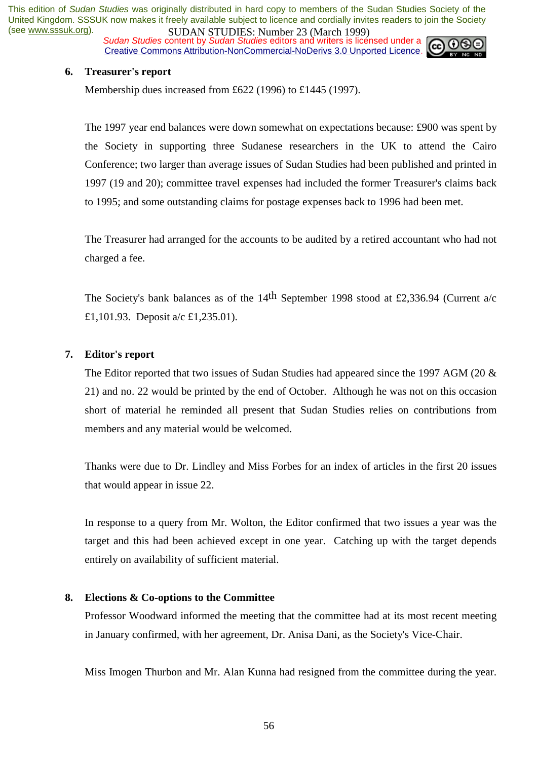6. **Treasurer's report**

Membership dues increased from £622 (1996) to £1445 (1997).

The 1997 year end balances were down somewhat on expectations because: £900 was spent by the Society in supporting three Sudanese researchers in the UK to attend the Cairo Conference; two larger than average issues of Sudan Studies had been published and printed in 1997 (19 and 20); committee travel expenses had included the former Treasurer's claims back to 1995; and some outstanding claims for postage expenses back to 1996 had been met.

The Treasurer had arranged for the accounts to be audited by a retired accountant who had not charged a fee.

The Society's bank balances as of the 14th September 1998 stood at £2,336.94 (Current a/c £1,101.93. Deposit a/c £1,235.01).

7. **Editor's report**

The Editor reported that two issues of Sudan Studies had appeared since the 1997 AGM (20 & 21) and no. 22 would be printed by the end of October. Although he was not on this occasion short of material he reminded all present that Sudan Studies relies on contributions from members and any material would be welcomed.

Thanks were due to Dr. Lindley and Miss Forbes for an index of articles in the first 20 issues that would appear in issue 22.

In response to a query from Mr. Wolton, the Editor confirmed that two issues a year was the target and this had been achieved except in one year. Catching up with the target depends entirely on availability of sufficient material.

8. **Elections & Co-options to the Committee**

Professor Woodward informed the meeting that the committee had at its most recent meeting in January confirmed, with her agreement, Dr. Anisa Dani, as the Society's Vice-Chair.

Miss Imogen Thurbon and Mr. Alan Kunna had resigned from the committee during the year.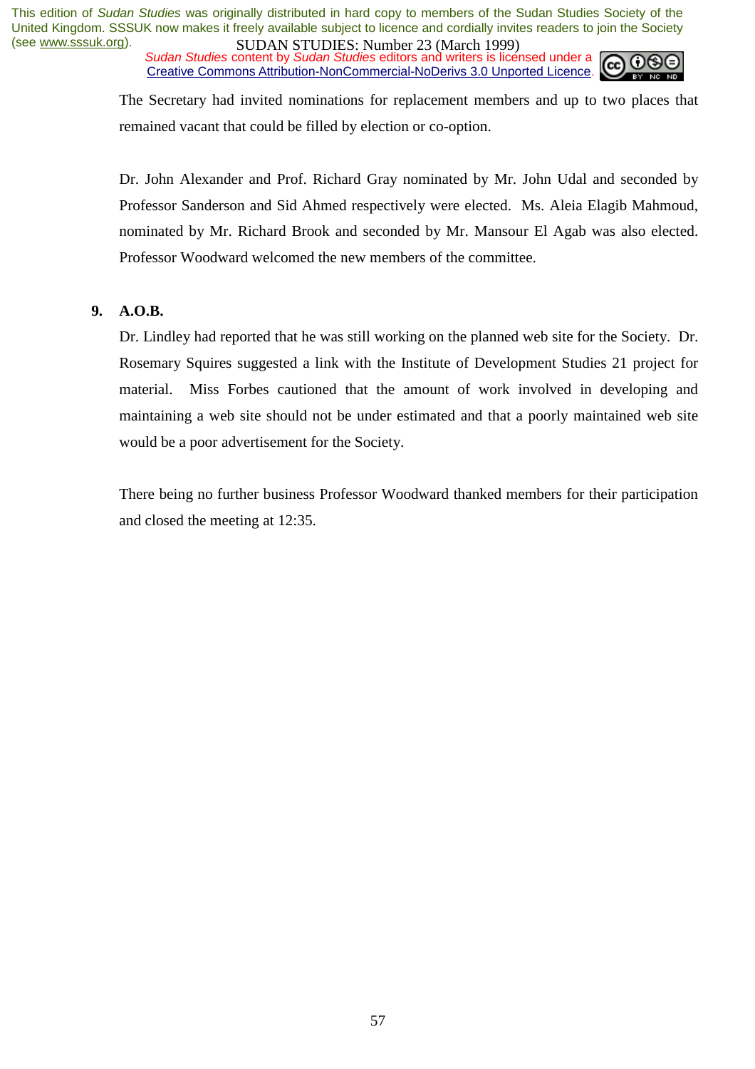The Secretary had invited nominations for replacement members and up to two places that remained vacant that could be filled by election or co-option.

Dr. John Alexander and Prof. Richard Gray nominated by Mr. John Udal and seconded by Professor Sanderson and Sid Ahmed respectively were elected. Ms. Aleia Elagib Mahmoud, nominated by Mr. Richard Brook and seconded by Mr. Mansour El Agab was also elected. Professor Woodward welcomed the new members of the committee.

**9. A.O.B.**

Dr. Lindley had reported that he was still working on the planned web site for the Society. Dr. Rosemary Squires suggested a link with the Institute of Development Studies 21 project for material. Miss Forbes cautioned that the amount of work involved in developing and maintaining a web site should not be under estimated and that a poorly maintained web site would be a poor advertisement for the Society.

There being no further business Professor Woodward thanked members for their participation and closed the meeting at 12:35.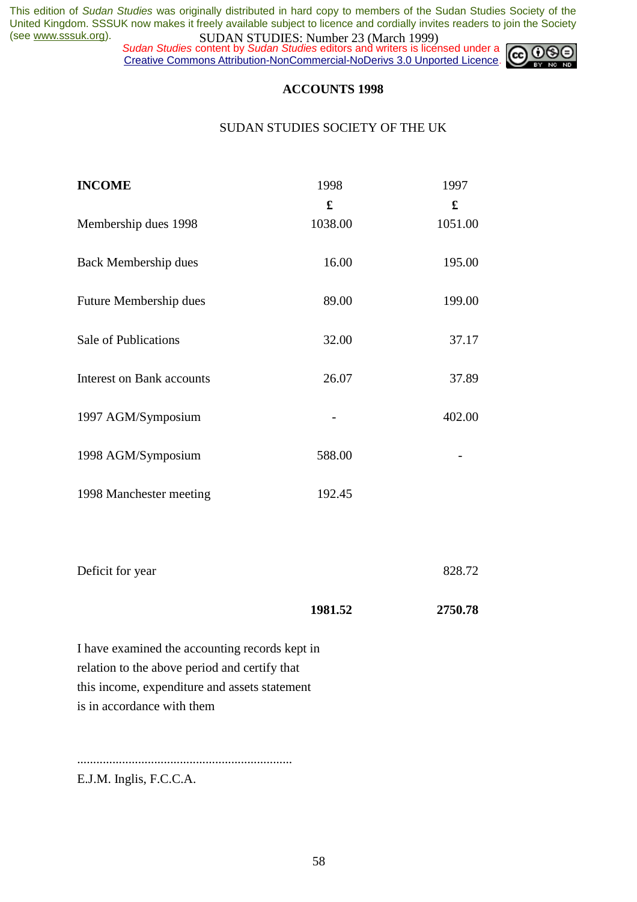**ACCOUNTS 1998**

SUDAN STUDIES SOCIETY OF THE UK

| **INCOME** | 1998 | 1997 |
|---|---|---|
| | £ | £ |
| Membership dues 1998 | 1038.00 | 1051.00 |
| Back Membership dues | 16.00 | 195.00 |
| Future Membership dues | 89.00 | 199.00 |
| Sale of Publications | 32.00 | 37.17 |
| Interest on Bank accounts | 26.07 | 37.89 |
| 1997 AGM/Symposium | - | 402.00 |
| 1998 AGM/Symposium | 588.00 | - |
| 1998 Manchester meeting | 192.45 | |
| Deficit for year | | 828.72 |
| | **1981.52** | **2750.78** |

I have examined the accounting records kept in relation to the above period and certify that this income, expenditure and assets statement is in accordance with them

..................................................................

E.J.M. Inglis, F.C.C.A.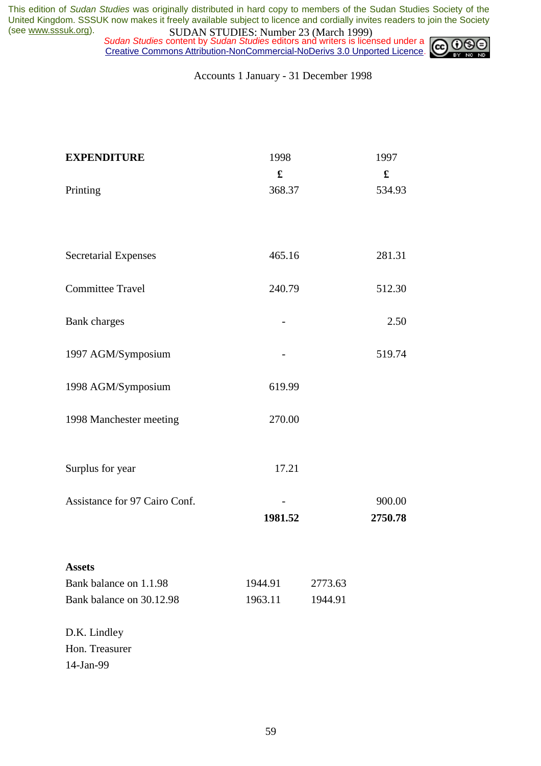Accounts 1 January - 31 December 1998

| **EXPENDITURE** | 1998 | 1997 |
|---|---|---|
| | **£** | **£** |
| Printing | 368.37 | 534.93 |
| Secretarial Expenses | 465.16 | 281.31 |
| Committee Travel | 240.79 | 512.30 |
| Bank charges | - | 2.50 |
| 1997 AGM/Symposium | - | 519.74 |
| 1998 AGM/Symposium | 619.99 | |
| 1998 Manchester meeting | 270.00 | |
| Surplus for year | 17.21 | |
| Assistance for 97 Cairo Conf. | - | 900.00 |
| | **1981.52** | **2750.78** |

| **Assets** | | |
|---|---|---|
| Bank balance on 1.1.98 | 1944.91 | 2773.63 |
| Bank balance on 30.12.98 | 1963.11 | 1944.91 |

D.K. Lindley
Hon. Treasurer
14-Jan-99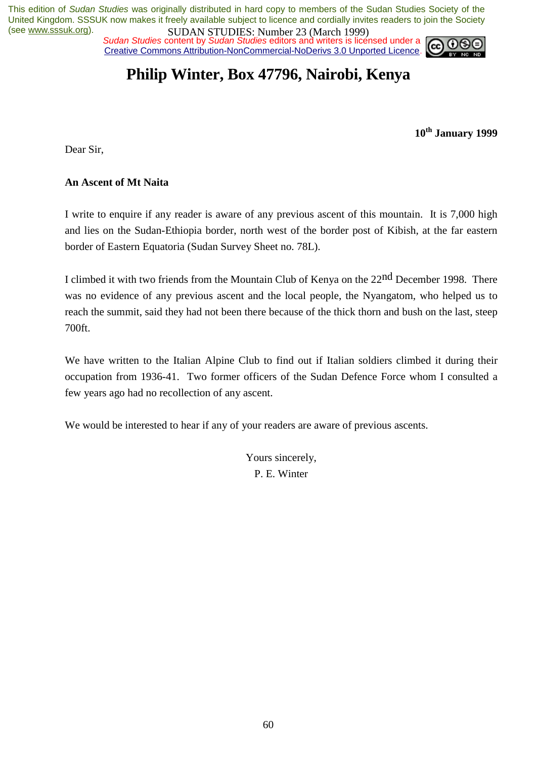# Philip Winter, Box 47796, Nairobi, Kenya

**10th January 1999**

Dear Sir,

**An Ascent of Mt Naita**

I write to enquire if any reader is aware of any previous ascent of this mountain. It is 7,000 high and lies on the Sudan-Ethiopia border, north west of the border post of Kibish, at the far eastern border of Eastern Equatoria (Sudan Survey Sheet no. 78L).

I climbed it with two friends from the Mountain Club of Kenya on the 22nd December 1998. There was no evidence of any previous ascent and the local people, the Nyangatom, who helped us to reach the summit, said they had not been there because of the thick thorn and bush on the last, steep 700ft.

We have written to the Italian Alpine Club to find out if Italian soldiers climbed it during their occupation from 1936-41. Two former officers of the Sudan Defence Force whom I consulted a few years ago had no recollection of any ascent.

We would be interested to hear if any of your readers are aware of previous ascents.

Yours sincerely,
P. E. Winter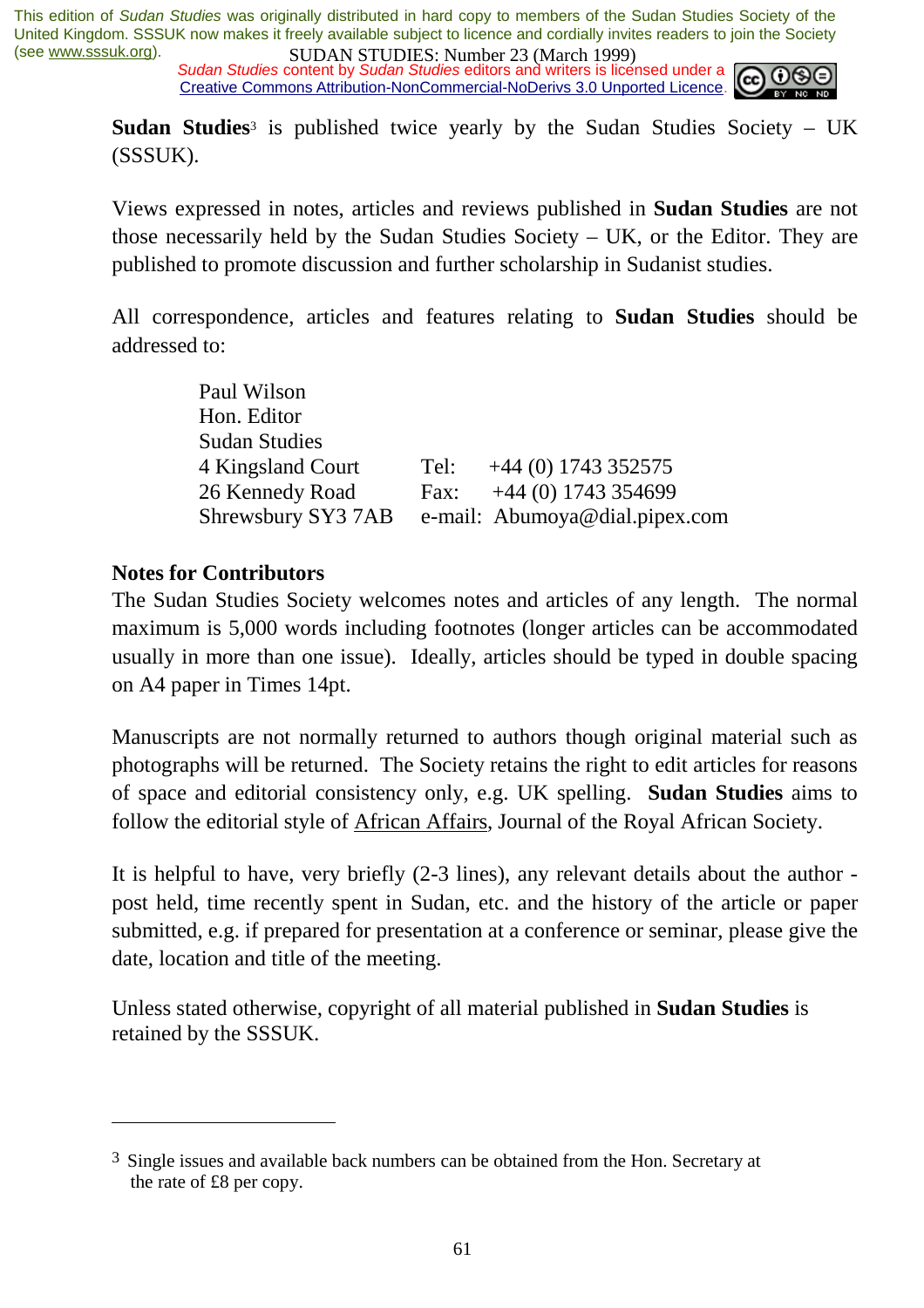**Sudan Studies**[3] is published twice yearly by the Sudan Studies Society – UK (SSSUK).

Views expressed in notes, articles and reviews published in **Sudan Studies** are not those necessarily held by the Sudan Studies Society – UK, or the Editor. They are published to promote discussion and further scholarship in Sudanist studies.

All correspondence, articles and features relating to **Sudan Studies** should be addressed to:

Paul Wilson
Hon. Editor
Sudan Studies
4 Kingsland Court — Tel: +44 (0) 1743 352575
26 Kennedy Road — Fax: +44 (0) 1743 354699
Shrewsbury SY3 7AB — e-mail: Abumoya@dial.pipex.com

**Notes for Contributors**

The Sudan Studies Society welcomes notes and articles of any length. The normal maximum is 5,000 words including footnotes (longer articles can be accommodated usually in more than one issue). Ideally, articles should be typed in double spacing on A4 paper in Times 14pt.

Manuscripts are not normally returned to authors though original material such as photographs will be returned. The Society retains the right to edit articles for reasons of space and editorial consistency only, e.g. UK spelling. **Sudan Studies** aims to follow the editorial style of African Affairs, Journal of the Royal African Society.

It is helpful to have, very briefly (2-3 lines), any relevant details about the author - post held, time recently spent in Sudan, etc. and the history of the article or paper submitted, e.g. if prepared for presentation at a conference or seminar, please give the date, location and title of the meeting.

Unless stated otherwise, copyright of all material published in **Sudan Studies** is retained by the SSSUK.

---

[3] Single issues and available back numbers can be obtained from the Hon. Secretary at the rate of £8 per copy.